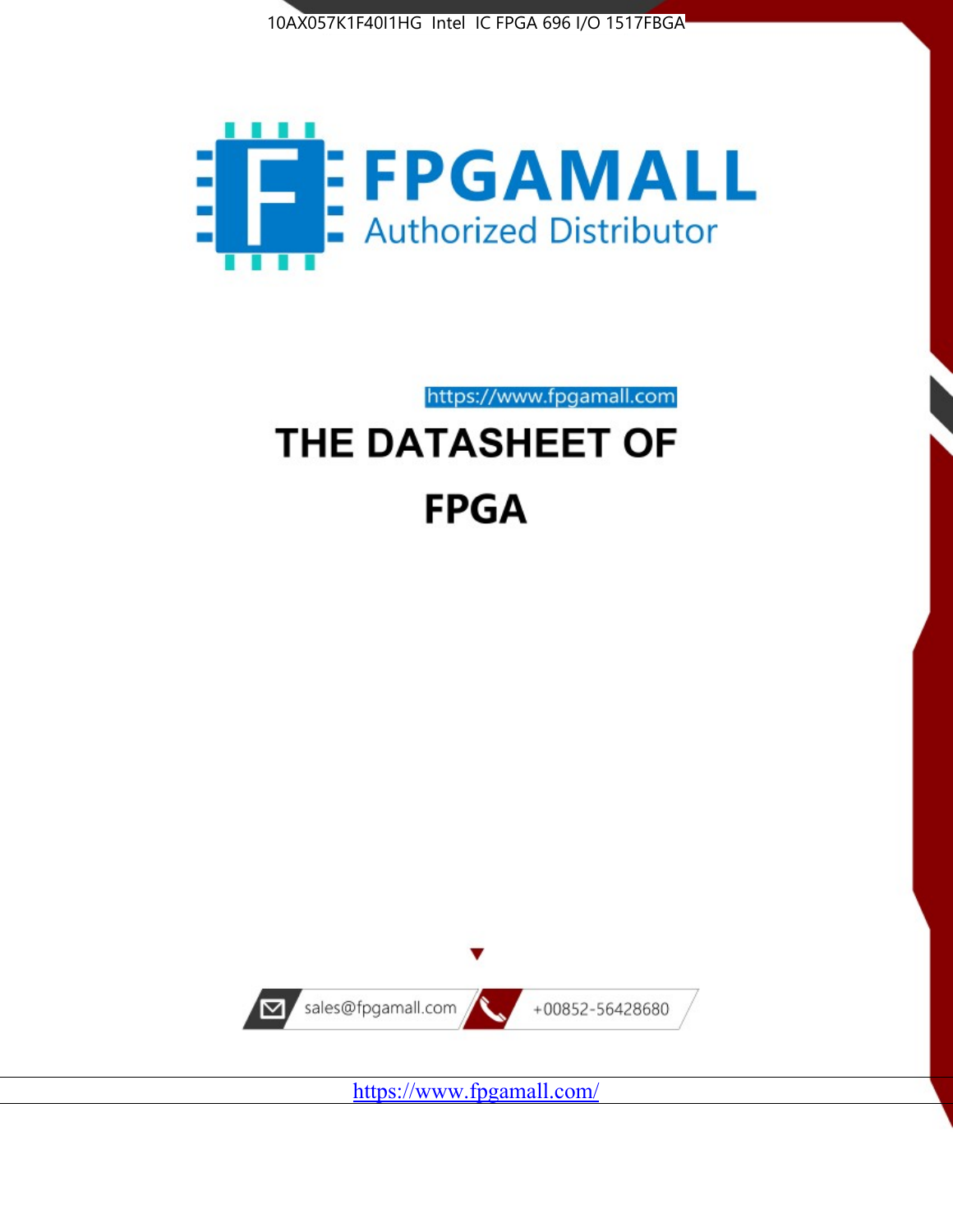10AX057K1F40I1HG Intel IC FPGA 696 I/O 1517FBGA

FPGAMALL

Authorized Distributor

https://www.fpgamall.com

# THE DATASHEET OF

# FPGA

sales@fpgamall.com

+00852-56428680

https://www.fpgamall.com/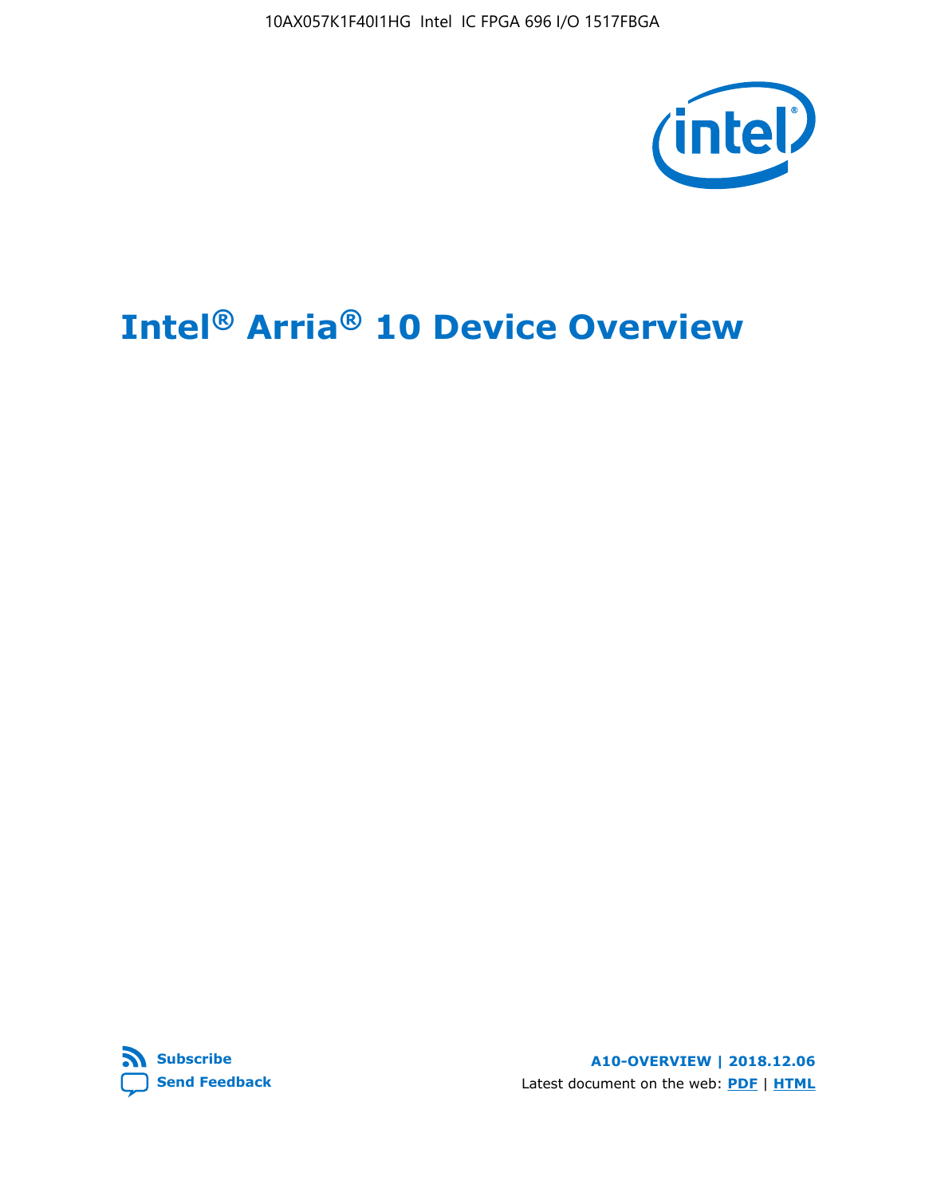# Intel® Arria® 10 Device Overview

Subscribe

Send Feedback

A10-OVERVIEW | 2018.12.06

Latest document on the web: PDF | HTML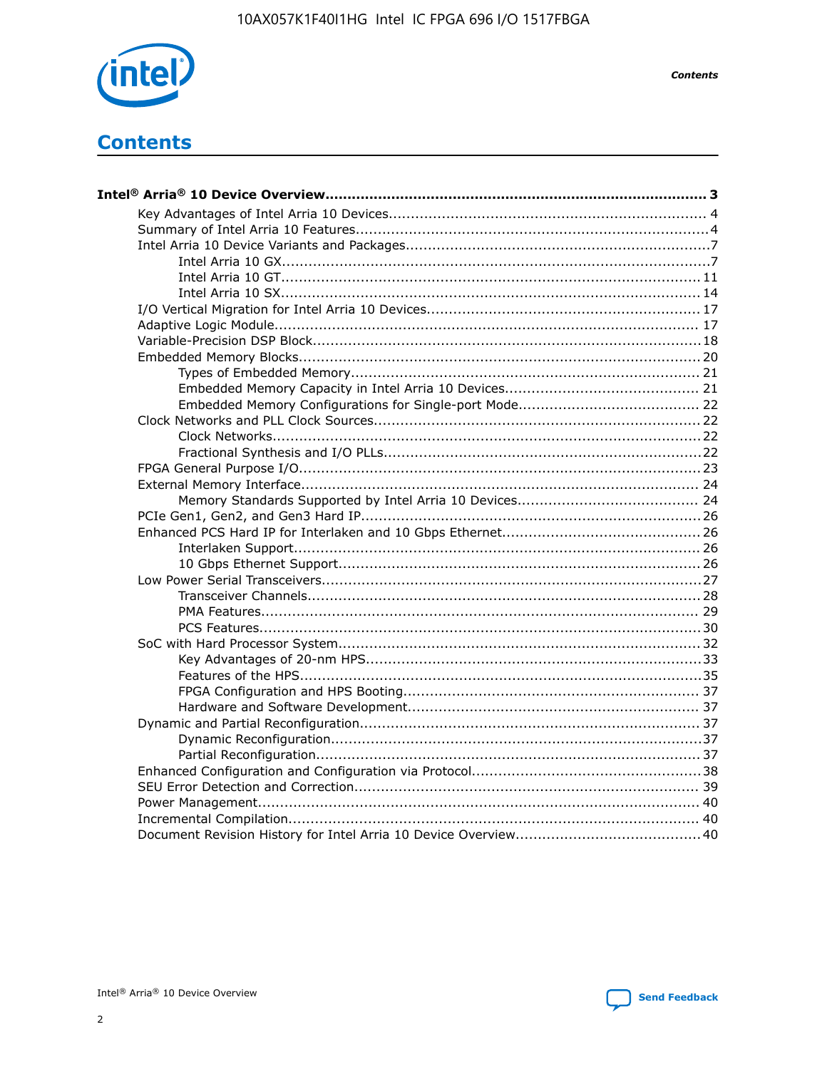# Contents

**Intel® Arria® 10 Device Overview...................................................................................... 3**

- Key Advantages of Intel Arria 10 Devices........................................................................ 4
- Summary of Intel Arria 10 Features................................................................................4
- Intel Arria 10 Device Variants and Packages....................................................................7
  - Intel Arria 10 GX.................................................................................................7
  - Intel Arria 10 GT............................................................................................... 11
  - Intel Arria 10 SX............................................................................................... 14
- I/O Vertical Migration for Intel Arria 10 Devices............................................................. 17
- Adaptive Logic Module................................................................................................ 17
- Variable-Precision DSP Block.......................................................................................18
- Embedded Memory Blocks...........................................................................................20
  - Types of Embedded Memory............................................................................... 21
  - Embedded Memory Capacity in Intel Arria 10 Devices............................................ 21
  - Embedded Memory Configurations for Single-port Mode......................................... 22
- Clock Networks and PLL Clock Sources.........................................................................22
  - Clock Networks.................................................................................................22
  - Fractional Synthesis and I/O PLLs........................................................................22
- FPGA General Purpose I/O..........................................................................................23
- External Memory Interface......................................................................................... 24
  - Memory Standards Supported by Intel Arria 10 Devices......................................... 24
- PCIe Gen1, Gen2, and Gen3 Hard IP.............................................................................26
- Enhanced PCS Hard IP for Interlaken and 10 Gbps Ethernet.............................................26
  - Interlaken Support............................................................................................ 26
  - 10 Gbps Ethernet Support.................................................................................. 26
- Low Power Serial Transceivers.....................................................................................27
  - Transceiver Channels.........................................................................................28
  - PMA Features................................................................................................... 29
  - PCS Features....................................................................................................30
- SoC with Hard Processor System..................................................................................32
  - Key Advantages of 20-nm HPS............................................................................33
  - Features of the HPS...........................................................................................35
  - FPGA Configuration and HPS Booting................................................................... 37
  - Hardware and Software Development.................................................................. 37
- Dynamic and Partial Reconfiguration.............................................................................37
  - Dynamic Reconfiguration....................................................................................37
  - Partial Reconfiguration.......................................................................................37
- Enhanced Configuration and Configuration via Protocol....................................................38
- SEU Error Detection and Correction.............................................................................. 39
- Power Management.................................................................................................... 40
- Incremental Compilation............................................................................................. 40
- Document Revision History for Intel Arria 10 Device Overview..........................................40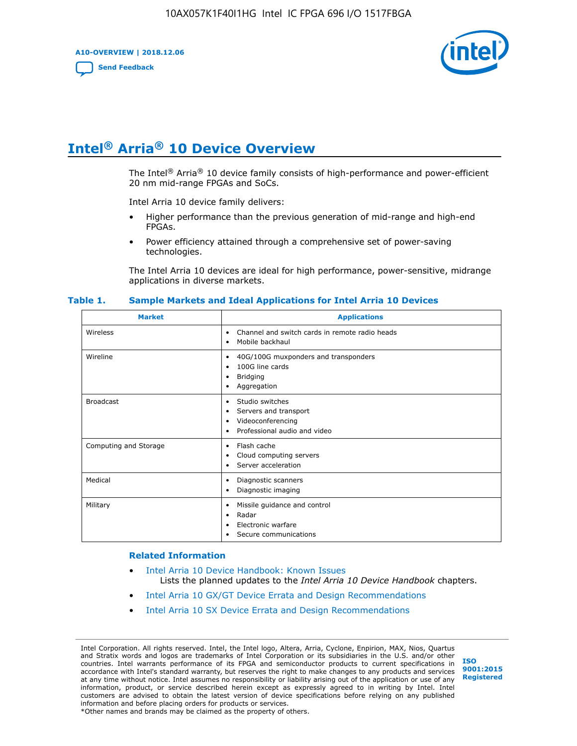# Intel® Arria® 10 Device Overview

The Intel® Arria® 10 device family consists of high-performance and power-efficient 20 nm mid-range FPGAs and SoCs.

Intel Arria 10 device family delivers:

- Higher performance than the previous generation of mid-range and high-end FPGAs.
- Power efficiency attained through a comprehensive set of power-saving technologies.

The Intel Arria 10 devices are ideal for high performance, power-sensitive, midrange applications in diverse markets.

**Table 1. Sample Markets and Ideal Applications for Intel Arria 10 Devices**

| Market | Applications |
|---|---|
| Wireless | • Channel and switch cards in remote radio heads<br>• Mobile backhaul |
| Wireline | • 40G/100G muxponders and transponders<br>• 100G line cards<br>• Bridging<br>• Aggregation |
| Broadcast | • Studio switches<br>• Servers and transport<br>• Videoconferencing<br>• Professional audio and video |
| Computing and Storage | • Flash cache<br>• Cloud computing servers<br>• Server acceleration |
| Medical | • Diagnostic scanners<br>• Diagnostic imaging |
| Military | • Missile guidance and control<br>• Radar<br>• Electronic warfare<br>• Secure communications |

### Related Information

- Intel Arria 10 Device Handbook: Known Issues
  Lists the planned updates to the *Intel Arria 10 Device Handbook* chapters.
- Intel Arria 10 GX/GT Device Errata and Design Recommendations
- Intel Arria 10 SX Device Errata and Design Recommendations

Intel Corporation. All rights reserved. Intel, the Intel logo, Altera, Arria, Cyclone, Enpirion, MAX, Nios, Quartus and Stratix words and logos are trademarks of Intel Corporation or its subsidiaries in the U.S. and/or other countries. Intel warrants performance of its FPGA and semiconductor products to current specifications in accordance with Intel's standard warranty, but reserves the right to make changes to any products and services at any time without notice. Intel assumes no responsibility or liability arising out of the application or use of any information, product, or service described herein except as expressly agreed to in writing by Intel. Intel customers are advised to obtain the latest version of device specifications before relying on any published information and before placing orders for products or services.
*Other names and brands may be claimed as the property of others.

ISO 9001:2015 Registered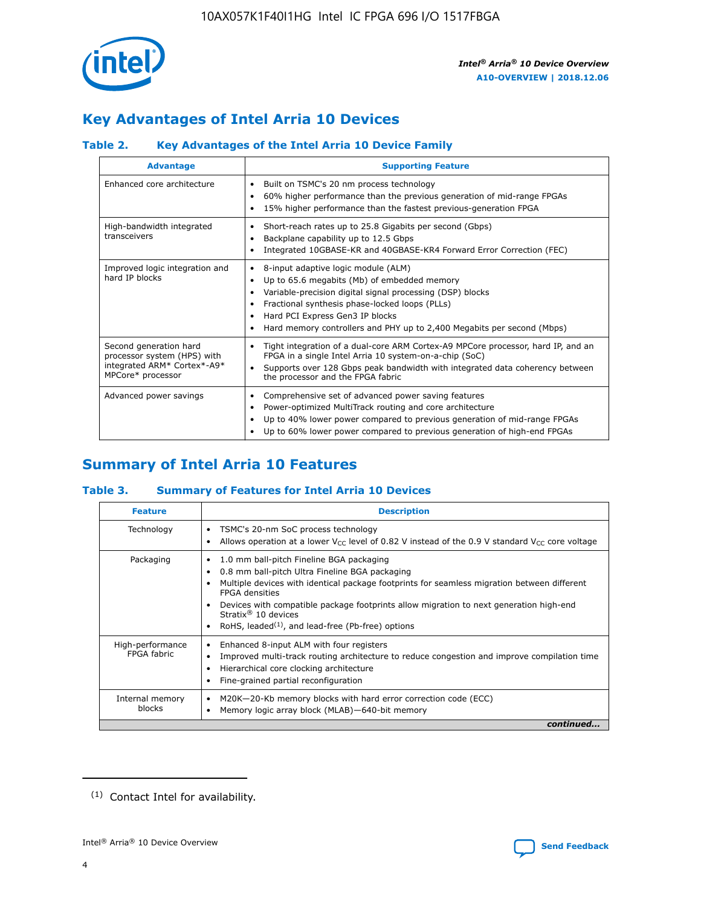## Key Advantages of Intel Arria 10 Devices

### Table 2. Key Advantages of the Intel Arria 10 Device Family

| Advantage | Supporting Feature |
|---|---|
| Enhanced core architecture | • Built on TSMC's 20 nm process technology<br>• 60% higher performance than the previous generation of mid-range FPGAs<br>• 15% higher performance than the fastest previous-generation FPGA |
| High-bandwidth integrated transceivers | • Short-reach rates up to 25.8 Gigabits per second (Gbps)<br>• Backplane capability up to 12.5 Gbps<br>• Integrated 10GBASE-KR and 40GBASE-KR4 Forward Error Correction (FEC) |
| Improved logic integration and hard IP blocks | • 8-input adaptive logic module (ALM)<br>• Up to 65.6 megabits (Mb) of embedded memory<br>• Variable-precision digital signal processing (DSP) blocks<br>• Fractional synthesis phase-locked loops (PLLs)<br>• Hard PCI Express Gen3 IP blocks<br>• Hard memory controllers and PHY up to 2,400 Megabits per second (Mbps) |
| Second generation hard processor system (HPS) with integrated ARM* Cortex*-A9* MPCore* processor | • Tight integration of a dual-core ARM Cortex-A9 MPCore processor, hard IP, and an FPGA in a single Intel Arria 10 system-on-a-chip (SoC)<br>• Supports over 128 Gbps peak bandwidth with integrated data coherency between the processor and the FPGA fabric |
| Advanced power savings | • Comprehensive set of advanced power saving features<br>• Power-optimized MultiTrack routing and core architecture<br>• Up to 40% lower power compared to previous generation of mid-range FPGAs<br>• Up to 60% lower power compared to previous generation of high-end FPGAs |

## Summary of Intel Arria 10 Features

### Table 3. Summary of Features for Intel Arria 10 Devices

| Feature | Description |
|---|---|
| Technology | • TSMC's 20-nm SoC process technology<br>• Allows operation at a lower $V_{CC}$ level of 0.82 V instead of the 0.9 V standard $V_{CC}$ core voltage |
| Packaging | • 1.0 mm ball-pitch Fineline BGA packaging<br>• 0.8 mm ball-pitch Ultra Fineline BGA packaging<br>• Multiple devices with identical package footprints for seamless migration between different FPGA densities<br>• Devices with compatible package footprints allow migration to next generation high-end Stratix® 10 devices<br>• RoHS, leaded[(1)], and lead-free (Pb-free) options |
| High-performance FPGA fabric | • Enhanced 8-input ALM with four registers<br>• Improved multi-track routing architecture to reduce congestion and improve compilation time<br>• Hierarchical core clocking architecture<br>• Fine-grained partial reconfiguration |
| Internal memory blocks | • M20K—20-Kb memory blocks with hard error correction code (ECC)<br>• Memory logic array block (MLAB)—640-bit memory |

*continued...*

(1) Contact Intel for availability.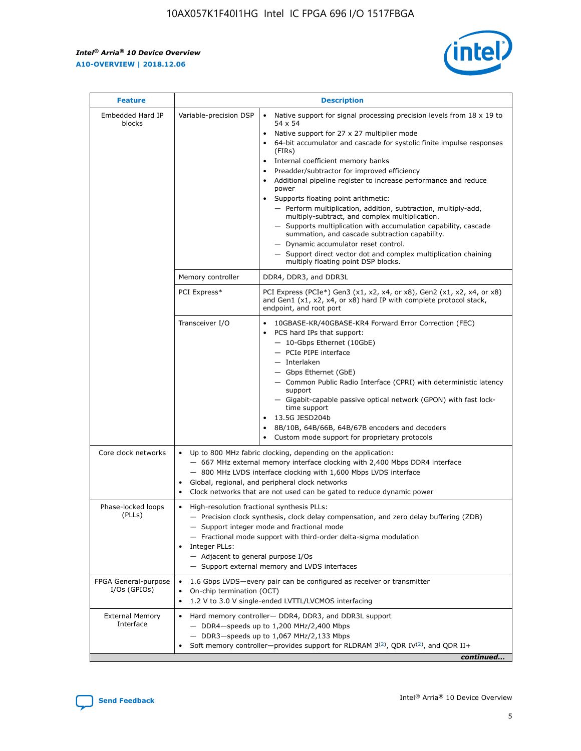| Feature | Description | |
|---|---|---|
| Embedded Hard IP blocks | Variable-precision DSP | • Native support for signal processing precision levels from 18 x 19 to 54 x 54<br>• Native support for 27 x 27 multiplier mode<br>• 64-bit accumulator and cascade for systolic finite impulse responses (FIRs)<br>• Internal coefficient memory banks<br>• Preadder/subtractor for improved efficiency<br>• Additional pipeline register to increase performance and reduce power<br>• Supports floating point arithmetic:<br>— Perform multiplication, addition, subtraction, multiply-add, multiply-subtract, and complex multiplication.<br>— Supports multiplication with accumulation capability, cascade summation, and cascade subtraction capability.<br>— Dynamic accumulator reset control.<br>— Support direct vector dot and complex multiplication chaining multiply floating point DSP blocks. |
| | Memory controller | DDR4, DDR3, and DDR3L |
| | PCI Express* | PCI Express (PCIe*) Gen3 (x1, x2, x4, or x8), Gen2 (x1, x2, x4, or x8) and Gen1 (x1, x2, x4, or x8) hard IP with complete protocol stack, endpoint, and root port |
| | Transceiver I/O | • 10GBASE-KR/40GBASE-KR4 Forward Error Correction (FEC)<br>• PCS hard IPs that support:<br>— 10-Gbps Ethernet (10GbE)<br>— PCIe PIPE interface<br>— Interlaken<br>— Gbps Ethernet (GbE)<br>— Common Public Radio Interface (CPRI) with deterministic latency support<br>— Gigabit-capable passive optical network (GPON) with fast lock-time support<br>• 13.5G JESD204b<br>• 8B/10B, 64B/66B, 64B/67B encoders and decoders<br>• Custom mode support for proprietary protocols |
| Core clock networks | • Up to 800 MHz fabric clocking, depending on the application:<br>— 667 MHz external memory interface clocking with 2,400 Mbps DDR4 interface<br>— 800 MHz LVDS interface clocking with 1,600 Mbps LVDS interface<br>• Global, regional, and peripheral clock networks<br>• Clock networks that are not used can be gated to reduce dynamic power | |
| Phase-locked loops (PLLs) | • High-resolution fractional synthesis PLLs:<br>— Precision clock synthesis, clock delay compensation, and zero delay buffering (ZDB)<br>— Support integer mode and fractional mode<br>— Fractional mode support with third-order delta-sigma modulation<br>• Integer PLLs:<br>— Adjacent to general purpose I/Os<br>— Support external memory and LVDS interfaces | |
| FPGA General-purpose I/Os (GPIOs) | • 1.6 Gbps LVDS—every pair can be configured as receiver or transmitter<br>• On-chip termination (OCT)<br>• 1.2 V to 3.0 V single-ended LVTTL/LVCMOS interfacing | |
| External Memory Interface | • Hard memory controller— DDR4, DDR3, and DDR3L support<br>— DDR4—speeds up to 1,200 MHz/2,400 Mbps<br>— DDR3—speeds up to 1,067 MHz/2,133 Mbps<br>• Soft memory controller—provides support for RLDRAM 3[(2)], QDR IV[(2)], and QDR II+ | |

*continued...*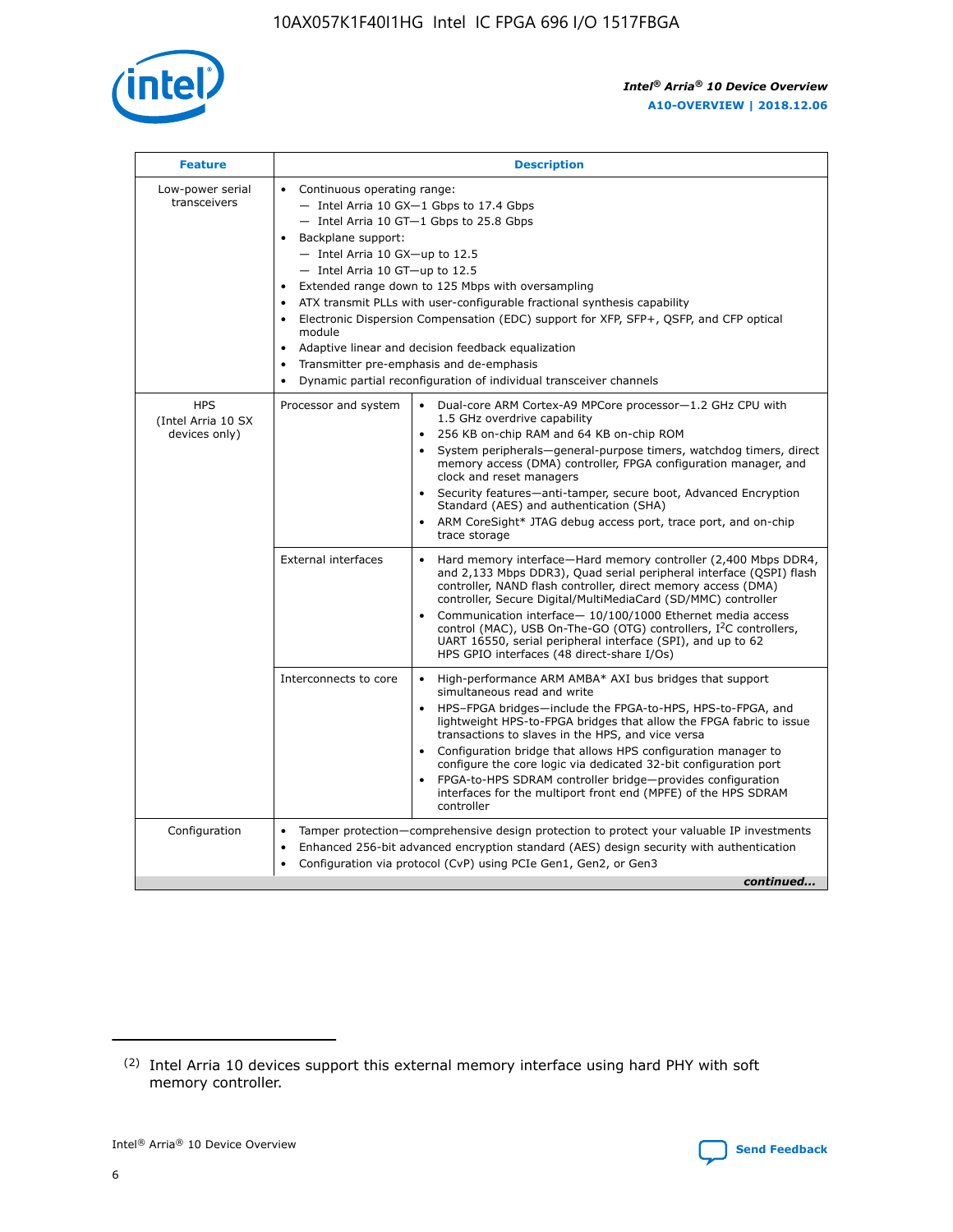| Feature | Description | |
|---|---|---|
| Low-power serial transceivers | • Continuous operating range:<br>— Intel Arria 10 GX—1 Gbps to 17.4 Gbps<br>— Intel Arria 10 GT—1 Gbps to 25.8 Gbps<br>• Backplane support:<br>— Intel Arria 10 GX—up to 12.5<br>— Intel Arria 10 GT—up to 12.5<br>• Extended range down to 125 Mbps with oversampling<br>• ATX transmit PLLs with user-configurable fractional synthesis capability<br>• Electronic Dispersion Compensation (EDC) support for XFP, SFP+, QSFP, and CFP optical module<br>• Adaptive linear and decision feedback equalization<br>• Transmitter pre-emphasis and de-emphasis<br>• Dynamic partial reconfiguration of individual transceiver channels | |
| HPS (Intel Arria 10 SX devices only) | Processor and system | • Dual-core ARM Cortex-A9 MPCore processor—1.2 GHz CPU with 1.5 GHz overdrive capability<br>• 256 KB on-chip RAM and 64 KB on-chip ROM<br>• System peripherals—general-purpose timers, watchdog timers, direct memory access (DMA) controller, FPGA configuration manager, and clock and reset managers<br>• Security features—anti-tamper, secure boot, Advanced Encryption Standard (AES) and authentication (SHA)<br>• ARM CoreSight* JTAG debug access port, trace port, and on-chip trace storage |
| | External interfaces | • Hard memory interface—Hard memory controller (2,400 Mbps DDR4, and 2,133 Mbps DDR3), Quad serial peripheral interface (QSPI) flash controller, NAND flash controller, direct memory access (DMA) controller, Secure Digital/MultiMediaCard (SD/MMC) controller<br>• Communication interface— 10/100/1000 Ethernet media access control (MAC), USB On-The-GO (OTG) controllers, I²C controllers, UART 16550, serial peripheral interface (SPI), and up to 62 HPS GPIO interfaces (48 direct-share I/Os) |
| | Interconnects to core | • High-performance ARM AMBA* AXI bus bridges that support simultaneous read and write<br>• HPS–FPGA bridges—include the FPGA-to-HPS, HPS-to-FPGA, and lightweight HPS-to-FPGA bridges that allow the FPGA fabric to issue transactions to slaves in the HPS, and vice versa<br>• Configuration bridge that allows HPS configuration manager to configure the core logic via dedicated 32-bit configuration port<br>• FPGA-to-HPS SDRAM controller bridge—provides configuration interfaces for the multiport front end (MPFE) of the HPS SDRAM controller |
| Configuration | • Tamper protection—comprehensive design protection to protect your valuable IP investments<br>• Enhanced 256-bit advanced encryption standard (AES) design security with authentication<br>• Configuration via protocol (CvP) using PCIe Gen1, Gen2, or Gen3 | |

*continued...*

(2) Intel Arria 10 devices support this external memory interface using hard PHY with soft memory controller.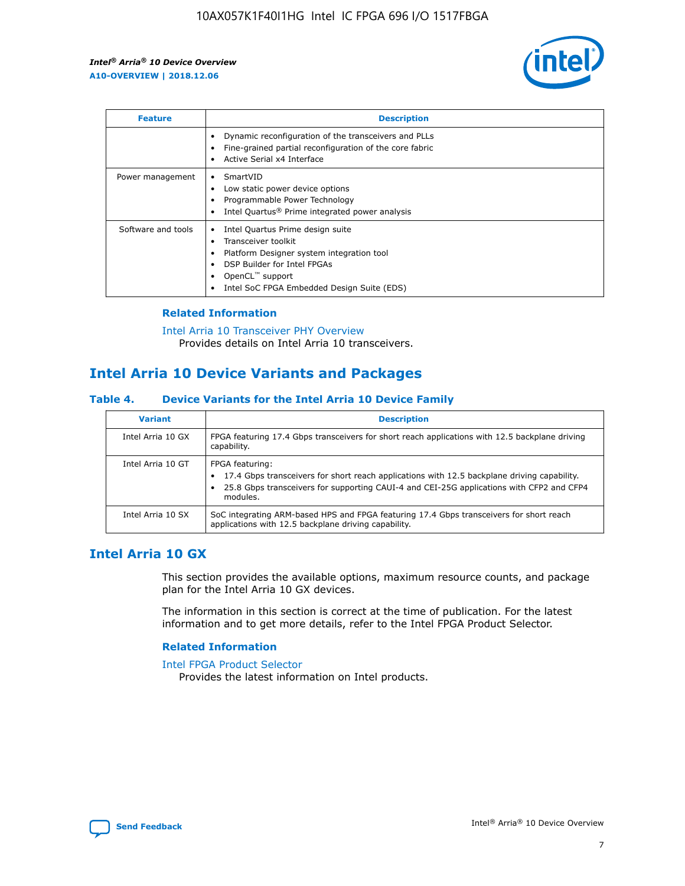| Feature | Description |
| --- | --- |
| | • Dynamic reconfiguration of the transceivers and PLLs<br>• Fine-grained partial reconfiguration of the core fabric<br>• Active Serial x4 Interface |
| Power management | • SmartVID<br>• Low static power device options<br>• Programmable Power Technology<br>• Intel Quartus® Prime integrated power analysis |
| Software and tools | • Intel Quartus Prime design suite<br>• Transceiver toolkit<br>• Platform Designer system integration tool<br>• DSP Builder for Intel FPGAs<br>• OpenCL™ support<br>• Intel SoC FPGA Embedded Design Suite (EDS) |

### Related Information

Intel Arria 10 Transceiver PHY Overview
Provides details on Intel Arria 10 transceivers.

## Intel Arria 10 Device Variants and Packages

### Table 4. Device Variants for the Intel Arria 10 Device Family

| Variant | Description |
| --- | --- |
| Intel Arria 10 GX | FPGA featuring 17.4 Gbps transceivers for short reach applications with 12.5 backplane driving capability. |
| Intel Arria 10 GT | FPGA featuring:<br>• 17.4 Gbps transceivers for short reach applications with 12.5 backplane driving capability.<br>• 25.8 Gbps transceivers for supporting CAUI-4 and CEI-25G applications with CFP2 and CFP4 modules. |
| Intel Arria 10 SX | SoC integrating ARM-based HPS and FPGA featuring 17.4 Gbps transceivers for short reach applications with 12.5 backplane driving capability. |

## Intel Arria 10 GX

This section provides the available options, maximum resource counts, and package plan for the Intel Arria 10 GX devices.

The information in this section is correct at the time of publication. For the latest information and to get more details, refer to the Intel FPGA Product Selector.

### Related Information

Intel FPGA Product Selector
Provides the latest information on Intel products.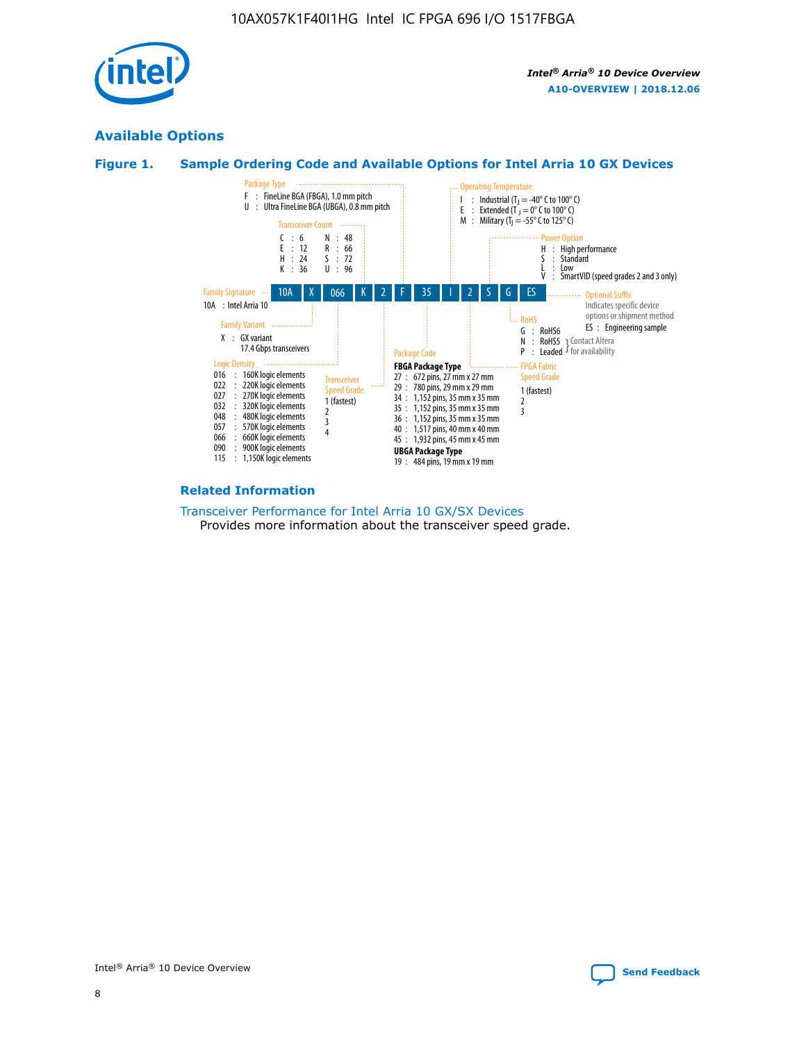## Available Options

### Figure 1. Sample Ordering Code and Available Options for Intel Arria 10 GX Devices

Sample ordering code: 10A X 066 K 2 F 35 I 2 S G ES

**Family Signature**
- 10A : Intel Arria 10

**Family Variant**
- X : GX variant, 17.4 Gbps transceivers

**Logic Density**
- 016 : 160K logic elements
- 022 : 220K logic elements
- 027 : 270K logic elements
- 032 : 320K logic elements
- 048 : 480K logic elements
- 057 : 570K logic elements
- 066 : 660K logic elements
- 090 : 900K logic elements
- 115 : 1,150K logic elements

**Transceiver Count**
- C : 6
- E : 12
- H : 24
- K : 36
- N : 48
- R : 66
- S : 72
- U : 96

**Transceiver Speed Grade**
- 1 (fastest)
- 2
- 3
- 4

**Package Type**
- F : FineLine BGA (FBGA), 1.0 mm pitch
- U : Ultra FineLine BGA (UBGA), 0.8 mm pitch

**Package Code**

FBGA Package Type
- 27 : 672 pins, 27 mm x 27 mm
- 29 : 780 pins, 29 mm x 29 mm
- 34 : 1,152 pins, 35 mm x 35 mm
- 35 : 1,152 pins, 35 mm x 35 mm
- 36 : 1,152 pins, 35 mm x 35 mm
- 40 : 1,517 pins, 40 mm x 40 mm
- 45 : 1,932 pins, 45 mm x 45 mm

UBGA Package Type
- 19 : 484 pins, 19 mm x 19 mm

**Operating Temperature**
- I : Industrial ($T_J$ = -40° C to 100° C)
- E : Extended ($T_J$ = 0° C to 100° C)
- M : Military ($T_J$ = -55° C to 125° C)

**FPGA Fabric Speed Grade**
- 1 (fastest)
- 2
- 3

**Power Option**
- H : High performance
- S : Standard
- L : Low
- V : SmartVID (speed grades 2 and 3 only)

**RoHS**
- G : RoHS6
- N : RoHS5 (Contact Altera for availability)
- P : Leaded (Contact Altera for availability)

**Optional Suffix**

Indicates specific device options or shipment method
- ES : Engineering sample

### Related Information

Transceiver Performance for Intel Arria 10 GX/SX Devices

Provides more information about the transceiver speed grade.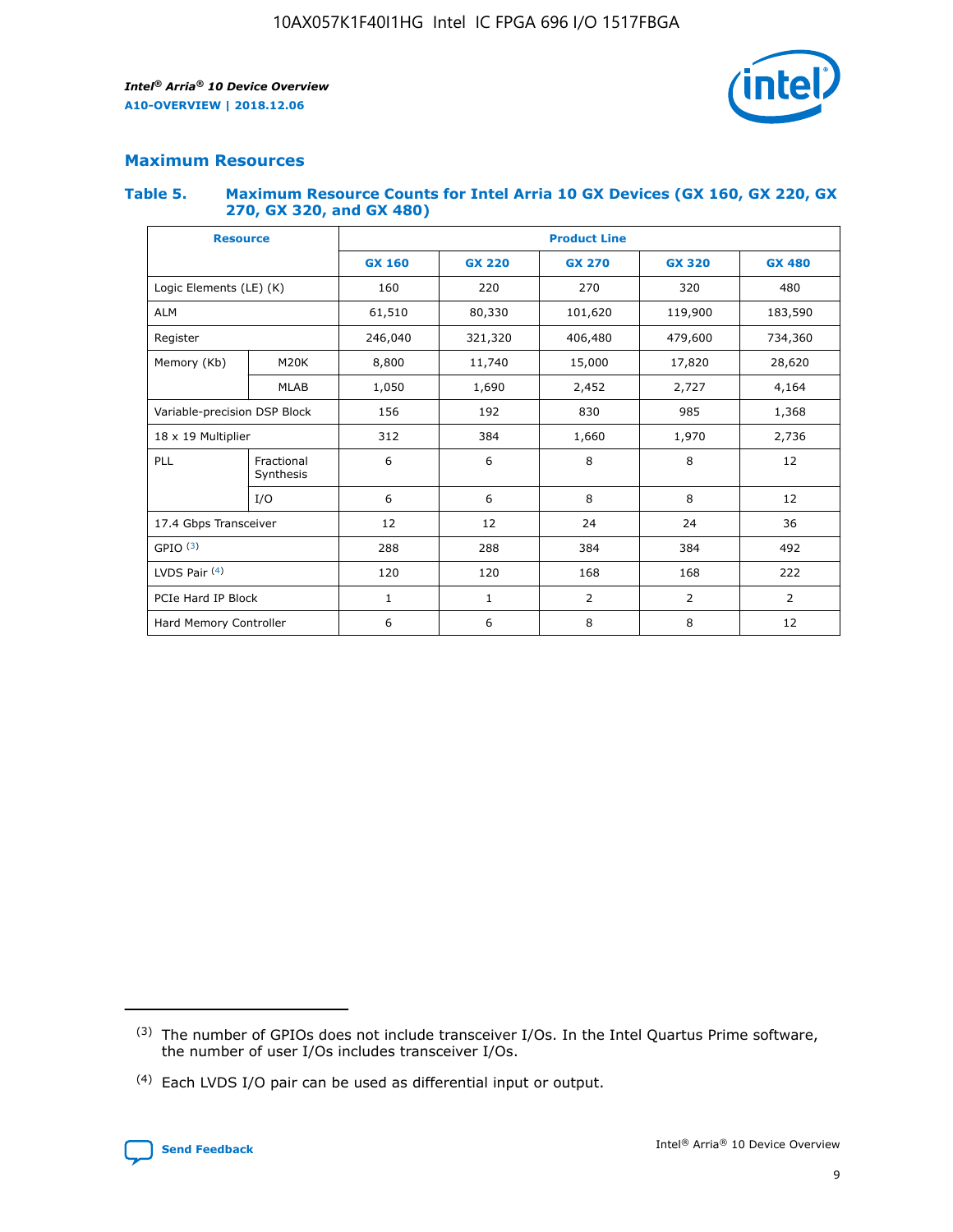## Maximum Resources

### Table 5. Maximum Resource Counts for Intel Arria 10 GX Devices (GX 160, GX 220, GX 270, GX 320, and GX 480)

| Resource | | Product Line | | | | |
|---|---|---|---|---|---|---|
| | | GX 160 | GX 220 | GX 270 | GX 320 | GX 480 |
| Logic Elements (LE) (K) | | 160 | 220 | 270 | 320 | 480 |
| ALM | | 61,510 | 80,330 | 101,620 | 119,900 | 183,590 |
| Register | | 246,040 | 321,320 | 406,480 | 479,600 | 734,360 |
| Memory (Kb) | M20K | 8,800 | 11,740 | 15,000 | 17,820 | 28,620 |
| | MLAB | 1,050 | 1,690 | 2,452 | 2,727 | 4,164 |
| Variable-precision DSP Block | | 156 | 192 | 830 | 985 | 1,368 |
| 18 x 19 Multiplier | | 312 | 384 | 1,660 | 1,970 | 2,736 |
| PLL | Fractional Synthesis | 6 | 6 | 8 | 8 | 12 |
| | I/O | 6 | 6 | 8 | 8 | 12 |
| 17.4 Gbps Transceiver | | 12 | 12 | 24 | 24 | 36 |
| GPIO [(3)] | | 288 | 288 | 384 | 384 | 492 |
| LVDS Pair [(4)] | | 120 | 120 | 168 | 168 | 222 |
| PCIe Hard IP Block | | 1 | 1 | 2 | 2 | 2 |
| Hard Memory Controller | | 6 | 6 | 8 | 8 | 12 |

(3) The number of GPIOs does not include transceiver I/Os. In the Intel Quartus Prime software, the number of user I/Os includes transceiver I/Os.

(4) Each LVDS I/O pair can be used as differential input or output.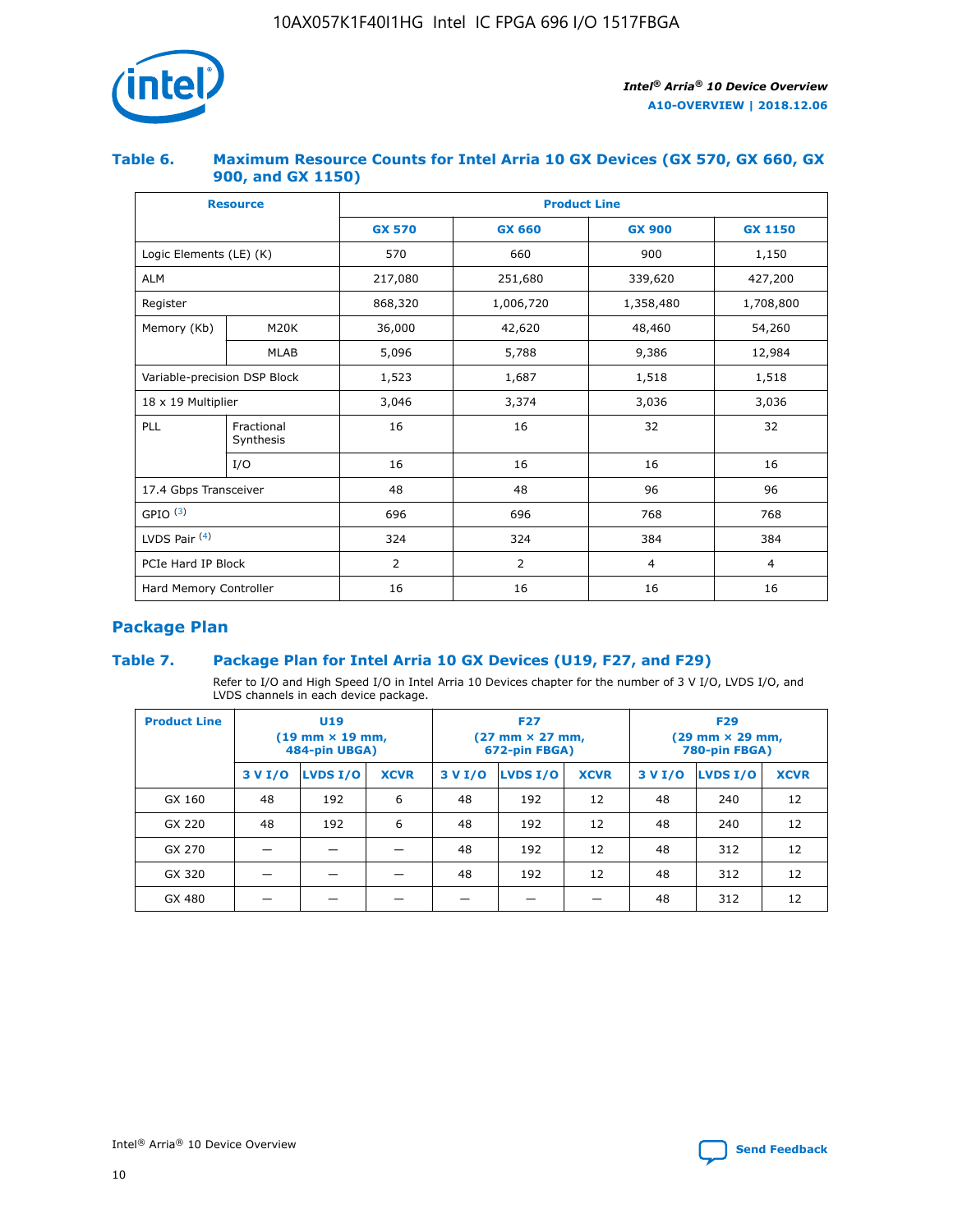### Table 6. Maximum Resource Counts for Intel Arria 10 GX Devices (GX 570, GX 660, GX 900, and GX 1150)

| Resource | | Product Line | | | |
|---|---|---|---|---|---|
| | | GX 570 | GX 660 | GX 900 | GX 1150 |
| Logic Elements (LE) (K) | | 570 | 660 | 900 | 1,150 |
| ALM | | 217,080 | 251,680 | 339,620 | 427,200 |
| Register | | 868,320 | 1,006,720 | 1,358,480 | 1,708,800 |
| Memory (Kb) | M20K | 36,000 | 42,620 | 48,460 | 54,260 |
| | MLAB | 5,096 | 5,788 | 9,386 | 12,984 |
| Variable-precision DSP Block | | 1,523 | 1,687 | 1,518 | 1,518 |
| 18 x 19 Multiplier | | 3,046 | 3,374 | 3,036 | 3,036 |
| PLL | Fractional Synthesis | 16 | 16 | 32 | 32 |
| | I/O | 16 | 16 | 16 | 16 |
| 17.4 Gbps Transceiver | | 48 | 48 | 96 | 96 |
| GPIO [(3)] | | 696 | 696 | 768 | 768 |
| LVDS Pair [(4)] | | 324 | 324 | 384 | 384 |
| PCIe Hard IP Block | | 2 | 2 | 4 | 4 |
| Hard Memory Controller | | 16 | 16 | 16 | 16 |

## Package Plan

### Table 7. Package Plan for Intel Arria 10 GX Devices (U19, F27, and F29)

Refer to I/O and High Speed I/O in Intel Arria 10 Devices chapter for the number of 3 V I/O, LVDS I/O, and LVDS channels in each device package.

| Product Line | U19 (19 mm × 19 mm, 484-pin UBGA) | | | F27 (27 mm × 27 mm, 672-pin FBGA) | | | F29 (29 mm × 29 mm, 780-pin FBGA) | | |
|---|---|---|---|---|---|---|---|---|---|
| | 3 V I/O | LVDS I/O | XCVR | 3 V I/O | LVDS I/O | XCVR | 3 V I/O | LVDS I/O | XCVR |
| GX 160 | 48 | 192 | 6 | 48 | 192 | 12 | 48 | 240 | 12 |
| GX 220 | 48 | 192 | 6 | 48 | 192 | 12 | 48 | 240 | 12 |
| GX 270 | — | — | — | 48 | 192 | 12 | 48 | 312 | 12 |
| GX 320 | — | — | — | 48 | 192 | 12 | 48 | 312 | 12 |
| GX 480 | — | — | — | — | — | — | 48 | 312 | 12 |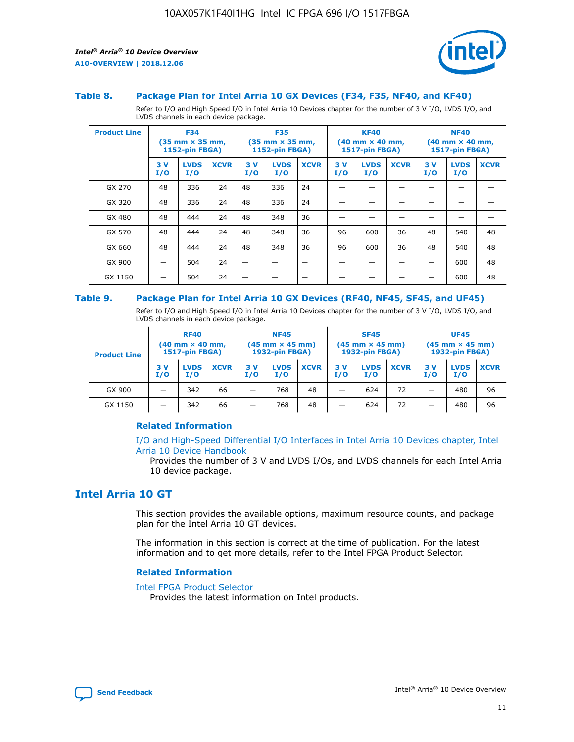### Table 8. Package Plan for Intel Arria 10 GX Devices (F34, F35, NF40, and KF40)

Refer to I/O and High Speed I/O in Intel Arria 10 Devices chapter for the number of 3 V I/O, LVDS I/O, and LVDS channels in each device package.

| Product Line | F34 (35 mm × 35 mm, 1152-pin FBGA) | | | F35 (35 mm × 35 mm, 1152-pin FBGA) | | | KF40 (40 mm × 40 mm, 1517-pin FBGA) | | | NF40 (40 mm × 40 mm, 1517-pin FBGA) | | |
|---|---|---|---|---|---|---|---|---|---|---|---|---|
| | 3 V I/O | LVDS I/O | XCVR | 3 V I/O | LVDS I/O | XCVR | 3 V I/O | LVDS I/O | XCVR | 3 V I/O | LVDS I/O | XCVR |
| GX 270 | 48 | 336 | 24 | 48 | 336 | 24 | — | — | — | — | — | — |
| GX 320 | 48 | 336 | 24 | 48 | 336 | 24 | — | — | — | — | — | — |
| GX 480 | 48 | 444 | 24 | 48 | 348 | 36 | — | — | — | — | — | — |
| GX 570 | 48 | 444 | 24 | 48 | 348 | 36 | 96 | 600 | 36 | 48 | 540 | 48 |
| GX 660 | 48 | 444 | 24 | 48 | 348 | 36 | 96 | 600 | 36 | 48 | 540 | 48 |
| GX 900 | — | 504 | 24 | — | — | — | — | — | — | — | 600 | 48 |
| GX 1150 | — | 504 | 24 | — | — | — | — | — | — | — | 600 | 48 |

### Table 9. Package Plan for Intel Arria 10 GX Devices (RF40, NF45, SF45, and UF45)

Refer to I/O and High Speed I/O in Intel Arria 10 Devices chapter for the number of 3 V I/O, LVDS I/O, and LVDS channels in each device package.

| Product Line | RF40 (40 mm × 40 mm, 1517-pin FBGA) | | | NF45 (45 mm × 45 mm) 1932-pin FBGA) | | | SF45 (45 mm × 45 mm) 1932-pin FBGA) | | | UF45 (45 mm × 45 mm) 1932-pin FBGA) | | |
|---|---|---|---|---|---|---|---|---|---|---|---|---|
| | 3 V I/O | LVDS I/O | XCVR | 3 V I/O | LVDS I/O | XCVR | 3 V I/O | LVDS I/O | XCVR | 3 V I/O | LVDS I/O | XCVR |
| GX 900 | — | 342 | 66 | — | 768 | 48 | — | 624 | 72 | — | 480 | 96 |
| GX 1150 | — | 342 | 66 | — | 768 | 48 | — | 624 | 72 | — | 480 | 96 |

#### Related Information

I/O and High-Speed Differential I/O Interfaces in Intel Arria 10 Devices chapter, Intel Arria 10 Device Handbook

Provides the number of 3 V and LVDS I/Os, and LVDS channels for each Intel Arria 10 device package.

## Intel Arria 10 GT

This section provides the available options, maximum resource counts, and package plan for the Intel Arria 10 GT devices.

The information in this section is correct at the time of publication. For the latest information and to get more details, refer to the Intel FPGA Product Selector.

#### Related Information

Intel FPGA Product Selector

Provides the latest information on Intel products.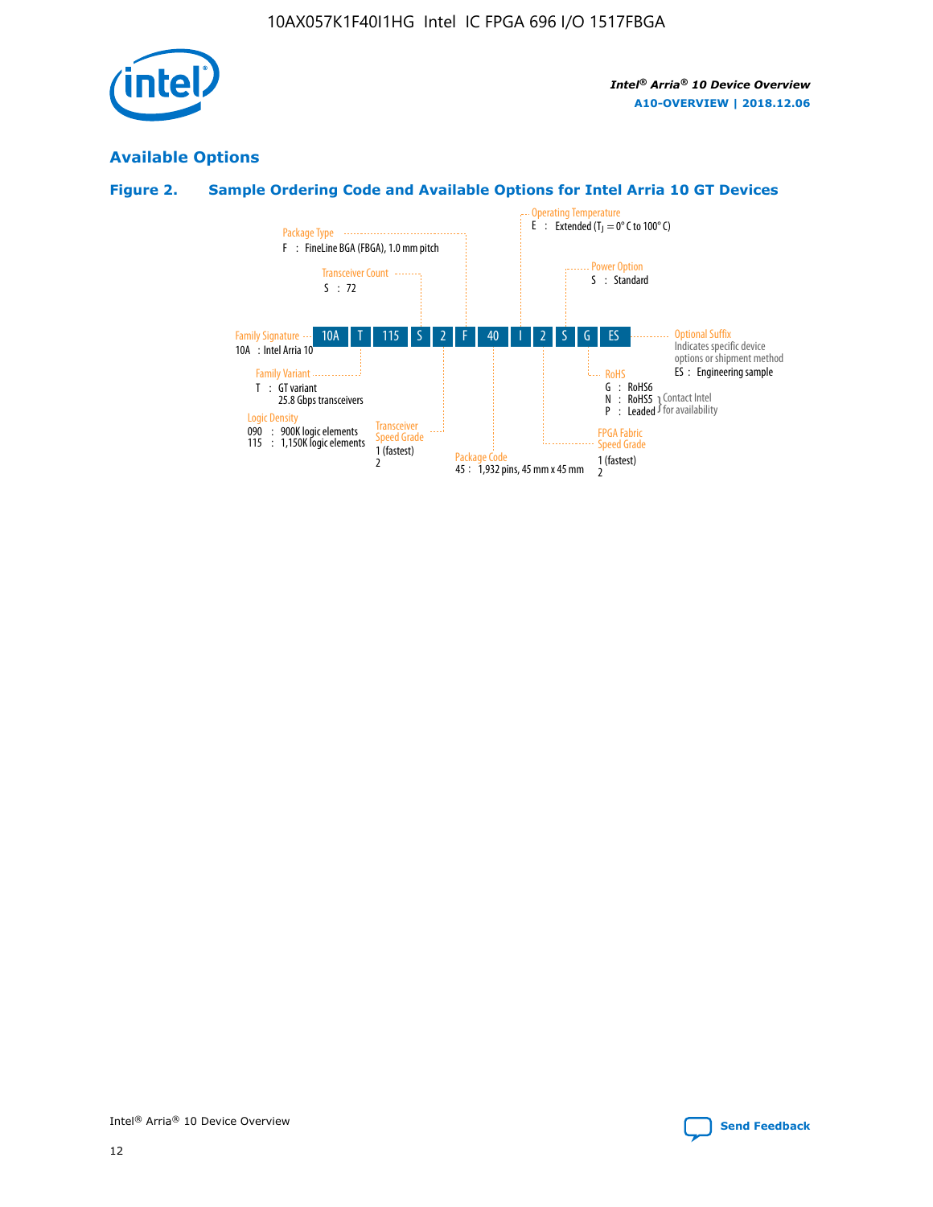## Available Options

### Figure 2. Sample Ordering Code and Available Options for Intel Arria 10 GT Devices

| 10A | T | 115 | S | 2 | F | 40 | I | 2 | S | G | ES |
|---|---|---|---|---|---|---|---|---|---|---|---|

**Family Signature**
10A : Intel Arria 10

**Family Variant**
T : GT variant
25.8 Gbps transceivers

**Logic Density**
090 : 900K logic elements
115 : 1,150K logic elements

**Transceiver Count**
S : 72

**Transceiver Speed Grade**
1 (fastest)
2

**Package Type**
F : FineLine BGA (FBGA), 1.0 mm pitch

**Package Code**
45 : 1,932 pins, 45 mm x 45 mm

**Operating Temperature**
E : Extended ($T_J$ = 0° C to 100° C)

**FPGA Fabric Speed Grade**
1 (fastest)
2

**Power Option**
S : Standard

**RoHS**
G : RoHS6
N : RoHS5 (Contact Intel for availability)
P : Leaded (Contact Intel for availability)

**Optional Suffix**
Indicates specific device options or shipment method
ES : Engineering sample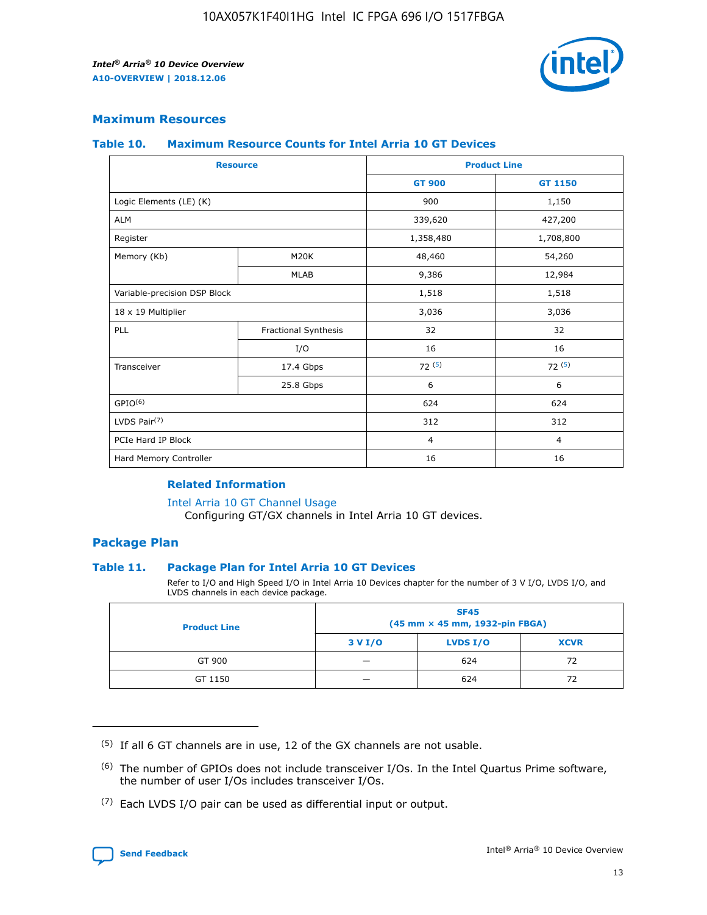## Maximum Resources

### Table 10. Maximum Resource Counts for Intel Arria 10 GT Devices

| Resource | | Product Line | |
|---|---|---|---|
| | | GT 900 | GT 1150 |
| Logic Elements (LE) (K) | | 900 | 1,150 |
| ALM | | 339,620 | 427,200 |
| Register | | 1,358,480 | 1,708,800 |
| Memory (Kb) | M20K | 48,460 | 54,260 |
| | MLAB | 9,386 | 12,984 |
| Variable-precision DSP Block | | 1,518 | 1,518 |
| 18 x 19 Multiplier | | 3,036 | 3,036 |
| PLL | Fractional Synthesis | 32 | 32 |
| | I/O | 16 | 16 |
| Transceiver | 17.4 Gbps | 72 (5) | 72 (5) |
| | 25.8 Gbps | 6 | 6 |
| GPIO(6) | | 624 | 624 |
| LVDS Pair(7) | | 312 | 312 |
| PCIe Hard IP Block | | 4 | 4 |
| Hard Memory Controller | | 16 | 16 |

#### Related Information

Intel Arria 10 GT Channel Usage
Configuring GT/GX channels in Intel Arria 10 GT devices.

## Package Plan

### Table 11. Package Plan for Intel Arria 10 GT Devices

Refer to I/O and High Speed I/O in Intel Arria 10 Devices chapter for the number of 3 V I/O, LVDS I/O, and LVDS channels in each device package.

| Product Line | SF45 (45 mm × 45 mm, 1932-pin FBGA) | | |
|---|---|---|---|
| | 3 V I/O | LVDS I/O | XCVR |
| GT 900 | — | 624 | 72 |
| GT 1150 | — | 624 | 72 |

(5) If all 6 GT channels are in use, 12 of the GX channels are not usable.

(6) The number of GPIOs does not include transceiver I/Os. In the Intel Quartus Prime software, the number of user I/Os includes transceiver I/Os.

(7) Each LVDS I/O pair can be used as differential input or output.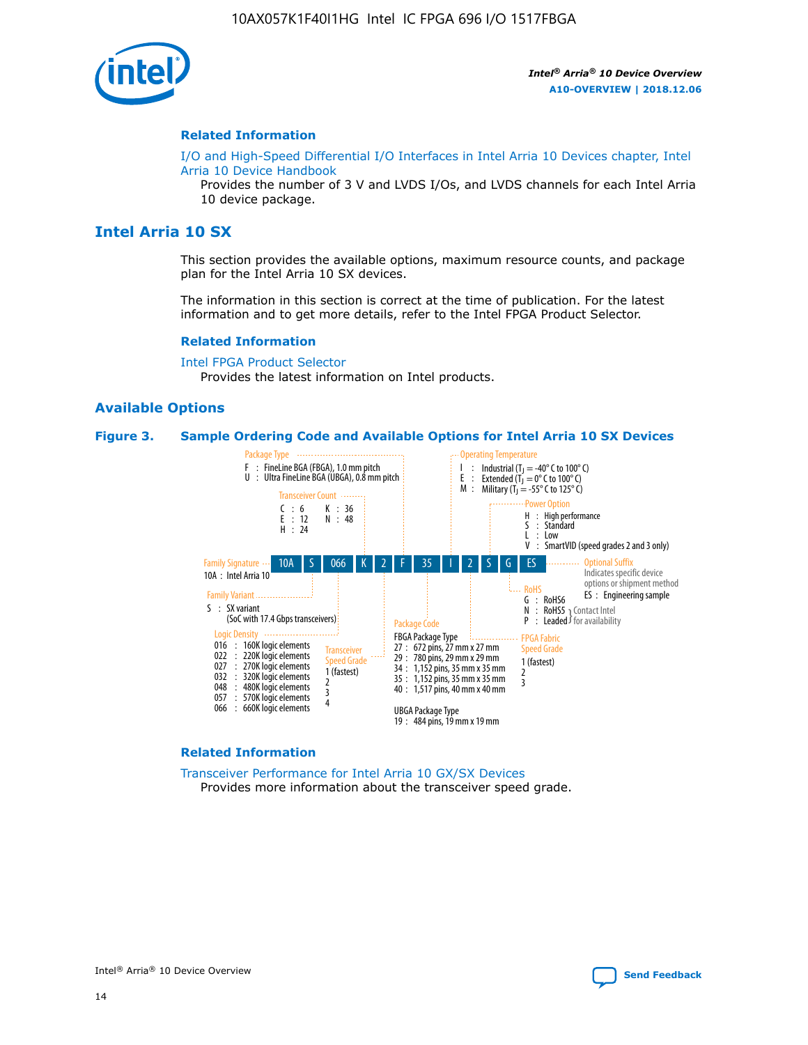## Related Information

I/O and High-Speed Differential I/O Interfaces in Intel Arria 10 Devices chapter, Intel Arria 10 Device Handbook

Provides the number of 3 V and LVDS I/Os, and LVDS channels for each Intel Arria 10 device package.

# Intel Arria 10 SX

This section provides the available options, maximum resource counts, and package plan for the Intel Arria 10 SX devices.

The information in this section is correct at the time of publication. For the latest information and to get more details, refer to the Intel FPGA Product Selector.

## Related Information

Intel FPGA Product Selector

Provides the latest information on Intel products.

## Available Options

**Figure 3. Sample Ordering Code and Available Options for Intel Arria 10 SX Devices**

Sample ordering code: 10A S 066 K 2 F 35 I 2 S G ES

**Family Signature**
- 10A : Intel Arria 10

**Family Variant**
- S : SX variant (SoC with 17.4 Gbps transceivers)

**Logic Density**
- 016 : 160K logic elements
- 022 : 220K logic elements
- 027 : 270K logic elements
- 032 : 320K logic elements
- 048 : 480K logic elements
- 057 : 570K logic elements
- 066 : 660K logic elements

**Transceiver Count**
- C : 6
- E : 12
- H : 24
- K : 36
- N : 48

**Transceiver Speed Grade**
- 1 (fastest)
- 2
- 3
- 4

**Package Type**
- F : FineLine BGA (FBGA), 1.0 mm pitch
- U : Ultra FineLine BGA (UBGA), 0.8 mm pitch

**Package Code**

FBGA Package Type
- 27 : 672 pins, 27 mm x 27 mm
- 29 : 780 pins, 29 mm x 29 mm
- 34 : 1,152 pins, 35 mm x 35 mm
- 35 : 1,152 pins, 35 mm x 35 mm
- 40 : 1,517 pins, 40 mm x 40 mm

UBGA Package Type
- 19 : 484 pins, 19 mm x 19 mm

**Operating Temperature**
- I : Industrial ($T_J$ = -40° C to 100° C)
- E : Extended ($T_J$ = 0° C to 100° C)
- M : Military ($T_J$ = -55° C to 125° C)

**FPGA Fabric Speed Grade**
- 1 (fastest)
- 2
- 3

**Power Option**
- H : High performance
- S : Standard
- L : Low
- V : SmartVID (speed grades 2 and 3 only)

**RoHS**
- G : RoHS6
- N : RoHS5 (Contact Intel for availability)
- P : Leaded (Contact Intel for availability)

**Optional Suffix**

Indicates specific device options or shipment method
- ES : Engineering sample

## Related Information

Transceiver Performance for Intel Arria 10 GX/SX Devices

Provides more information about the transceiver speed grade.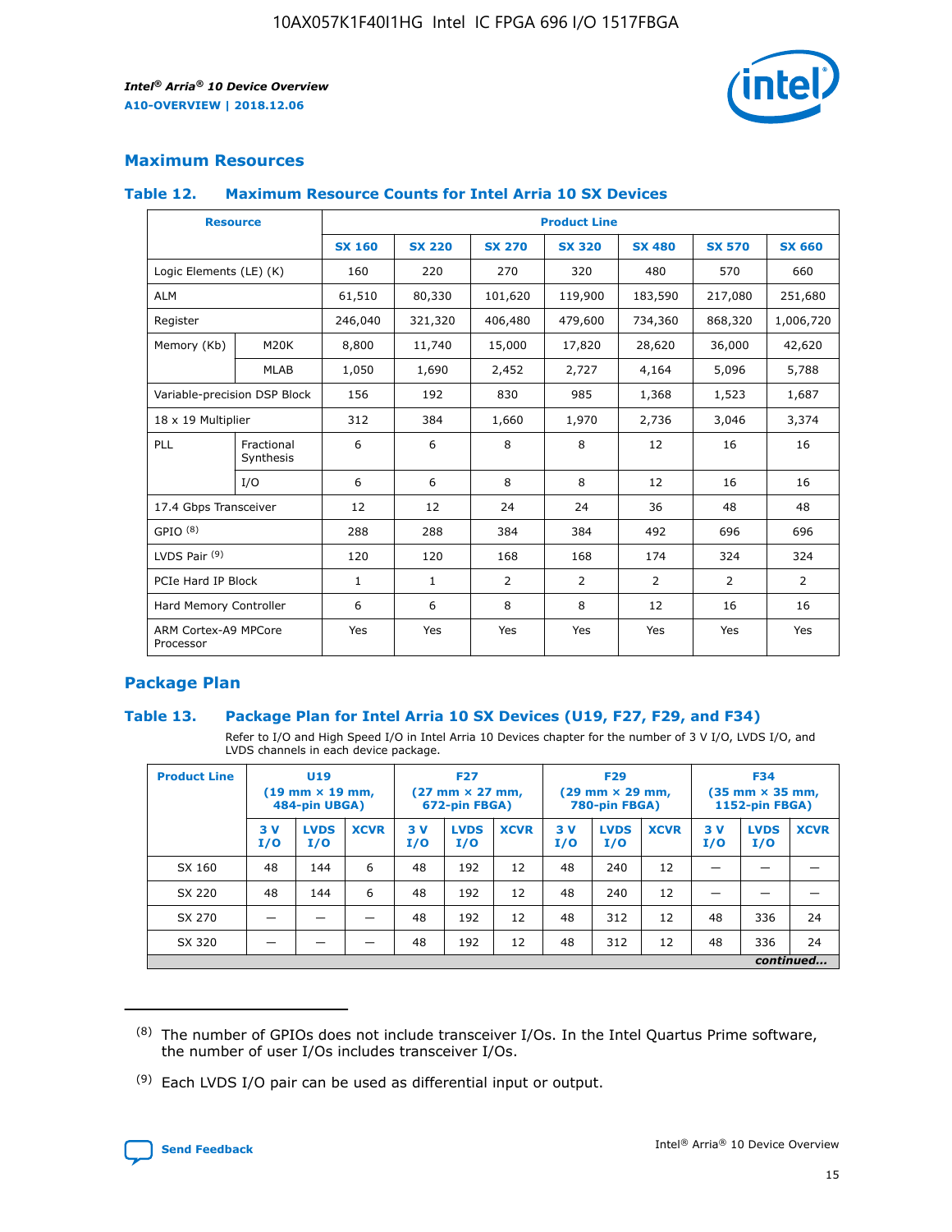## Maximum Resources

### Table 12. Maximum Resource Counts for Intel Arria 10 SX Devices

| Resource | | Product Line | | | | | | |
|---|---|---|---|---|---|---|---|---|
| | | SX 160 | SX 220 | SX 270 | SX 320 | SX 480 | SX 570 | SX 660 |
| Logic Elements (LE) (K) | | 160 | 220 | 270 | 320 | 480 | 570 | 660 |
| ALM | | 61,510 | 80,330 | 101,620 | 119,900 | 183,590 | 217,080 | 251,680 |
| Register | | 246,040 | 321,320 | 406,480 | 479,600 | 734,360 | 868,320 | 1,006,720 |
| Memory (Kb) | M20K | 8,800 | 11,740 | 15,000 | 17,820 | 28,620 | 36,000 | 42,620 |
| | MLAB | 1,050 | 1,690 | 2,452 | 2,727 | 4,164 | 5,096 | 5,788 |
| Variable-precision DSP Block | | 156 | 192 | 830 | 985 | 1,368 | 1,523 | 1,687 |
| 18 x 19 Multiplier | | 312 | 384 | 1,660 | 1,970 | 2,736 | 3,046 | 3,374 |
| PLL | Fractional Synthesis | 6 | 6 | 8 | 8 | 12 | 16 | 16 |
| | I/O | 6 | 6 | 8 | 8 | 12 | 16 | 16 |
| 17.4 Gbps Transceiver | | 12 | 12 | 24 | 24 | 36 | 48 | 48 |
| GPIO [8] | | 288 | 288 | 384 | 384 | 492 | 696 | 696 |
| LVDS Pair [9] | | 120 | 120 | 168 | 168 | 174 | 324 | 324 |
| PCIe Hard IP Block | | 1 | 1 | 2 | 2 | 2 | 2 | 2 |
| Hard Memory Controller | | 6 | 6 | 8 | 8 | 12 | 16 | 16 |
| ARM Cortex-A9 MPCore Processor | | Yes | Yes | Yes | Yes | Yes | Yes | Yes |

## Package Plan

### Table 13. Package Plan for Intel Arria 10 SX Devices (U19, F27, F29, and F34)

Refer to I/O and High Speed I/O in Intel Arria 10 Devices chapter for the number of 3 V I/O, LVDS I/O, and LVDS channels in each device package.

| Product Line | U19 (19 mm × 19 mm, 484-pin UBGA) | | | F27 (27 mm × 27 mm, 672-pin FBGA) | | | F29 (29 mm × 29 mm, 780-pin FBGA) | | | F34 (35 mm × 35 mm, 1152-pin FBGA) | | |
|---|---|---|---|---|---|---|---|---|---|---|---|---|
| | 3 V I/O | LVDS I/O | XCVR | 3 V I/O | LVDS I/O | XCVR | 3 V I/O | LVDS I/O | XCVR | 3 V I/O | LVDS I/O | XCVR |
| SX 160 | 48 | 144 | 6 | 48 | 192 | 12 | 48 | 240 | 12 | — | — | — |
| SX 220 | 48 | 144 | 6 | 48 | 192 | 12 | 48 | 240 | 12 | — | — | — |
| SX 270 | — | — | — | 48 | 192 | 12 | 48 | 312 | 12 | 48 | 336 | 24 |
| SX 320 | — | — | — | 48 | 192 | 12 | 48 | 312 | 12 | 48 | 336 | 24 |

*continued...*

(8) The number of GPIOs does not include transceiver I/Os. In the Intel Quartus Prime software, the number of user I/Os includes transceiver I/Os.

(9) Each LVDS I/O pair can be used as differential input or output.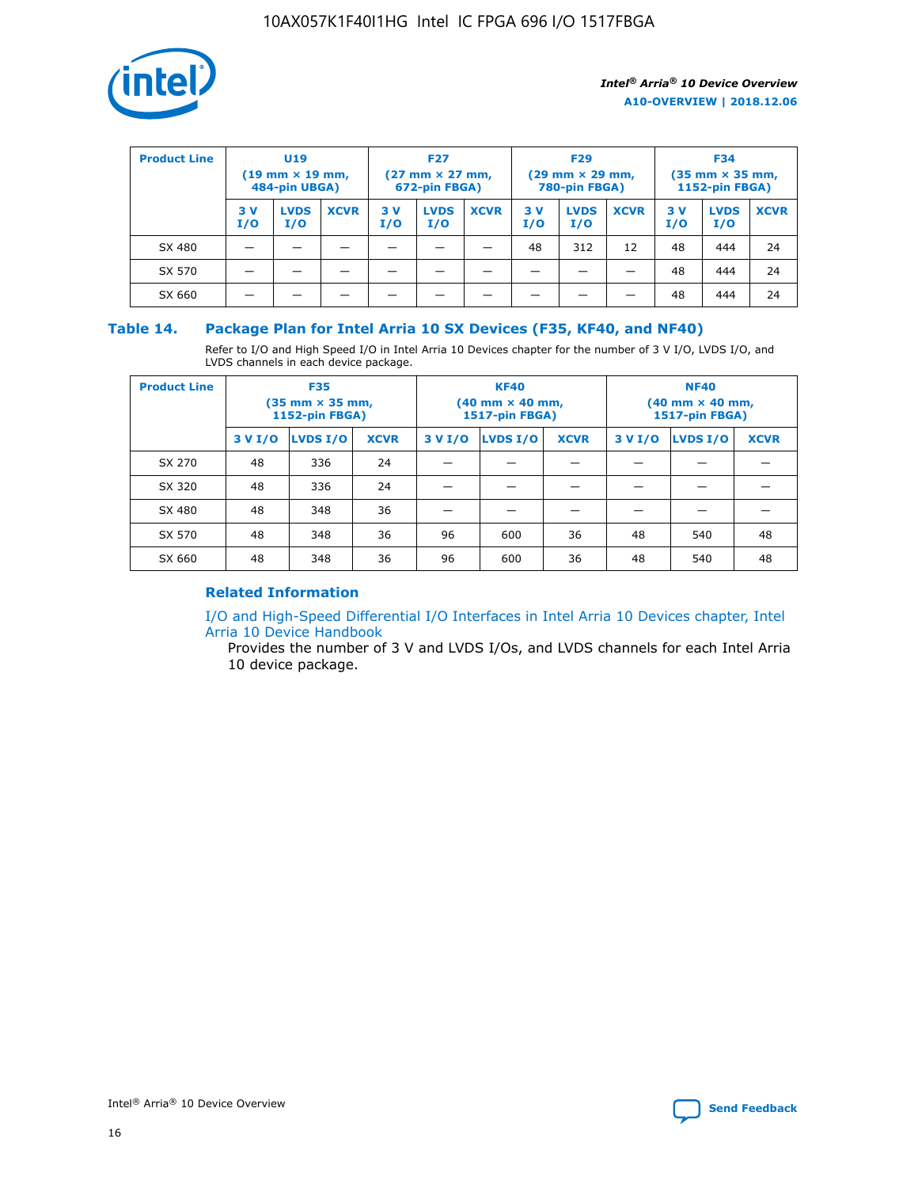| Product Line | U19 (19 mm × 19 mm, 484-pin UBGA) | | | F27 (27 mm × 27 mm, 672-pin FBGA) | | | F29 (29 mm × 29 mm, 780-pin FBGA) | | | F34 (35 mm × 35 mm, 1152-pin FBGA) | | |
|---|---|---|---|---|---|---|---|---|---|---|---|---|
| | 3 V I/O | LVDS I/O | XCVR | 3 V I/O | LVDS I/O | XCVR | 3 V I/O | LVDS I/O | XCVR | 3 V I/O | LVDS I/O | XCVR |
| SX 480 | — | — | — | — | — | — | 48 | 312 | 12 | 48 | 444 | 24 |
| SX 570 | — | — | — | — | — | — | — | — | — | 48 | 444 | 24 |
| SX 660 | — | — | — | — | — | — | — | — | — | 48 | 444 | 24 |

## Table 14. Package Plan for Intel Arria 10 SX Devices (F35, KF40, and NF40)

Refer to I/O and High Speed I/O in Intel Arria 10 Devices chapter for the number of 3 V I/O, LVDS I/O, and LVDS channels in each device package.

| Product Line | F35 (35 mm × 35 mm, 1152-pin FBGA) | | | KF40 (40 mm × 40 mm, 1517-pin FBGA) | | | NF40 (40 mm × 40 mm, 1517-pin FBGA) | | |
|---|---|---|---|---|---|---|---|---|---|
| | 3 V I/O | LVDS I/O | XCVR | 3 V I/O | LVDS I/O | XCVR | 3 V I/O | LVDS I/O | XCVR |
| SX 270 | 48 | 336 | 24 | — | — | — | — | — | — |
| SX 320 | 48 | 336 | 24 | — | — | — | — | — | — |
| SX 480 | 48 | 348 | 36 | — | — | — | — | — | — |
| SX 570 | 48 | 348 | 36 | 96 | 600 | 36 | 48 | 540 | 48 |
| SX 660 | 48 | 348 | 36 | 96 | 600 | 36 | 48 | 540 | 48 |

### Related Information

I/O and High-Speed Differential I/O Interfaces in Intel Arria 10 Devices chapter, Intel Arria 10 Device Handbook

Provides the number of 3 V and LVDS I/Os, and LVDS channels for each Intel Arria 10 device package.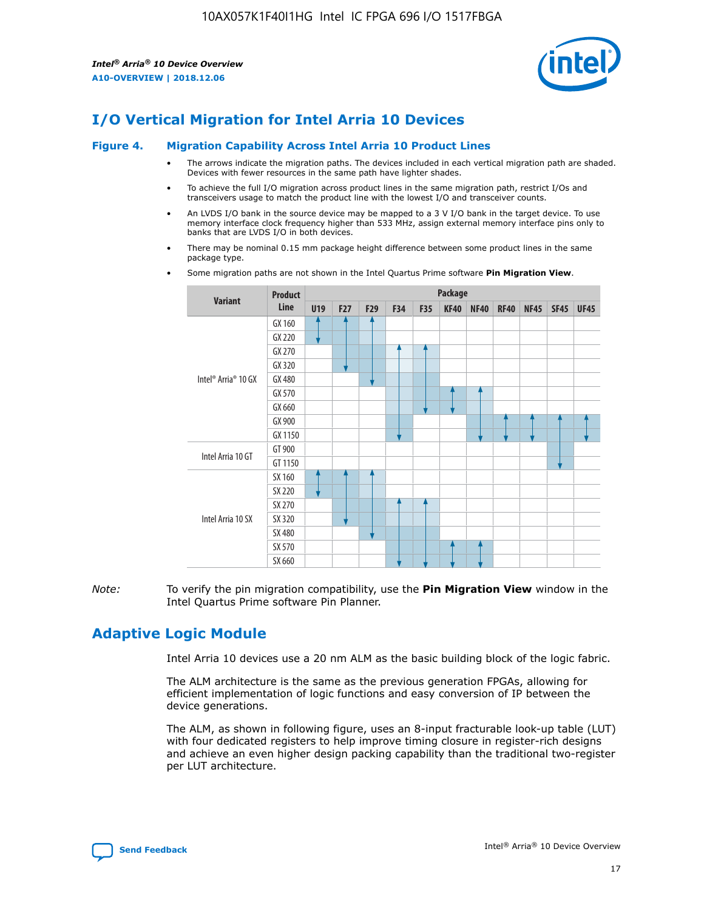# I/O Vertical Migration for Intel Arria 10 Devices

**Figure 4. Migration Capability Across Intel Arria 10 Product Lines**

- The arrows indicate the migration paths. The devices included in each vertical migration path are shaded. Devices with fewer resources in the same path have lighter shades.
- To achieve the full I/O migration across product lines in the same migration path, restrict I/Os and transceivers usage to match the product line with the lowest I/O and transceiver counts.
- An LVDS I/O bank in the source device may be mapped to a 3 V I/O bank in the target device. To use memory interface clock frequency higher than 533 MHz, assign external memory interface pins only to banks that are LVDS I/O in both devices.
- There may be nominal 0.15 mm package height difference between some product lines in the same package type.
- Some migration paths are not shown in the Intel Quartus Prime software **Pin Migration View**.

| Variant | Product Line | U19 | F27 | F29 | F34 | F35 | KF40 | NF40 | RF40 | NF45 | SF45 | UF45 |
|---|---|---|---|---|---|---|---|---|---|---|---|---|
| Intel® Arria® 10 GX | GX 160 | | | | | | | | | | | |
| | GX 220 | | | | | | | | | | | |
| | GX 270 | | | | | | | | | | | |
| | GX 320 | | | | | | | | | | | |
| | GX 480 | | | | | | | | | | | |
| | GX 570 | | | | | | | | | | | |
| | GX 660 | | | | | | | | | | | |
| | GX 900 | | | | | | | | | | | |
| | GX 1150 | | | | | | | | | | | |
| Intel Arria 10 GT | GT 900 | | | | | | | | | | | |
| | GT 1150 | | | | | | | | | | | |
| Intel Arria 10 SX | SX 160 | | | | | | | | | | | |
| | SX 220 | | | | | | | | | | | |
| | SX 270 | | | | | | | | | | | |
| | SX 320 | | | | | | | | | | | |
| | SX 480 | | | | | | | | | | | |
| | SX 570 | | | | | | | | | | | |
| | SX 660 | | | | | | | | | | | |

*Note:* To verify the pin migration compatibility, use the **Pin Migration View** window in the Intel Quartus Prime software Pin Planner.

# Adaptive Logic Module

Intel Arria 10 devices use a 20 nm ALM as the basic building block of the logic fabric.

The ALM architecture is the same as the previous generation FPGAs, allowing for efficient implementation of logic functions and easy conversion of IP between the device generations.

The ALM, as shown in following figure, uses an 8-input fracturable look-up table (LUT) with four dedicated registers to help improve timing closure in register-rich designs and achieve an even higher design packing capability than the traditional two-register per LUT architecture.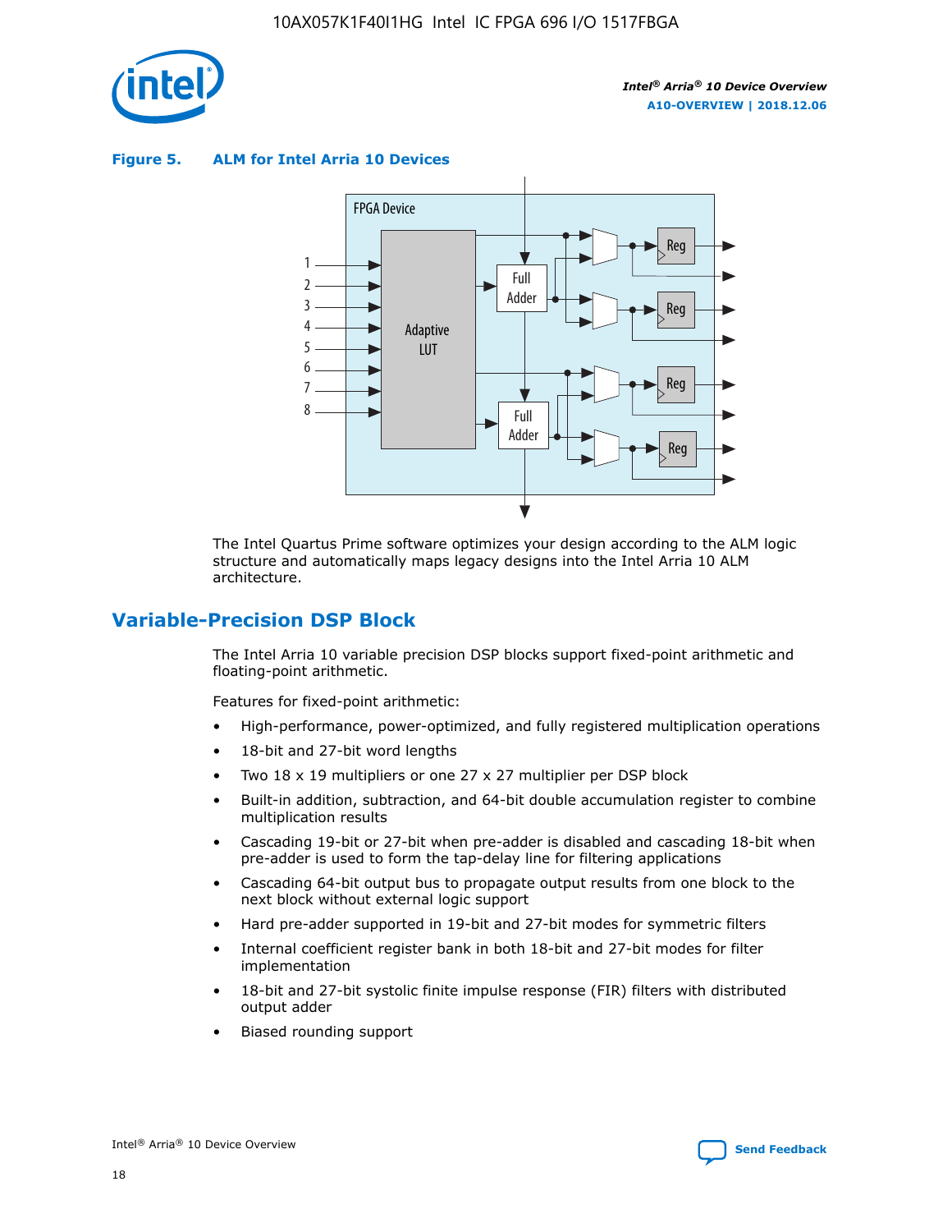**Figure 5. ALM for Intel Arria 10 Devices**

The Intel Quartus Prime software optimizes your design according to the ALM logic structure and automatically maps legacy designs into the Intel Arria 10 ALM architecture.

## Variable-Precision DSP Block

The Intel Arria 10 variable precision DSP blocks support fixed-point arithmetic and floating-point arithmetic.

Features for fixed-point arithmetic:

- High-performance, power-optimized, and fully registered multiplication operations
- 18-bit and 27-bit word lengths
- Two 18 x 19 multipliers or one 27 x 27 multiplier per DSP block
- Built-in addition, subtraction, and 64-bit double accumulation register to combine multiplication results
- Cascading 19-bit or 27-bit when pre-adder is disabled and cascading 18-bit when pre-adder is used to form the tap-delay line for filtering applications
- Cascading 64-bit output bus to propagate output results from one block to the next block without external logic support
- Hard pre-adder supported in 19-bit and 27-bit modes for symmetric filters
- Internal coefficient register bank in both 18-bit and 27-bit modes for filter implementation
- 18-bit and 27-bit systolic finite impulse response (FIR) filters with distributed output adder
- Biased rounding support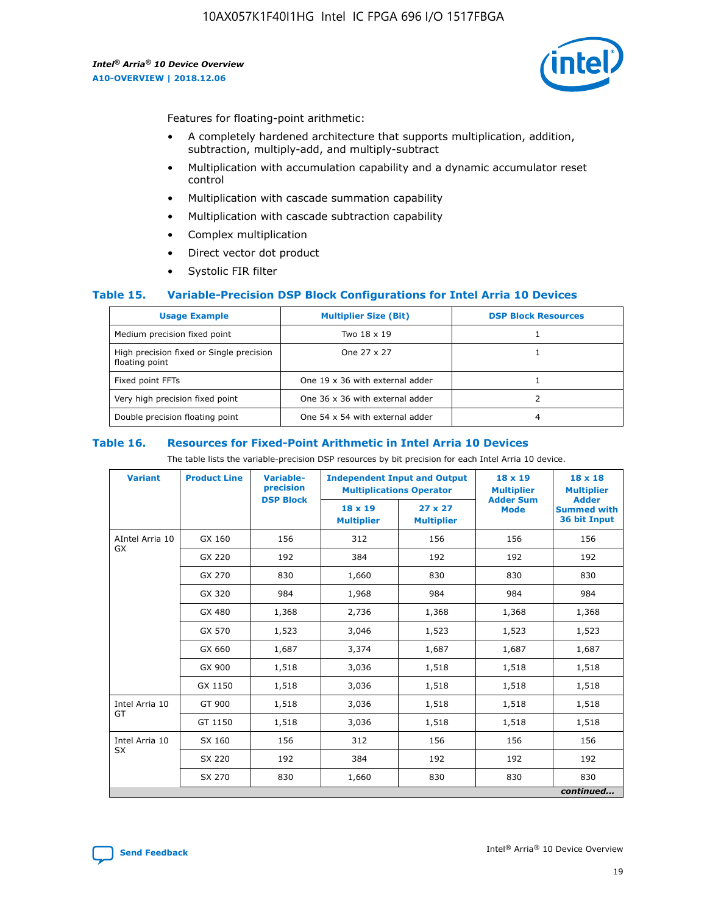Features for floating-point arithmetic:

- A completely hardened architecture that supports multiplication, addition, subtraction, multiply-add, and multiply-subtract
- Multiplication with accumulation capability and a dynamic accumulator reset control
- Multiplication with cascade summation capability
- Multiplication with cascade subtraction capability
- Complex multiplication
- Direct vector dot product
- Systolic FIR filter

### Table 15. Variable-Precision DSP Block Configurations for Intel Arria 10 Devices

| Usage Example | Multiplier Size (Bit) | DSP Block Resources |
|---|---|---|
| Medium precision fixed point | Two 18 x 19 | 1 |
| High precision fixed or Single precision floating point | One 27 x 27 | 1 |
| Fixed point FFTs | One 19 x 36 with external adder | 1 |
| Very high precision fixed point | One 36 x 36 with external adder | 2 |
| Double precision floating point | One 54 x 54 with external adder | 4 |

### Table 16. Resources for Fixed-Point Arithmetic in Intel Arria 10 Devices

The table lists the variable-precision DSP resources by bit precision for each Intel Arria 10 device.

| Variant | Product Line | Variable-precision DSP Block | Independent Input and Output Multiplications Operator | | 18 x 19 Multiplier Adder Sum Mode | 18 x 18 Multiplier Adder Summed with 36 bit Input |
|---|---|---|---|---|---|---|
| | | | 18 x 19 Multiplier | 27 x 27 Multiplier | | |
| AIntel Arria 10 GX | GX 160 | 156 | 312 | 156 | 156 | 156 |
| | GX 220 | 192 | 384 | 192 | 192 | 192 |
| | GX 270 | 830 | 1,660 | 830 | 830 | 830 |
| | GX 320 | 984 | 1,968 | 984 | 984 | 984 |
| | GX 480 | 1,368 | 2,736 | 1,368 | 1,368 | 1,368 |
| | GX 570 | 1,523 | 3,046 | 1,523 | 1,523 | 1,523 |
| | GX 660 | 1,687 | 3,374 | 1,687 | 1,687 | 1,687 |
| | GX 900 | 1,518 | 3,036 | 1,518 | 1,518 | 1,518 |
| | GX 1150 | 1,518 | 3,036 | 1,518 | 1,518 | 1,518 |
| Intel Arria 10 GT | GT 900 | 1,518 | 3,036 | 1,518 | 1,518 | 1,518 |
| | GT 1150 | 1,518 | 3,036 | 1,518 | 1,518 | 1,518 |
| Intel Arria 10 SX | SX 160 | 156 | 312 | 156 | 156 | 156 |
| | SX 220 | 192 | 384 | 192 | 192 | 192 |
| | SX 270 | 830 | 1,660 | 830 | 830 | 830 |

*continued...*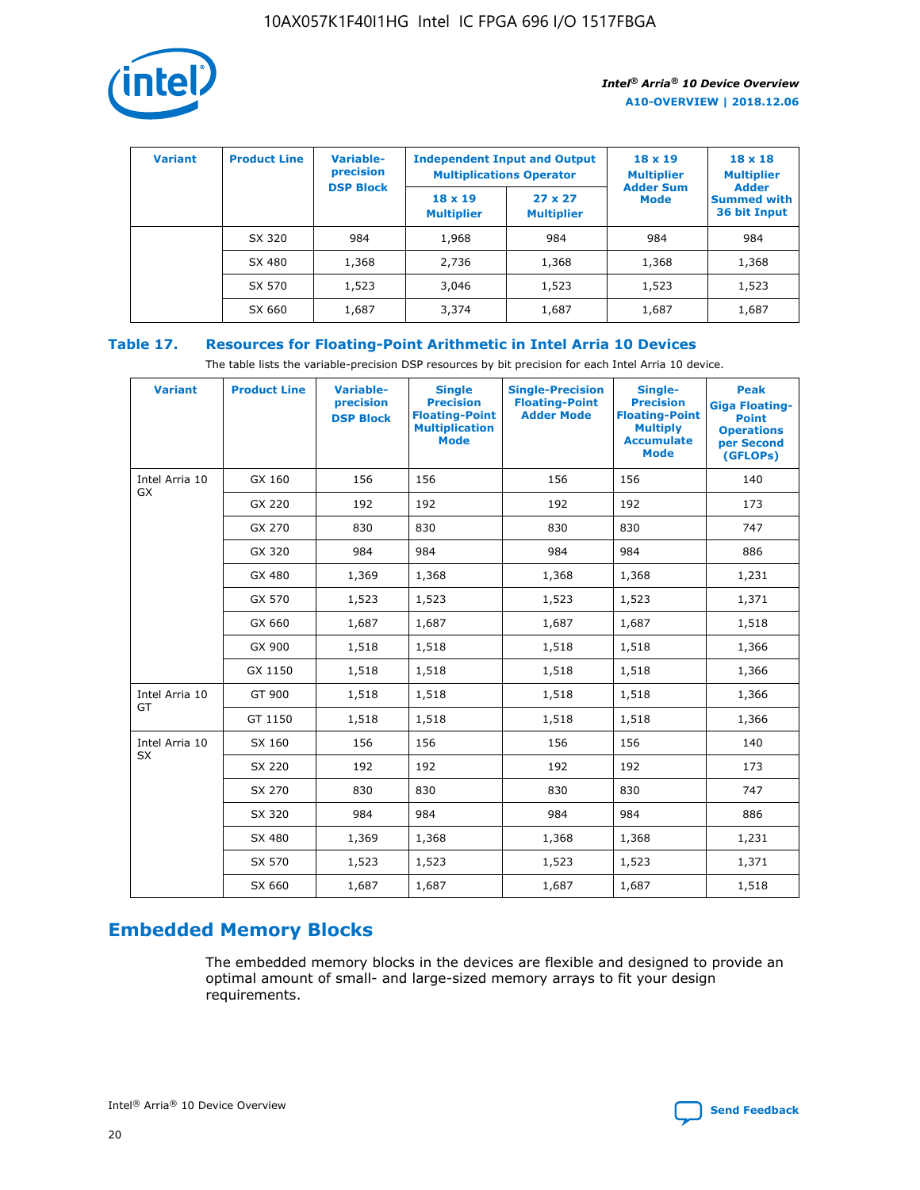| Variant | Product Line | Variable-precision DSP Block | Independent Input and Output Multiplications Operator | | 18 x 19 Multiplier Adder Sum Mode | 18 x 18 Multiplier Adder Summed with 36 bit Input |
|---|---|---|---|---|---|---|
| | | | 18 x 19 Multiplier | 27 x 27 Multiplier | | |
| | SX 320 | 984 | 1,968 | 984 | 984 | 984 |
| | SX 480 | 1,368 | 2,736 | 1,368 | 1,368 | 1,368 |
| | SX 570 | 1,523 | 3,046 | 1,523 | 1,523 | 1,523 |
| | SX 660 | 1,687 | 3,374 | 1,687 | 1,687 | 1,687 |

**Table 17. Resources for Floating-Point Arithmetic in Intel Arria 10 Devices**

The table lists the variable-precision DSP resources by bit precision for each Intel Arria 10 device.

| Variant | Product Line | Variable-precision DSP Block | Single Precision Floating-Point Multiplication Mode | Single-Precision Floating-Point Adder Mode | Single-Precision Floating-Point Multiply Accumulate Mode | Peak Giga Floating-Point Operations per Second (GFLOPs) |
|---|---|---|---|---|---|---|
| Intel Arria 10 GX | GX 160 | 156 | 156 | 156 | 156 | 140 |
| | GX 220 | 192 | 192 | 192 | 192 | 173 |
| | GX 270 | 830 | 830 | 830 | 830 | 747 |
| | GX 320 | 984 | 984 | 984 | 984 | 886 |
| | GX 480 | 1,369 | 1,368 | 1,368 | 1,368 | 1,231 |
| | GX 570 | 1,523 | 1,523 | 1,523 | 1,523 | 1,371 |
| | GX 660 | 1,687 | 1,687 | 1,687 | 1,687 | 1,518 |
| | GX 900 | 1,518 | 1,518 | 1,518 | 1,518 | 1,366 |
| | GX 1150 | 1,518 | 1,518 | 1,518 | 1,518 | 1,366 |
| Intel Arria 10 GT | GT 900 | 1,518 | 1,518 | 1,518 | 1,518 | 1,366 |
| | GT 1150 | 1,518 | 1,518 | 1,518 | 1,518 | 1,366 |
| Intel Arria 10 SX | SX 160 | 156 | 156 | 156 | 156 | 140 |
| | SX 220 | 192 | 192 | 192 | 192 | 173 |
| | SX 270 | 830 | 830 | 830 | 830 | 747 |
| | SX 320 | 984 | 984 | 984 | 984 | 886 |
| | SX 480 | 1,369 | 1,368 | 1,368 | 1,368 | 1,231 |
| | SX 570 | 1,523 | 1,523 | 1,523 | 1,523 | 1,371 |
| | SX 660 | 1,687 | 1,687 | 1,687 | 1,687 | 1,518 |

## Embedded Memory Blocks

The embedded memory blocks in the devices are flexible and designed to provide an optimal amount of small- and large-sized memory arrays to fit your design requirements.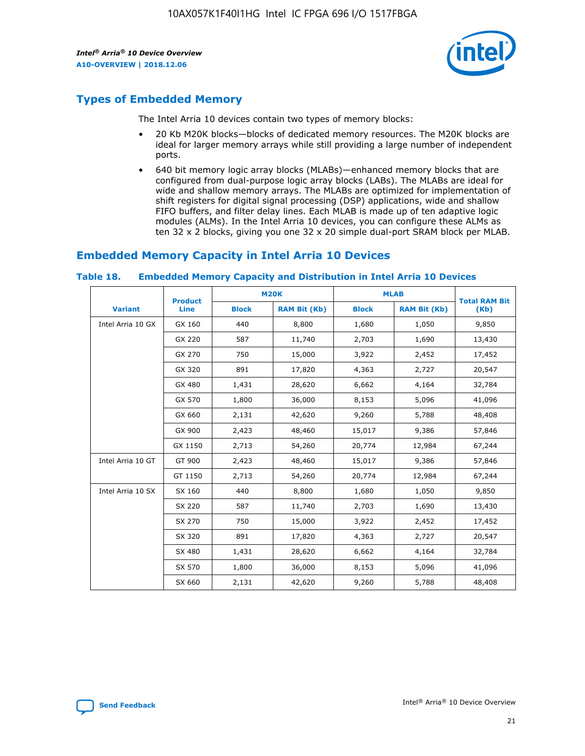## Types of Embedded Memory

The Intel Arria 10 devices contain two types of memory blocks:

- 20 Kb M20K blocks—blocks of dedicated memory resources. The M20K blocks are ideal for larger memory arrays while still providing a large number of independent ports.
- 640 bit memory logic array blocks (MLABs)—enhanced memory blocks that are configured from dual-purpose logic array blocks (LABs). The MLABs are ideal for wide and shallow memory arrays. The MLABs are optimized for implementation of shift registers for digital signal processing (DSP) applications, wide and shallow FIFO buffers, and filter delay lines. Each MLAB is made up of ten adaptive logic modules (ALMs). In the Intel Arria 10 devices, you can configure these ALMs as ten 32 x 2 blocks, giving you one 32 x 20 simple dual-port SRAM block per MLAB.

## Embedded Memory Capacity in Intel Arria 10 Devices

### Table 18. Embedded Memory Capacity and Distribution in Intel Arria 10 Devices

| Variant | Product Line | M20K | | MLAB | | Total RAM Bit (Kb) |
|---|---|---|---|---|---|---|
| | | Block | RAM Bit (Kb) | Block | RAM Bit (Kb) | |
| Intel Arria 10 GX | GX 160 | 440 | 8,800 | 1,680 | 1,050 | 9,850 |
| | GX 220 | 587 | 11,740 | 2,703 | 1,690 | 13,430 |
| | GX 270 | 750 | 15,000 | 3,922 | 2,452 | 17,452 |
| | GX 320 | 891 | 17,820 | 4,363 | 2,727 | 20,547 |
| | GX 480 | 1,431 | 28,620 | 6,662 | 4,164 | 32,784 |
| | GX 570 | 1,800 | 36,000 | 8,153 | 5,096 | 41,096 |
| | GX 660 | 2,131 | 42,620 | 9,260 | 5,788 | 48,408 |
| | GX 900 | 2,423 | 48,460 | 15,017 | 9,386 | 57,846 |
| | GX 1150 | 2,713 | 54,260 | 20,774 | 12,984 | 67,244 |
| Intel Arria 10 GT | GT 900 | 2,423 | 48,460 | 15,017 | 9,386 | 57,846 |
| | GT 1150 | 2,713 | 54,260 | 20,774 | 12,984 | 67,244 |
| Intel Arria 10 SX | SX 160 | 440 | 8,800 | 1,680 | 1,050 | 9,850 |
| | SX 220 | 587 | 11,740 | 2,703 | 1,690 | 13,430 |
| | SX 270 | 750 | 15,000 | 3,922 | 2,452 | 17,452 |
| | SX 320 | 891 | 17,820 | 4,363 | 2,727 | 20,547 |
| | SX 480 | 1,431 | 28,620 | 6,662 | 4,164 | 32,784 |
| | SX 570 | 1,800 | 36,000 | 8,153 | 5,096 | 41,096 |
| | SX 660 | 2,131 | 42,620 | 9,260 | 5,788 | 48,408 |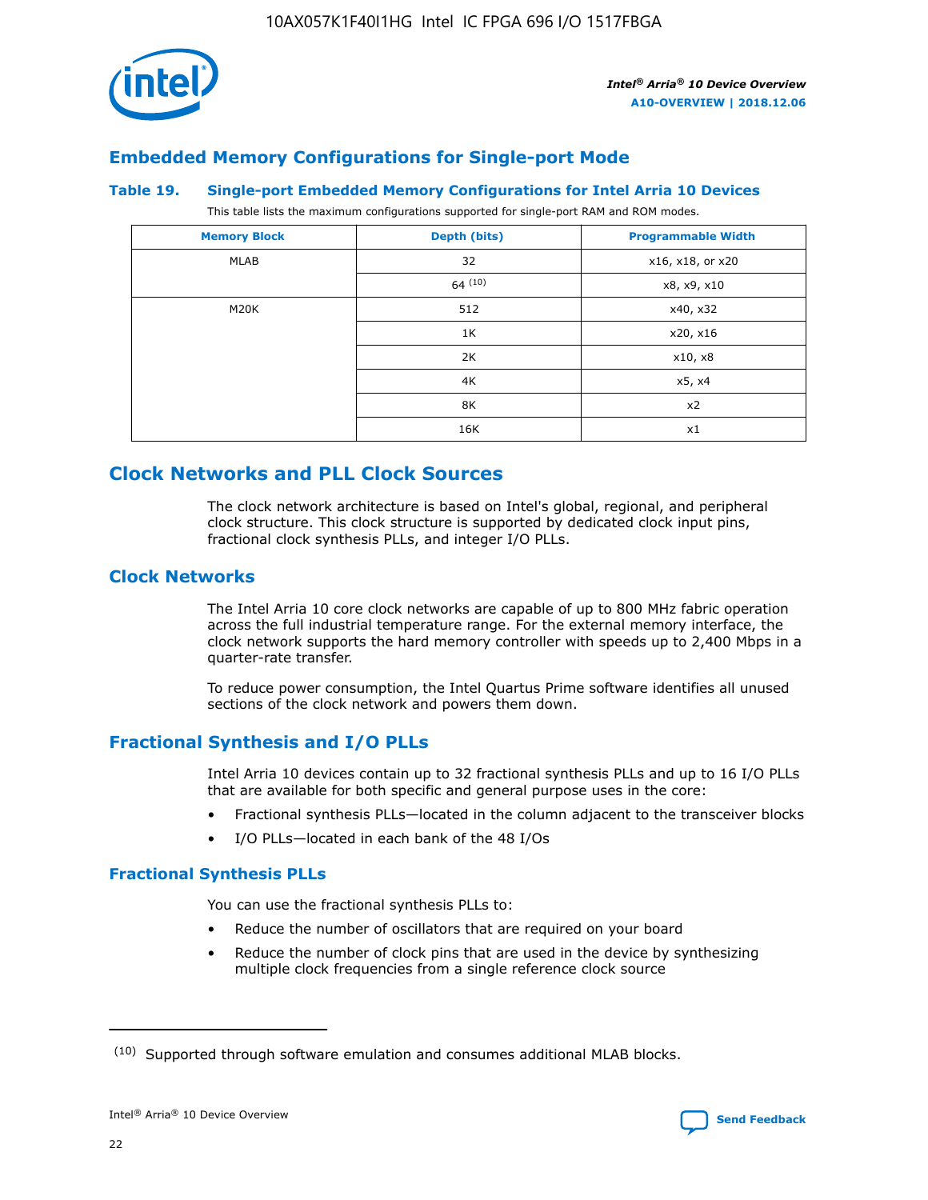## Embedded Memory Configurations for Single-port Mode

### Table 19. Single-port Embedded Memory Configurations for Intel Arria 10 Devices

This table lists the maximum configurations supported for single-port RAM and ROM modes.

| Memory Block | Depth (bits) | Programmable Width |
|---|---|---|
| MLAB | 32 | x16, x18, or x20 |
| | 64 (10) | x8, x9, x10 |
| M20K | 512 | x40, x32 |
| | 1K | x20, x16 |
| | 2K | x10, x8 |
| | 4K | x5, x4 |
| | 8K | x2 |
| | 16K | x1 |

## Clock Networks and PLL Clock Sources

The clock network architecture is based on Intel's global, regional, and peripheral clock structure. This clock structure is supported by dedicated clock input pins, fractional clock synthesis PLLs, and integer I/O PLLs.

## Clock Networks

The Intel Arria 10 core clock networks are capable of up to 800 MHz fabric operation across the full industrial temperature range. For the external memory interface, the clock network supports the hard memory controller with speeds up to 2,400 Mbps in a quarter-rate transfer.

To reduce power consumption, the Intel Quartus Prime software identifies all unused sections of the clock network and powers them down.

## Fractional Synthesis and I/O PLLs

Intel Arria 10 devices contain up to 32 fractional synthesis PLLs and up to 16 I/O PLLs that are available for both specific and general purpose uses in the core:

- Fractional synthesis PLLs—located in the column adjacent to the transceiver blocks
- I/O PLLs—located in each bank of the 48 I/Os

### Fractional Synthesis PLLs

You can use the fractional synthesis PLLs to:

- Reduce the number of oscillators that are required on your board
- Reduce the number of clock pins that are used in the device by synthesizing multiple clock frequencies from a single reference clock source

(10) Supported through software emulation and consumes additional MLAB blocks.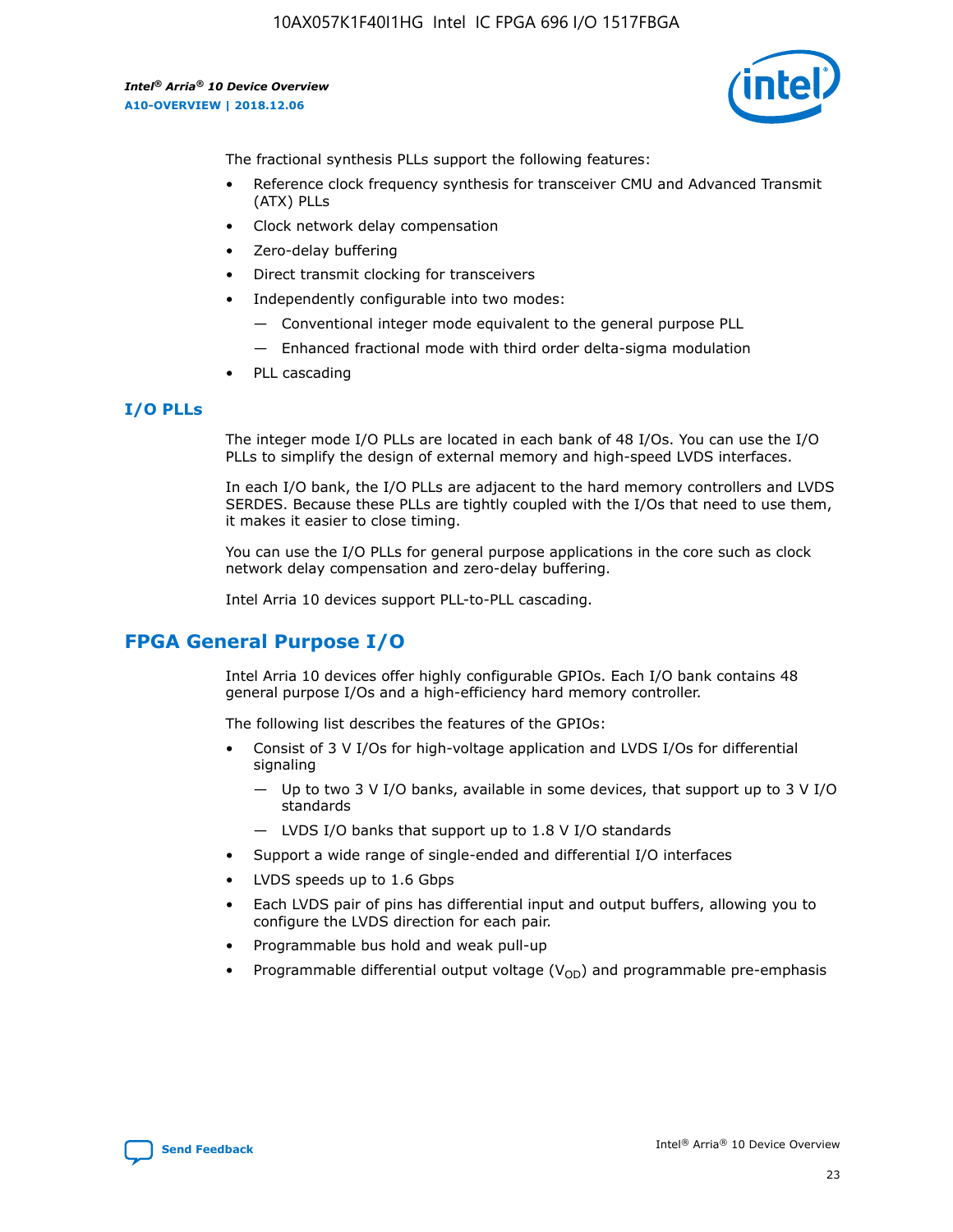The fractional synthesis PLLs support the following features:

- Reference clock frequency synthesis for transceiver CMU and Advanced Transmit (ATX) PLLs
- Clock network delay compensation
- Zero-delay buffering
- Direct transmit clocking for transceivers
- Independently configurable into two modes:
  - Conventional integer mode equivalent to the general purpose PLL
  - Enhanced fractional mode with third order delta-sigma modulation
- PLL cascading

### I/O PLLs

The integer mode I/O PLLs are located in each bank of 48 I/Os. You can use the I/O PLLs to simplify the design of external memory and high-speed LVDS interfaces.

In each I/O bank, the I/O PLLs are adjacent to the hard memory controllers and LVDS SERDES. Because these PLLs are tightly coupled with the I/Os that need to use them, it makes it easier to close timing.

You can use the I/O PLLs for general purpose applications in the core such as clock network delay compensation and zero-delay buffering.

Intel Arria 10 devices support PLL-to-PLL cascading.

## FPGA General Purpose I/O

Intel Arria 10 devices offer highly configurable GPIOs. Each I/O bank contains 48 general purpose I/Os and a high-efficiency hard memory controller.

The following list describes the features of the GPIOs:

- Consist of 3 V I/Os for high-voltage application and LVDS I/Os for differential signaling
  - Up to two 3 V I/O banks, available in some devices, that support up to 3 V I/O standards
  - LVDS I/O banks that support up to 1.8 V I/O standards
- Support a wide range of single-ended and differential I/O interfaces
- LVDS speeds up to 1.6 Gbps
- Each LVDS pair of pins has differential input and output buffers, allowing you to configure the LVDS direction for each pair.
- Programmable bus hold and weak pull-up
- Programmable differential output voltage ($V_{OD}$) and programmable pre-emphasis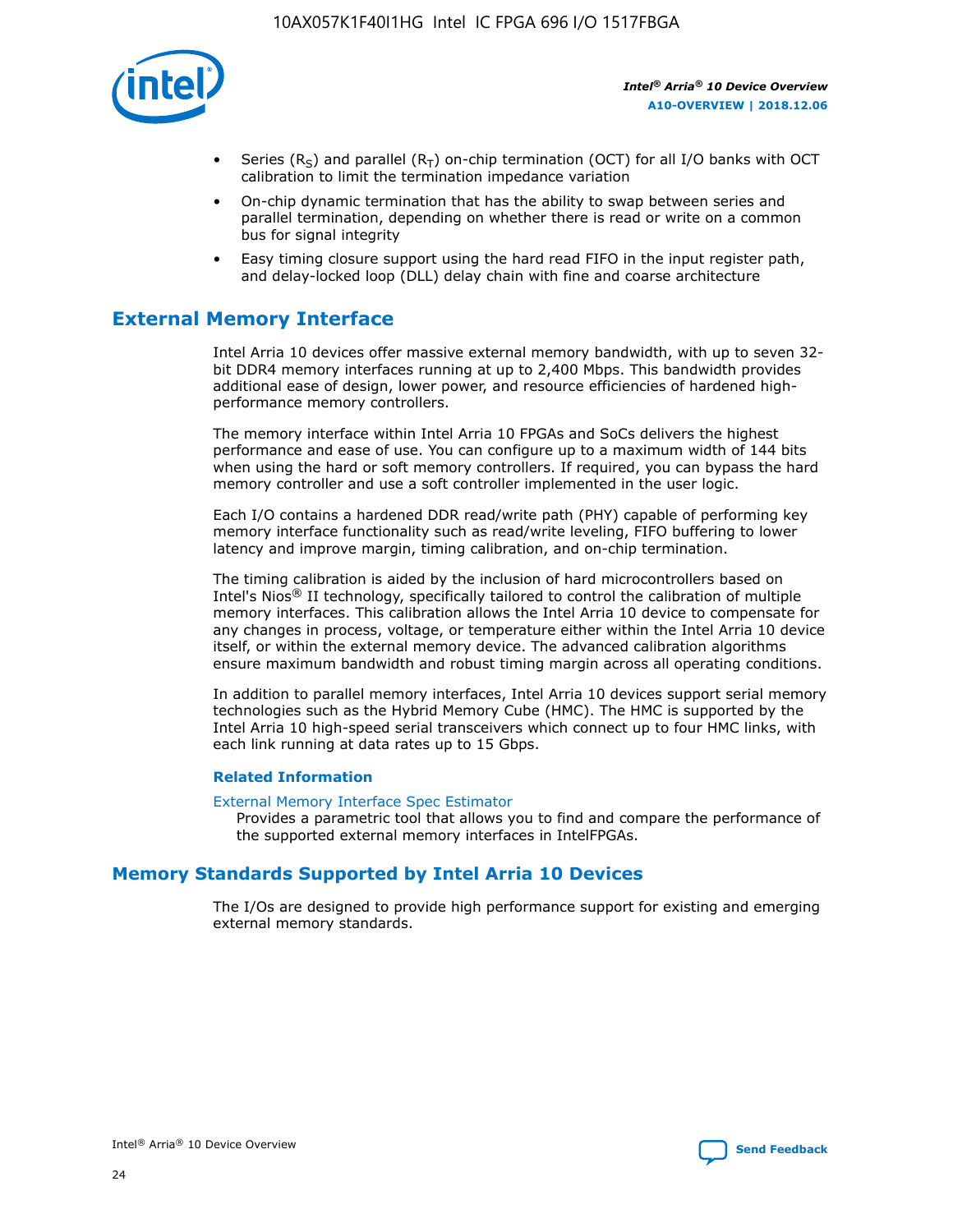- Series ($R_S$) and parallel ($R_T$) on-chip termination (OCT) for all I/O banks with OCT calibration to limit the termination impedance variation
- On-chip dynamic termination that has the ability to swap between series and parallel termination, depending on whether there is read or write on a common bus for signal integrity
- Easy timing closure support using the hard read FIFO in the input register path, and delay-locked loop (DLL) delay chain with fine and coarse architecture

## External Memory Interface

Intel Arria 10 devices offer massive external memory bandwidth, with up to seven 32-bit DDR4 memory interfaces running at up to 2,400 Mbps. This bandwidth provides additional ease of design, lower power, and resource efficiencies of hardened high-performance memory controllers.

The memory interface within Intel Arria 10 FPGAs and SoCs delivers the highest performance and ease of use. You can configure up to a maximum width of 144 bits when using the hard or soft memory controllers. If required, you can bypass the hard memory controller and use a soft controller implemented in the user logic.

Each I/O contains a hardened DDR read/write path (PHY) capable of performing key memory interface functionality such as read/write leveling, FIFO buffering to lower latency and improve margin, timing calibration, and on-chip termination.

The timing calibration is aided by the inclusion of hard microcontrollers based on Intel's Nios® II technology, specifically tailored to control the calibration of multiple memory interfaces. This calibration allows the Intel Arria 10 device to compensate for any changes in process, voltage, or temperature either within the Intel Arria 10 device itself, or within the external memory device. The advanced calibration algorithms ensure maximum bandwidth and robust timing margin across all operating conditions.

In addition to parallel memory interfaces, Intel Arria 10 devices support serial memory technologies such as the Hybrid Memory Cube (HMC). The HMC is supported by the Intel Arria 10 high-speed serial transceivers which connect up to four HMC links, with each link running at data rates up to 15 Gbps.

### Related Information

External Memory Interface Spec Estimator
: Provides a parametric tool that allows you to find and compare the performance of the supported external memory interfaces in IntelFPGAs.

## Memory Standards Supported by Intel Arria 10 Devices

The I/Os are designed to provide high performance support for existing and emerging external memory standards.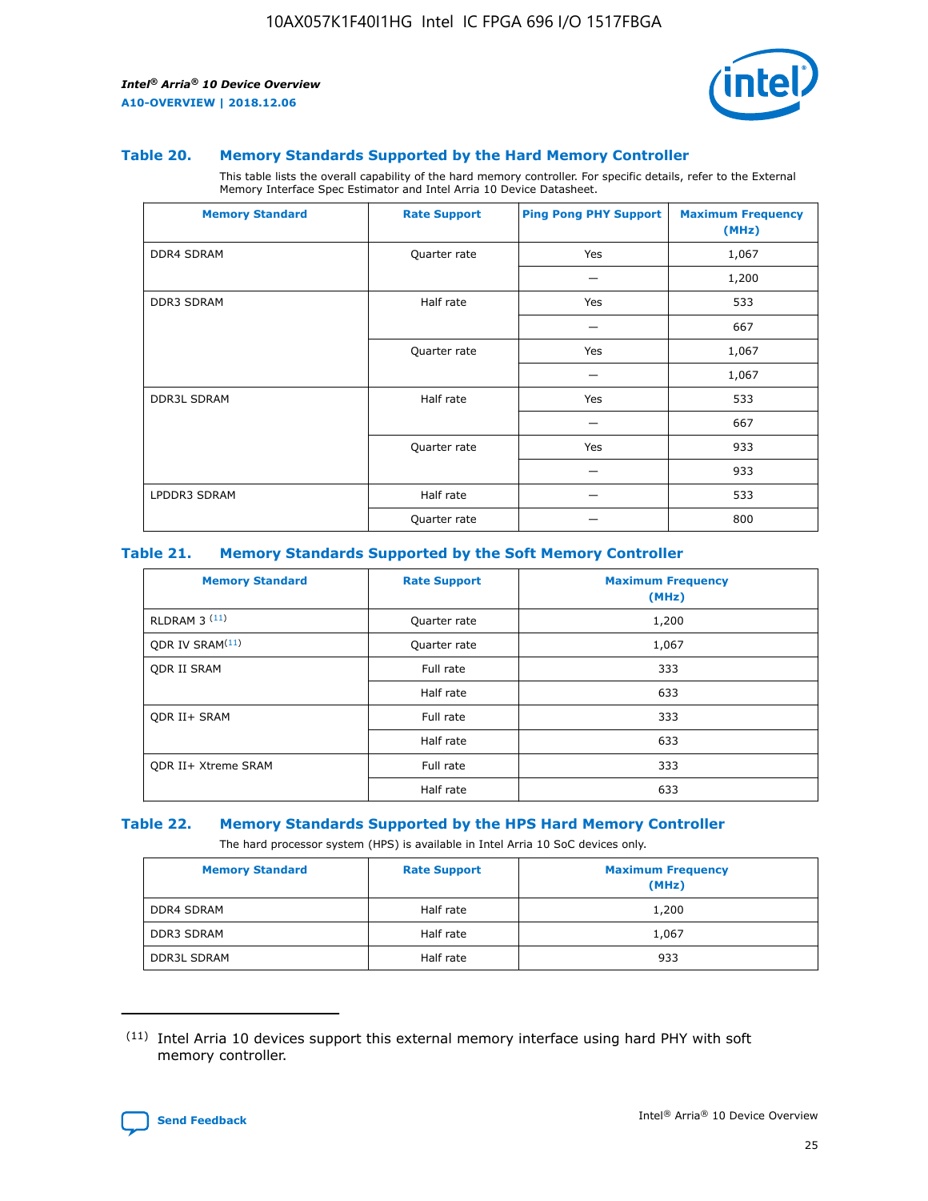### Table 20. Memory Standards Supported by the Hard Memory Controller

This table lists the overall capability of the hard memory controller. For specific details, refer to the External Memory Interface Spec Estimator and Intel Arria 10 Device Datasheet.

| Memory Standard | Rate Support | Ping Pong PHY Support | Maximum Frequency (MHz) |
|---|---|---|---|
| DDR4 SDRAM | Quarter rate | Yes | 1,067 |
| | | — | 1,200 |
| DDR3 SDRAM | Half rate | Yes | 533 |
| | | — | 667 |
| | Quarter rate | Yes | 1,067 |
| | | — | 1,067 |
| DDR3L SDRAM | Half rate | Yes | 533 |
| | | — | 667 |
| | Quarter rate | Yes | 933 |
| | | — | 933 |
| LPDDR3 SDRAM | Half rate | — | 533 |
| | Quarter rate | — | 800 |

### Table 21. Memory Standards Supported by the Soft Memory Controller

| Memory Standard | Rate Support | Maximum Frequency (MHz) |
|---|---|---|
| RLDRAM 3 (11) | Quarter rate | 1,200 |
| QDR IV SRAM(11) | Quarter rate | 1,067 |
| QDR II SRAM | Full rate | 333 |
| | Half rate | 633 |
| QDR II+ SRAM | Full rate | 333 |
| | Half rate | 633 |
| QDR II+ Xtreme SRAM | Full rate | 333 |
| | Half rate | 633 |

### Table 22. Memory Standards Supported by the HPS Hard Memory Controller

The hard processor system (HPS) is available in Intel Arria 10 SoC devices only.

| Memory Standard | Rate Support | Maximum Frequency (MHz) |
|---|---|---|
| DDR4 SDRAM | Half rate | 1,200 |
| DDR3 SDRAM | Half rate | 1,067 |
| DDR3L SDRAM | Half rate | 933 |

(11) Intel Arria 10 devices support this external memory interface using hard PHY with soft memory controller.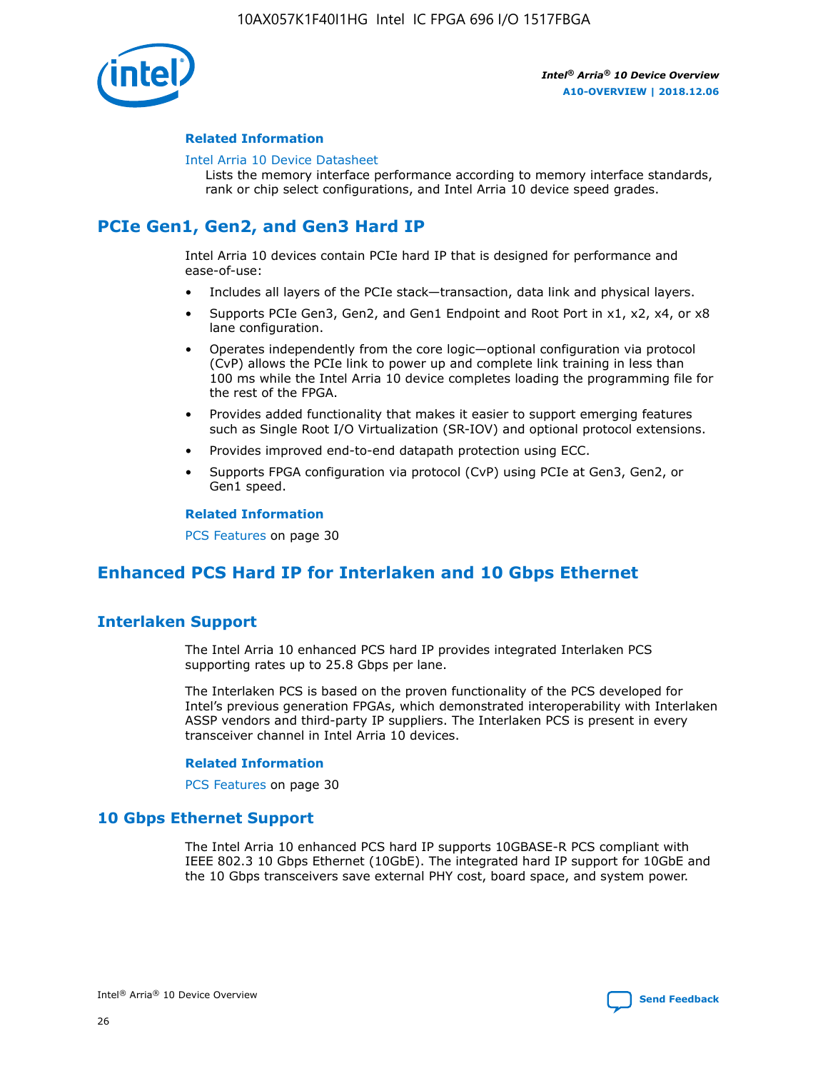#### Related Information

Intel Arria 10 Device Datasheet
Lists the memory interface performance according to memory interface standards, rank or chip select configurations, and Intel Arria 10 device speed grades.

## PCIe Gen1, Gen2, and Gen3 Hard IP

Intel Arria 10 devices contain PCIe hard IP that is designed for performance and ease-of-use:

- Includes all layers of the PCIe stack—transaction, data link and physical layers.
- Supports PCIe Gen3, Gen2, and Gen1 Endpoint and Root Port in x1, x2, x4, or x8 lane configuration.
- Operates independently from the core logic—optional configuration via protocol (CvP) allows the PCIe link to power up and complete link training in less than 100 ms while the Intel Arria 10 device completes loading the programming file for the rest of the FPGA.
- Provides added functionality that makes it easier to support emerging features such as Single Root I/O Virtualization (SR-IOV) and optional protocol extensions.
- Provides improved end-to-end datapath protection using ECC.
- Supports FPGA configuration via protocol (CvP) using PCIe at Gen3, Gen2, or Gen1 speed.

#### Related Information

PCS Features on page 30

## Enhanced PCS Hard IP for Interlaken and 10 Gbps Ethernet

### Interlaken Support

The Intel Arria 10 enhanced PCS hard IP provides integrated Interlaken PCS supporting rates up to 25.8 Gbps per lane.

The Interlaken PCS is based on the proven functionality of the PCS developed for Intel's previous generation FPGAs, which demonstrated interoperability with Interlaken ASSP vendors and third-party IP suppliers. The Interlaken PCS is present in every transceiver channel in Intel Arria 10 devices.

#### Related Information

PCS Features on page 30

### 10 Gbps Ethernet Support

The Intel Arria 10 enhanced PCS hard IP supports 10GBASE-R PCS compliant with IEEE 802.3 10 Gbps Ethernet (10GbE). The integrated hard IP support for 10GbE and the 10 Gbps transceivers save external PHY cost, board space, and system power.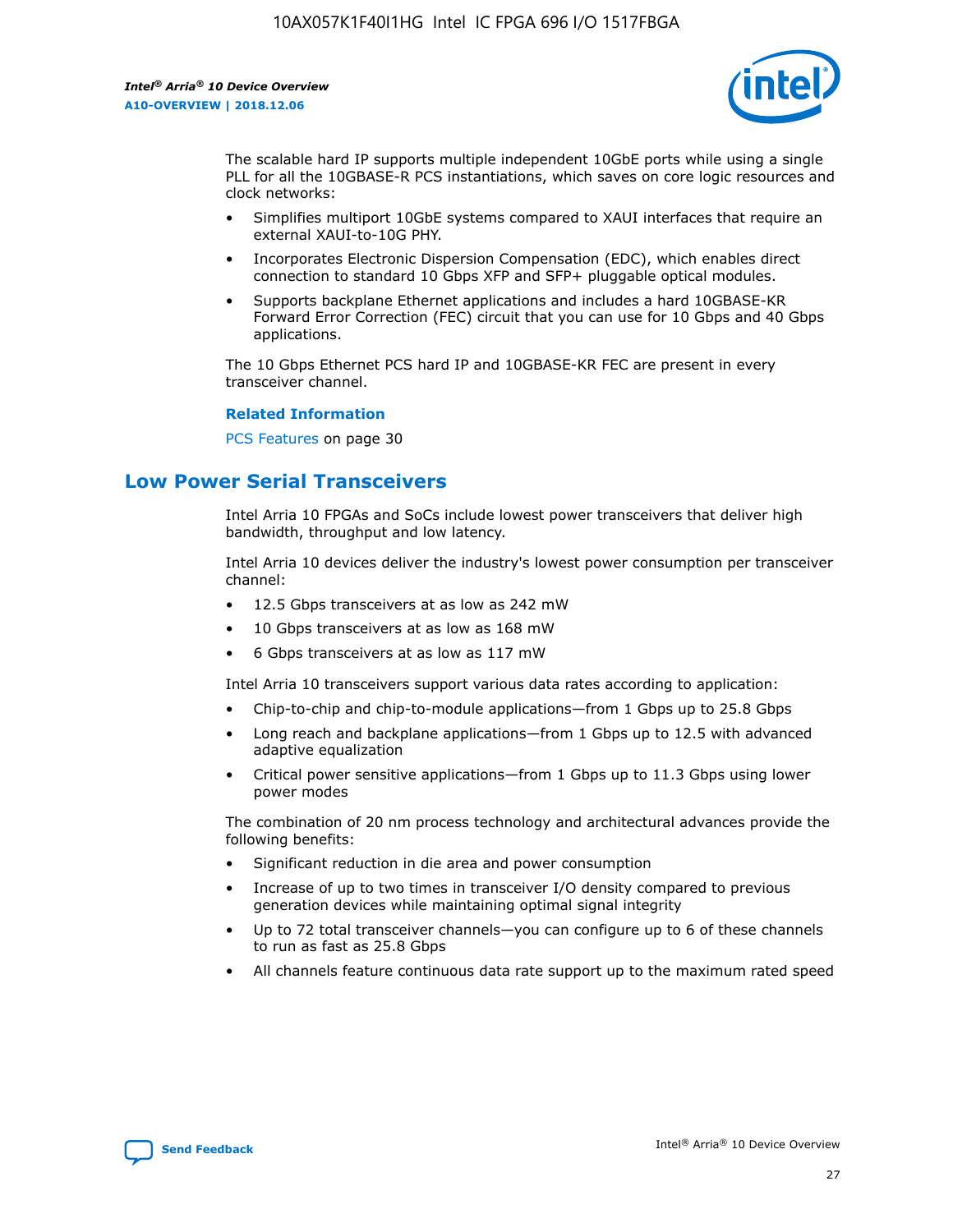The scalable hard IP supports multiple independent 10GbE ports while using a single PLL for all the 10GBASE-R PCS instantiations, which saves on core logic resources and clock networks:

- Simplifies multiport 10GbE systems compared to XAUI interfaces that require an external XAUI-to-10G PHY.
- Incorporates Electronic Dispersion Compensation (EDC), which enables direct connection to standard 10 Gbps XFP and SFP+ pluggable optical modules.
- Supports backplane Ethernet applications and includes a hard 10GBASE-KR Forward Error Correction (FEC) circuit that you can use for 10 Gbps and 40 Gbps applications.

The 10 Gbps Ethernet PCS hard IP and 10GBASE-KR FEC are present in every transceiver channel.

**Related Information**

PCS Features on page 30

## Low Power Serial Transceivers

Intel Arria 10 FPGAs and SoCs include lowest power transceivers that deliver high bandwidth, throughput and low latency.

Intel Arria 10 devices deliver the industry's lowest power consumption per transceiver channel:

- 12.5 Gbps transceivers at as low as 242 mW
- 10 Gbps transceivers at as low as 168 mW
- 6 Gbps transceivers at as low as 117 mW

Intel Arria 10 transceivers support various data rates according to application:

- Chip-to-chip and chip-to-module applications—from 1 Gbps up to 25.8 Gbps
- Long reach and backplane applications—from 1 Gbps up to 12.5 with advanced adaptive equalization
- Critical power sensitive applications—from 1 Gbps up to 11.3 Gbps using lower power modes

The combination of 20 nm process technology and architectural advances provide the following benefits:

- Significant reduction in die area and power consumption
- Increase of up to two times in transceiver I/O density compared to previous generation devices while maintaining optimal signal integrity
- Up to 72 total transceiver channels—you can configure up to 6 of these channels to run as fast as 25.8 Gbps
- All channels feature continuous data rate support up to the maximum rated speed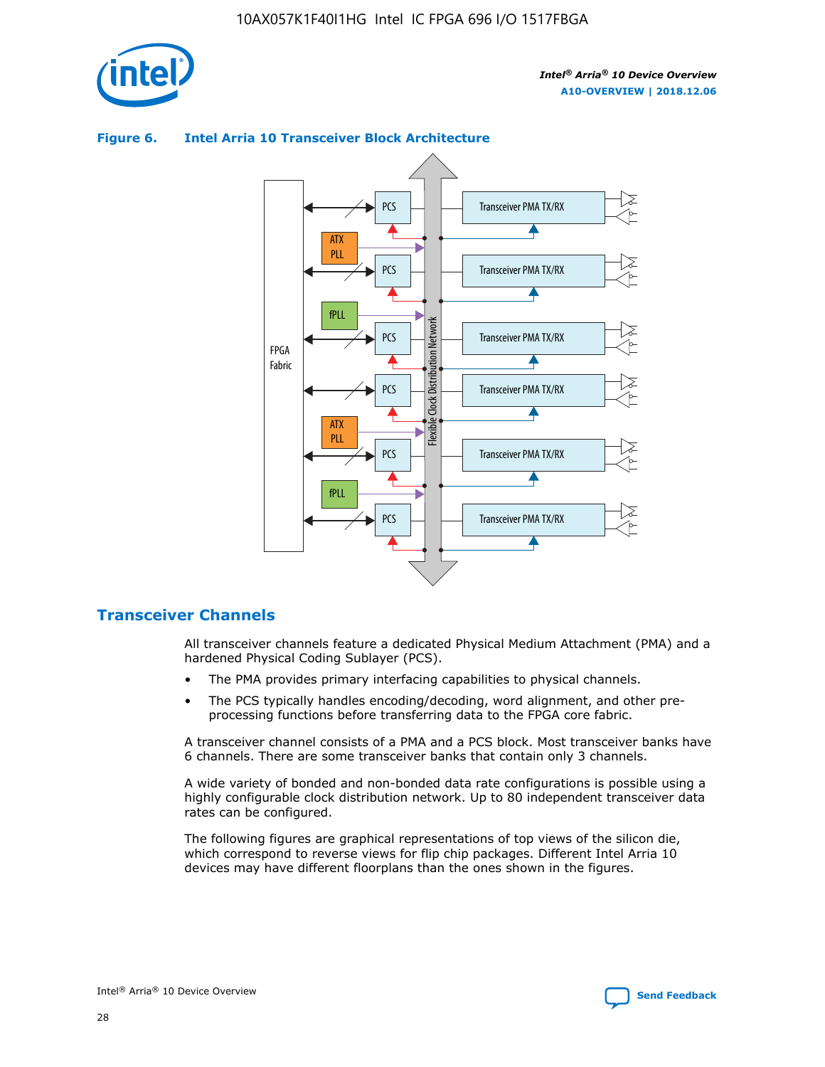**Figure 6. Intel Arria 10 Transceiver Block Architecture**

## Transceiver Channels

All transceiver channels feature a dedicated Physical Medium Attachment (PMA) and a hardened Physical Coding Sublayer (PCS).

- The PMA provides primary interfacing capabilities to physical channels.
- The PCS typically handles encoding/decoding, word alignment, and other pre-processing functions before transferring data to the FPGA core fabric.

A transceiver channel consists of a PMA and a PCS block. Most transceiver banks have 6 channels. There are some transceiver banks that contain only 3 channels.

A wide variety of bonded and non-bonded data rate configurations is possible using a highly configurable clock distribution network. Up to 80 independent transceiver data rates can be configured.

The following figures are graphical representations of top views of the silicon die, which correspond to reverse views for flip chip packages. Different Intel Arria 10 devices may have different floorplans than the ones shown in the figures.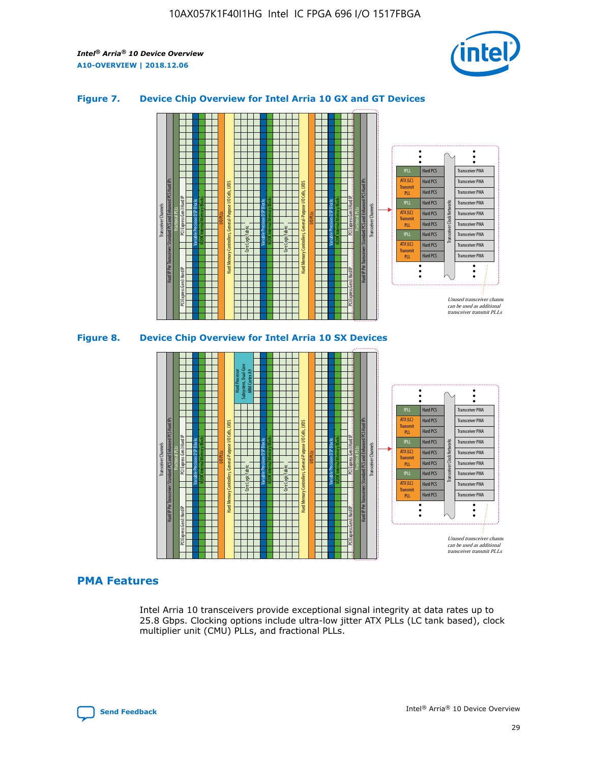### Figure 7. Device Chip Overview for Intel Arria 10 GX and GT Devices

### Figure 8. Device Chip Overview for Intel Arria 10 SX Devices

## PMA Features

Intel Arria 10 transceivers provide exceptional signal integrity at data rates up to 25.8 Gbps. Clocking options include ultra-low jitter ATX PLLs (LC tank based), clock multiplier unit (CMU) PLLs, and fractional PLLs.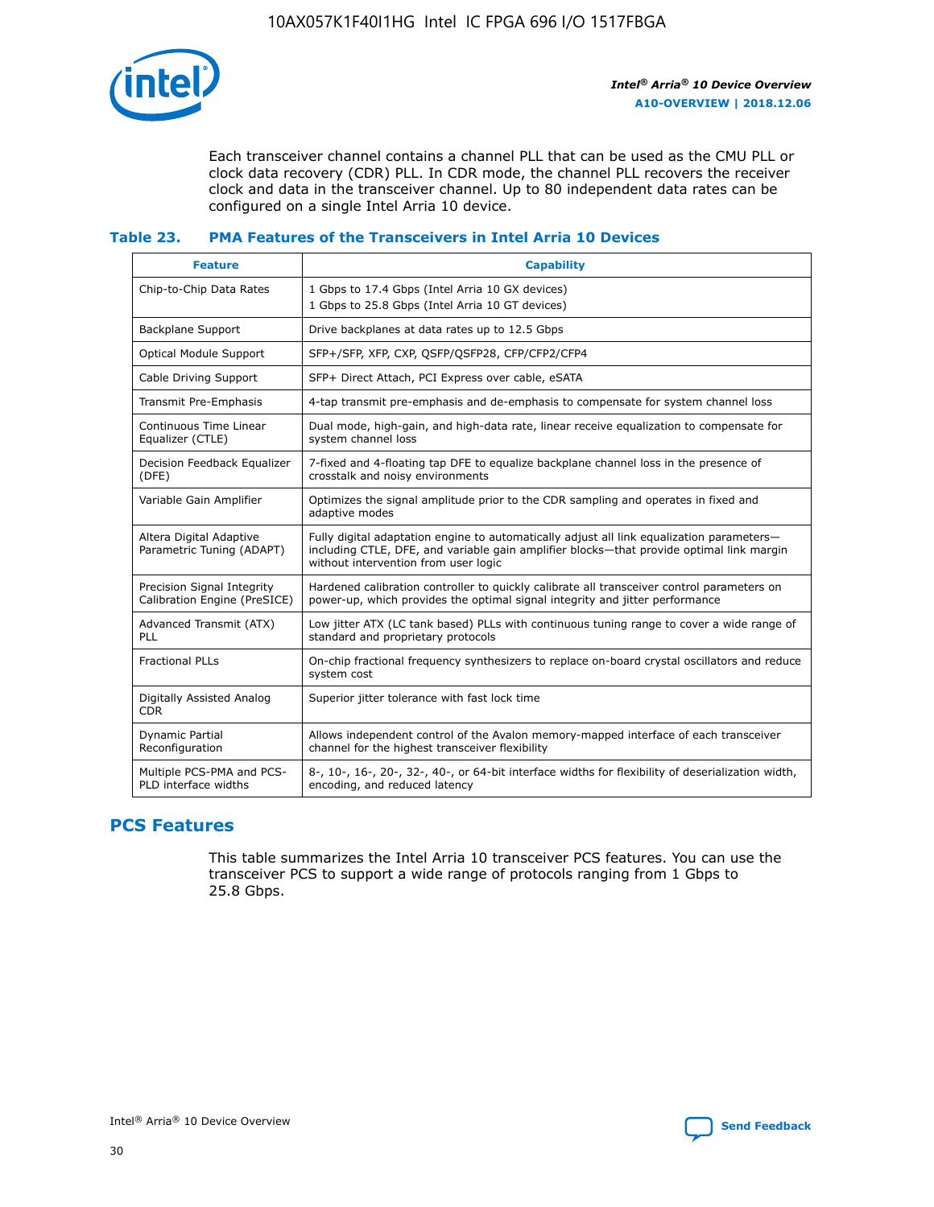Each transceiver channel contains a channel PLL that can be used as the CMU PLL or clock data recovery (CDR) PLL. In CDR mode, the channel PLL recovers the receiver clock and data in the transceiver channel. Up to 80 independent data rates can be configured on a single Intel Arria 10 device.

**Table 23. PMA Features of the Transceivers in Intel Arria 10 Devices**

| Feature | Capability |
| --- | --- |
| Chip-to-Chip Data Rates | 1 Gbps to 17.4 Gbps (Intel Arria 10 GX devices)<br>1 Gbps to 25.8 Gbps (Intel Arria 10 GT devices) |
| Backplane Support | Drive backplanes at data rates up to 12.5 Gbps |
| Optical Module Support | SFP+/SFP, XFP, CXP, QSFP/QSFP28, CFP/CFP2/CFP4 |
| Cable Driving Support | SFP+ Direct Attach, PCI Express over cable, eSATA |
| Transmit Pre-Emphasis | 4-tap transmit pre-emphasis and de-emphasis to compensate for system channel loss |
| Continuous Time Linear Equalizer (CTLE) | Dual mode, high-gain, and high-data rate, linear receive equalization to compensate for system channel loss |
| Decision Feedback Equalizer (DFE) | 7-fixed and 4-floating tap DFE to equalize backplane channel loss in the presence of crosstalk and noisy environments |
| Variable Gain Amplifier | Optimizes the signal amplitude prior to the CDR sampling and operates in fixed and adaptive modes |
| Altera Digital Adaptive Parametric Tuning (ADAPT) | Fully digital adaptation engine to automatically adjust all link equalization parameters—including CTLE, DFE, and variable gain amplifier blocks—that provide optimal link margin without intervention from user logic |
| Precision Signal Integrity Calibration Engine (PreSICE) | Hardened calibration controller to quickly calibrate all transceiver control parameters on power-up, which provides the optimal signal integrity and jitter performance |
| Advanced Transmit (ATX) PLL | Low jitter ATX (LC tank based) PLLs with continuous tuning range to cover a wide range of standard and proprietary protocols |
| Fractional PLLs | On-chip fractional frequency synthesizers to replace on-board crystal oscillators and reduce system cost |
| Digitally Assisted Analog CDR | Superior jitter tolerance with fast lock time |
| Dynamic Partial Reconfiguration | Allows independent control of the Avalon memory-mapped interface of each transceiver channel for the highest transceiver flexibility |
| Multiple PCS-PMA and PCS-PLD interface widths | 8-, 10-, 16-, 20-, 32-, 40-, or 64-bit interface widths for flexibility of deserialization width, encoding, and reduced latency |

## PCS Features

This table summarizes the Intel Arria 10 transceiver PCS features. You can use the transceiver PCS to support a wide range of protocols ranging from 1 Gbps to 25.8 Gbps.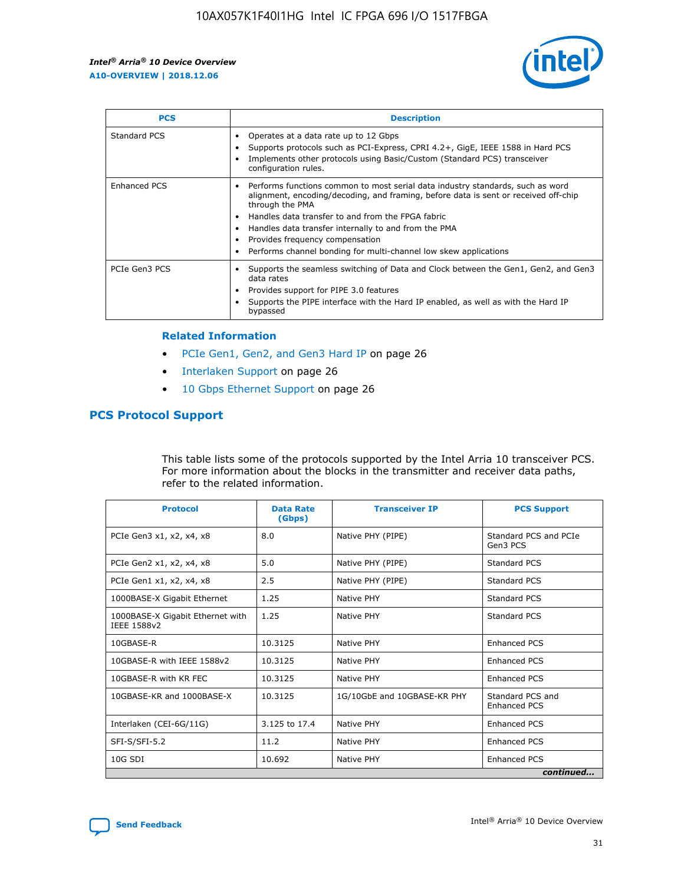| PCS | Description |
| --- | --- |
| Standard PCS | • Operates at a data rate up to 12 Gbps<br>• Supports protocols such as PCI-Express, CPRI 4.2+, GigE, IEEE 1588 in Hard PCS<br>• Implements other protocols using Basic/Custom (Standard PCS) transceiver configuration rules. |
| Enhanced PCS | • Performs functions common to most serial data industry standards, such as word alignment, encoding/decoding, and framing, before data is sent or received off-chip through the PMA<br>• Handles data transfer to and from the FPGA fabric<br>• Handles data transfer internally to and from the PMA<br>• Provides frequency compensation<br>• Performs channel bonding for multi-channel low skew applications |
| PCIe Gen3 PCS | • Supports the seamless switching of Data and Clock between the Gen1, Gen2, and Gen3 data rates<br>• Provides support for PIPE 3.0 features<br>• Supports the PIPE interface with the Hard IP enabled, as well as with the Hard IP bypassed |

### Related Information

- PCIe Gen1, Gen2, and Gen3 Hard IP on page 26
- Interlaken Support on page 26
- 10 Gbps Ethernet Support on page 26

## PCS Protocol Support

This table lists some of the protocols supported by the Intel Arria 10 transceiver PCS. For more information about the blocks in the transmitter and receiver data paths, refer to the related information.

| Protocol | Data Rate (Gbps) | Transceiver IP | PCS Support |
| --- | --- | --- | --- |
| PCIe Gen3 x1, x2, x4, x8 | 8.0 | Native PHY (PIPE) | Standard PCS and PCIe Gen3 PCS |
| PCIe Gen2 x1, x2, x4, x8 | 5.0 | Native PHY (PIPE) | Standard PCS |
| PCIe Gen1 x1, x2, x4, x8 | 2.5 | Native PHY (PIPE) | Standard PCS |
| 1000BASE-X Gigabit Ethernet | 1.25 | Native PHY | Standard PCS |
| 1000BASE-X Gigabit Ethernet with IEEE 1588v2 | 1.25 | Native PHY | Standard PCS |
| 10GBASE-R | 10.3125 | Native PHY | Enhanced PCS |
| 10GBASE-R with IEEE 1588v2 | 10.3125 | Native PHY | Enhanced PCS |
| 10GBASE-R with KR FEC | 10.3125 | Native PHY | Enhanced PCS |
| 10GBASE-KR and 1000BASE-X | 10.3125 | 1G/10GbE and 10GBASE-KR PHY | Standard PCS and Enhanced PCS |
| Interlaken (CEI-6G/11G) | 3.125 to 17.4 | Native PHY | Enhanced PCS |
| SFI-S/SFI-5.2 | 11.2 | Native PHY | Enhanced PCS |
| 10G SDI | 10.692 | Native PHY | Enhanced PCS |

*continued...*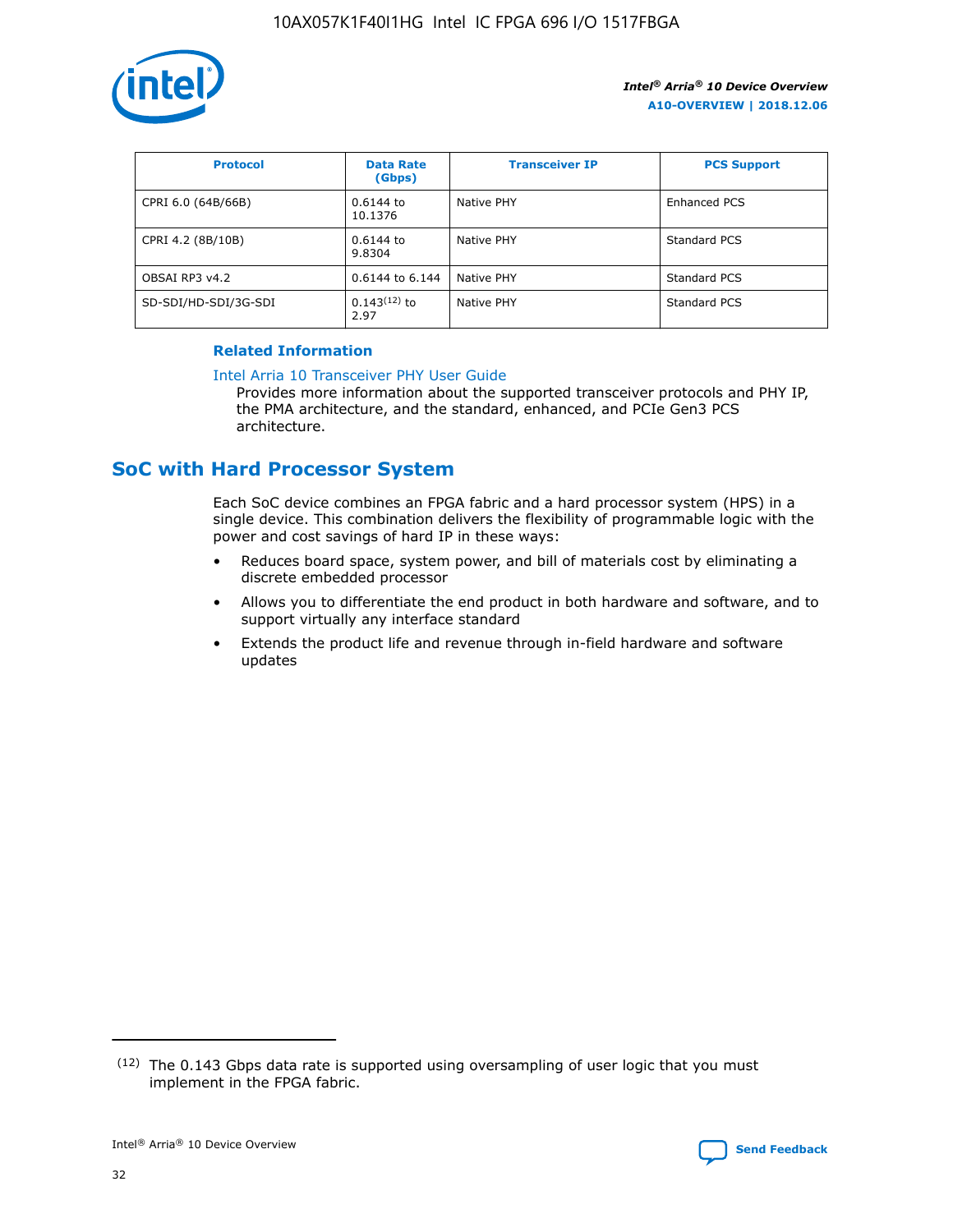| Protocol | Data Rate (Gbps) | Transceiver IP | PCS Support |
| --- | --- | --- | --- |
| CPRI 6.0 (64B/66B) | 0.6144 to 10.1376 | Native PHY | Enhanced PCS |
| CPRI 4.2 (8B/10B) | 0.6144 to 9.8304 | Native PHY | Standard PCS |
| OBSAI RP3 v4.2 | 0.6144 to 6.144 | Native PHY | Standard PCS |
| SD-SDI/HD-SDI/3G-SDI | 0.143[12] to 2.97 | Native PHY | Standard PCS |

**Related Information**

Intel Arria 10 Transceiver PHY User Guide
Provides more information about the supported transceiver protocols and PHY IP, the PMA architecture, and the standard, enhanced, and PCIe Gen3 PCS architecture.

## SoC with Hard Processor System

Each SoC device combines an FPGA fabric and a hard processor system (HPS) in a single device. This combination delivers the flexibility of programmable logic with the power and cost savings of hard IP in these ways:

- Reduces board space, system power, and bill of materials cost by eliminating a discrete embedded processor
- Allows you to differentiate the end product in both hardware and software, and to support virtually any interface standard
- Extends the product life and revenue through in-field hardware and software updates

[12] The 0.143 Gbps data rate is supported using oversampling of user logic that you must implement in the FPGA fabric.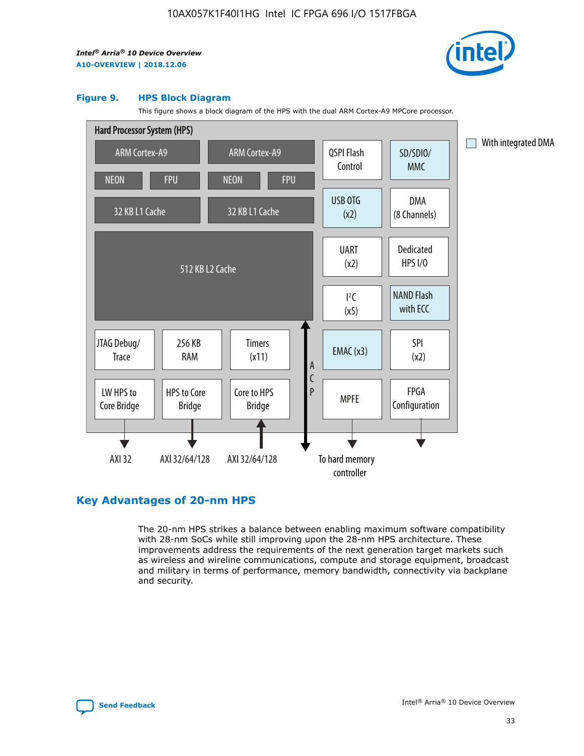**Figure 9. HPS Block Diagram**

This figure shows a block diagram of the HPS with the dual ARM Cortex-A9 MPCore processor.

Hard Processor System (HPS)

| ARM Cortex-A9 | ARM Cortex-A9 | QSPI Flash Control | SD/SDIO/MMC |
|---|---|---|---|
| NEON, FPU | NEON, FPU | USB OTG (x2) | DMA (8 Channels) |
| 32 KB L1 Cache | 32 KB L1 Cache | UART (x2) | Dedicated HPS I/O |
| 512 KB L2 Cache | | I²C (x5) | NAND Flash with ECC |

| JTAG Debug/Trace | 256 KB RAM | Timers (x11) | EMAC (x3) | SPI (x2) |
|---|---|---|---|---|
| LW HPS to Core Bridge | HPS to Core Bridge | Core to HPS Bridge | MPFE | FPGA Configuration |
| AXI 32 | AXI 32/64/128 | AXI 32/64/128 | To hard memory controller | |

ACP

With integrated DMA: SD/SDIO/MMC, USB OTG (x2), NAND Flash with ECC, EMAC (x3)

## Key Advantages of 20-nm HPS

The 20-nm HPS strikes a balance between enabling maximum software compatibility with 28-nm SoCs while still improving upon the 28-nm HPS architecture. These improvements address the requirements of the next generation target markets such as wireless and wireline communications, compute and storage equipment, broadcast and military in terms of performance, memory bandwidth, connectivity via backplane and security.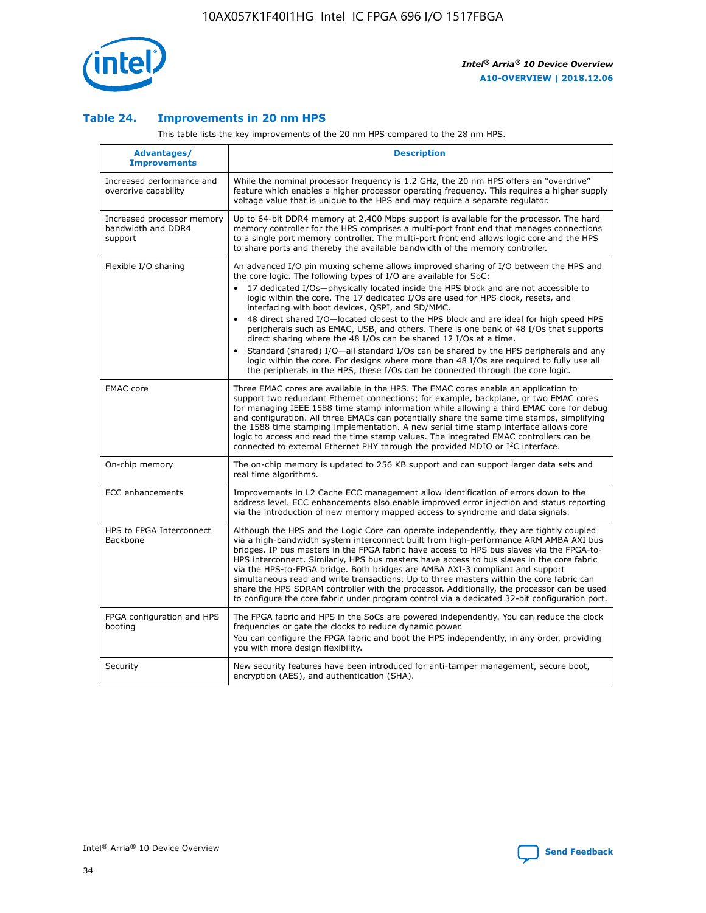### Table 24. Improvements in 20 nm HPS

This table lists the key improvements of the 20 nm HPS compared to the 28 nm HPS.

| Advantages/ Improvements | Description |
| --- | --- |
| Increased performance and overdrive capability | While the nominal processor frequency is 1.2 GHz, the 20 nm HPS offers an "overdrive" feature which enables a higher processor operating frequency. This requires a higher supply voltage value that is unique to the HPS and may require a separate regulator. |
| Increased processor memory bandwidth and DDR4 support | Up to 64-bit DDR4 memory at 2,400 Mbps support is available for the processor. The hard memory controller for the HPS comprises a multi-port front end that manages connections to a single port memory controller. The multi-port front end allows logic core and the HPS to share ports and thereby the available bandwidth of the memory controller. |
| Flexible I/O sharing | An advanced I/O pin muxing scheme allows improved sharing of I/O between the HPS and the core logic. The following types of I/O are available for SoC: • 17 dedicated I/Os—physically located inside the HPS block and are not accessible to logic within the core. The 17 dedicated I/Os are used for HPS clock, resets, and interfacing with boot devices, QSPI, and SD/MMC. • 48 direct shared I/O—located closest to the HPS block and are ideal for high speed HPS peripherals such as EMAC, USB, and others. There is one bank of 48 I/Os that supports direct sharing where the 48 I/Os can be shared 12 I/Os at a time. • Standard (shared) I/O—all standard I/Os can be shared by the HPS peripherals and any logic within the core. For designs where more than 48 I/Os are required to fully use all the peripherals in the HPS, these I/Os can be connected through the core logic. |
| EMAC core | Three EMAC cores are available in the HPS. The EMAC cores enable an application to support two redundant Ethernet connections; for example, backplane, or two EMAC cores for managing IEEE 1588 time stamp information while allowing a third EMAC core for debug and configuration. All three EMACs can potentially share the same time stamps, simplifying the 1588 time stamping implementation. A new serial time stamp interface allows core logic to access and read the time stamp values. The integrated EMAC controllers can be connected to external Ethernet PHY through the provided MDIO or I²C interface. |
| On-chip memory | The on-chip memory is updated to 256 KB support and can support larger data sets and real time algorithms. |
| ECC enhancements | Improvements in L2 Cache ECC management allow identification of errors down to the address level. ECC enhancements also enable improved error injection and status reporting via the introduction of new memory mapped access to syndrome and data signals. |
| HPS to FPGA Interconnect Backbone | Although the HPS and the Logic Core can operate independently, they are tightly coupled via a high-bandwidth system interconnect built from high-performance ARM AMBA AXI bus bridges. IP bus masters in the FPGA fabric have access to HPS bus slaves via the FPGA-to-HPS interconnect. Similarly, HPS bus masters have access to bus slaves in the core fabric via the HPS-to-FPGA bridge. Both bridges are AMBA AXI-3 compliant and support simultaneous read and write transactions. Up to three masters within the core fabric can share the HPS SDRAM controller with the processor. Additionally, the processor can be used to configure the core fabric under program control via a dedicated 32-bit configuration port. |
| FPGA configuration and HPS booting | The FPGA fabric and HPS in the SoCs are powered independently. You can reduce the clock frequencies or gate the clocks to reduce dynamic power. You can configure the FPGA fabric and boot the HPS independently, in any order, providing you with more design flexibility. |
| Security | New security features have been introduced for anti-tamper management, secure boot, encryption (AES), and authentication (SHA). |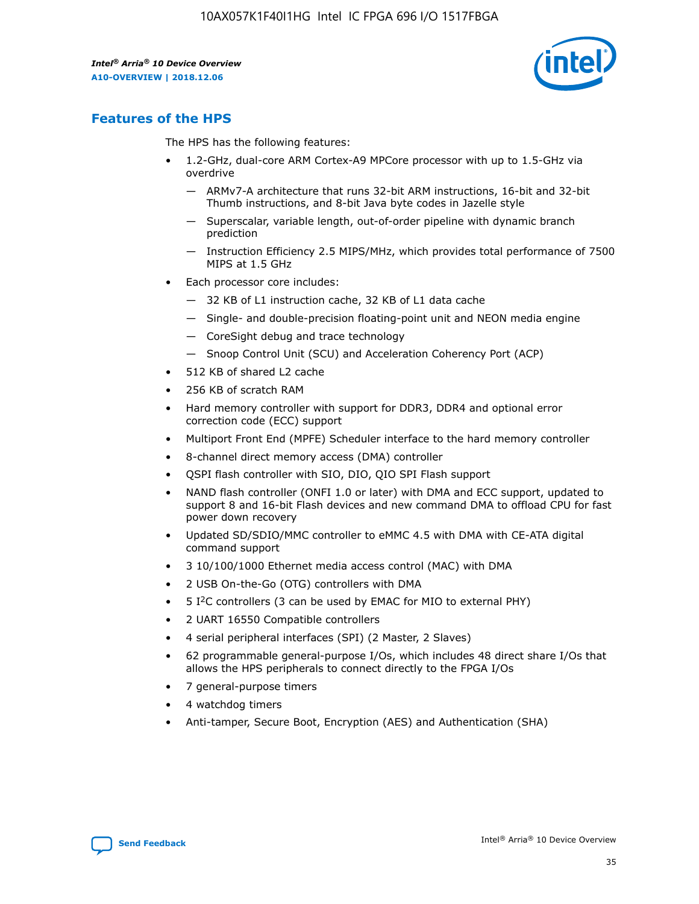## Features of the HPS

The HPS has the following features:

- 1.2-GHz, dual-core ARM Cortex-A9 MPCore processor with up to 1.5-GHz via overdrive
  - — ARMv7-A architecture that runs 32-bit ARM instructions, 16-bit and 32-bit Thumb instructions, and 8-bit Java byte codes in Jazelle style
  - — Superscalar, variable length, out-of-order pipeline with dynamic branch prediction
  - — Instruction Efficiency 2.5 MIPS/MHz, which provides total performance of 7500 MIPS at 1.5 GHz
- Each processor core includes:
  - — 32 KB of L1 instruction cache, 32 KB of L1 data cache
  - — Single- and double-precision floating-point unit and NEON media engine
  - — CoreSight debug and trace technology
  - — Snoop Control Unit (SCU) and Acceleration Coherency Port (ACP)
- 512 KB of shared L2 cache
- 256 KB of scratch RAM
- Hard memory controller with support for DDR3, DDR4 and optional error correction code (ECC) support
- Multiport Front End (MPFE) Scheduler interface to the hard memory controller
- 8-channel direct memory access (DMA) controller
- QSPI flash controller with SIO, DIO, QIO SPI Flash support
- NAND flash controller (ONFI 1.0 or later) with DMA and ECC support, updated to support 8 and 16-bit Flash devices and new command DMA to offload CPU for fast power down recovery
- Updated SD/SDIO/MMC controller to eMMC 4.5 with DMA with CE-ATA digital command support
- 3 10/100/1000 Ethernet media access control (MAC) with DMA
- 2 USB On-the-Go (OTG) controllers with DMA
- 5 I$^2$C controllers (3 can be used by EMAC for MIO to external PHY)
- 2 UART 16550 Compatible controllers
- 4 serial peripheral interfaces (SPI) (2 Master, 2 Slaves)
- 62 programmable general-purpose I/Os, which includes 48 direct share I/Os that allows the HPS peripherals to connect directly to the FPGA I/Os
- 7 general-purpose timers
- 4 watchdog timers
- Anti-tamper, Secure Boot, Encryption (AES) and Authentication (SHA)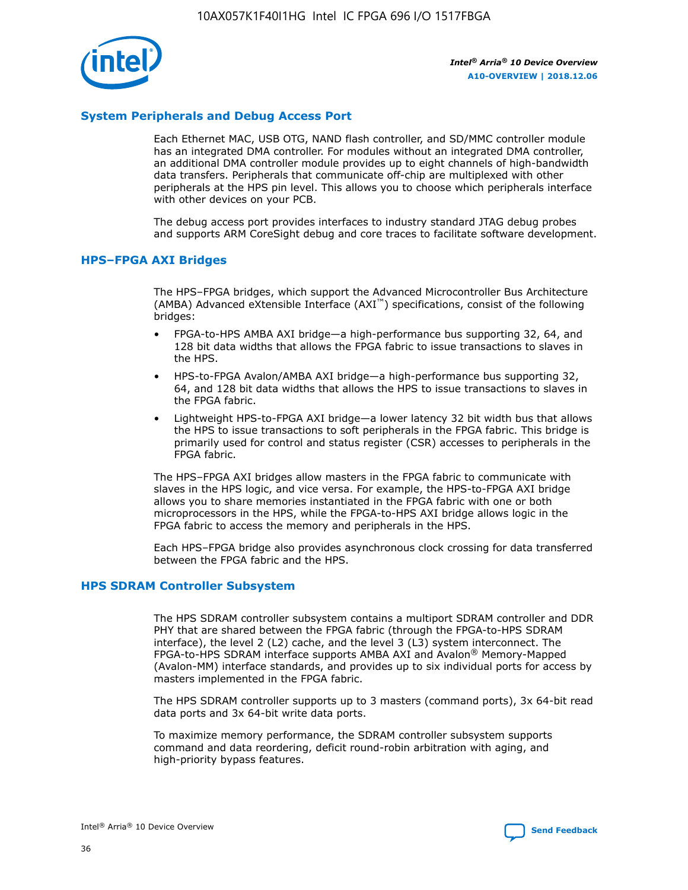## System Peripherals and Debug Access Port

Each Ethernet MAC, USB OTG, NAND flash controller, and SD/MMC controller module has an integrated DMA controller. For modules without an integrated DMA controller, an additional DMA controller module provides up to eight channels of high-bandwidth data transfers. Peripherals that communicate off-chip are multiplexed with other peripherals at the HPS pin level. This allows you to choose which peripherals interface with other devices on your PCB.

The debug access port provides interfaces to industry standard JTAG debug probes and supports ARM CoreSight debug and core traces to facilitate software development.

## HPS–FPGA AXI Bridges

The HPS–FPGA bridges, which support the Advanced Microcontroller Bus Architecture (AMBA) Advanced eXtensible Interface (AXI™) specifications, consist of the following bridges:

- FPGA-to-HPS AMBA AXI bridge—a high-performance bus supporting 32, 64, and 128 bit data widths that allows the FPGA fabric to issue transactions to slaves in the HPS.
- HPS-to-FPGA Avalon/AMBA AXI bridge—a high-performance bus supporting 32, 64, and 128 bit data widths that allows the HPS to issue transactions to slaves in the FPGA fabric.
- Lightweight HPS-to-FPGA AXI bridge—a lower latency 32 bit width bus that allows the HPS to issue transactions to soft peripherals in the FPGA fabric. This bridge is primarily used for control and status register (CSR) accesses to peripherals in the FPGA fabric.

The HPS–FPGA AXI bridges allow masters in the FPGA fabric to communicate with slaves in the HPS logic, and vice versa. For example, the HPS-to-FPGA AXI bridge allows you to share memories instantiated in the FPGA fabric with one or both microprocessors in the HPS, while the FPGA-to-HPS AXI bridge allows logic in the FPGA fabric to access the memory and peripherals in the HPS.

Each HPS–FPGA bridge also provides asynchronous clock crossing for data transferred between the FPGA fabric and the HPS.

## HPS SDRAM Controller Subsystem

The HPS SDRAM controller subsystem contains a multiport SDRAM controller and DDR PHY that are shared between the FPGA fabric (through the FPGA-to-HPS SDRAM interface), the level 2 (L2) cache, and the level 3 (L3) system interconnect. The FPGA-to-HPS SDRAM interface supports AMBA AXI and Avalon® Memory-Mapped (Avalon-MM) interface standards, and provides up to six individual ports for access by masters implemented in the FPGA fabric.

The HPS SDRAM controller supports up to 3 masters (command ports), 3x 64-bit read data ports and 3x 64-bit write data ports.

To maximize memory performance, the SDRAM controller subsystem supports command and data reordering, deficit round-robin arbitration with aging, and high-priority bypass features.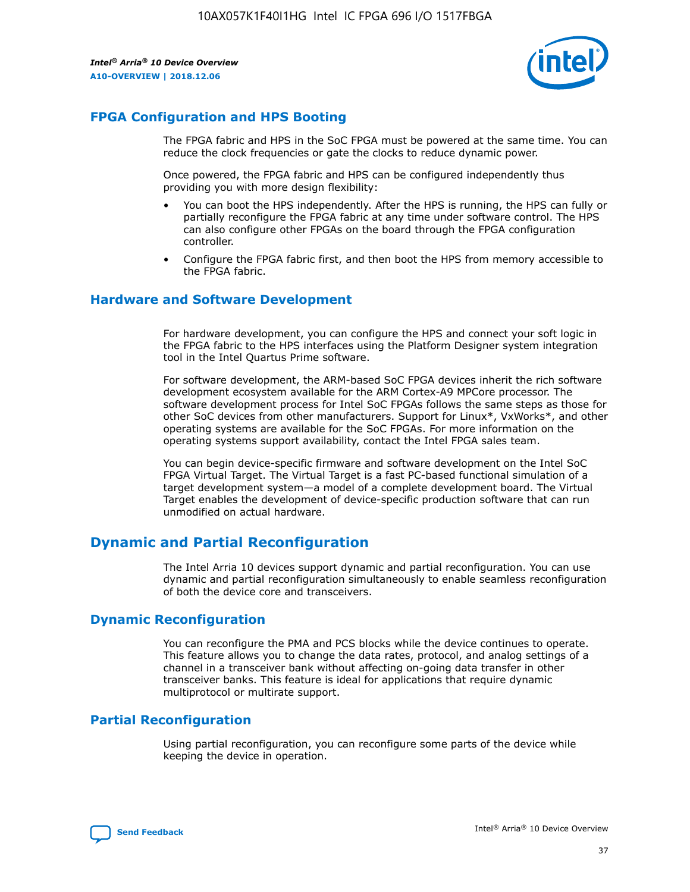## FPGA Configuration and HPS Booting

The FPGA fabric and HPS in the SoC FPGA must be powered at the same time. You can reduce the clock frequencies or gate the clocks to reduce dynamic power.

Once powered, the FPGA fabric and HPS can be configured independently thus providing you with more design flexibility:

- You can boot the HPS independently. After the HPS is running, the HPS can fully or partially reconfigure the FPGA fabric at any time under software control. The HPS can also configure other FPGAs on the board through the FPGA configuration controller.
- Configure the FPGA fabric first, and then boot the HPS from memory accessible to the FPGA fabric.

## Hardware and Software Development

For hardware development, you can configure the HPS and connect your soft logic in the FPGA fabric to the HPS interfaces using the Platform Designer system integration tool in the Intel Quartus Prime software.

For software development, the ARM-based SoC FPGA devices inherit the rich software development ecosystem available for the ARM Cortex-A9 MPCore processor. The software development process for Intel SoC FPGAs follows the same steps as those for other SoC devices from other manufacturers. Support for Linux*, VxWorks*, and other operating systems are available for the SoC FPGAs. For more information on the operating systems support availability, contact the Intel FPGA sales team.

You can begin device-specific firmware and software development on the Intel SoC FPGA Virtual Target. The Virtual Target is a fast PC-based functional simulation of a target development system—a model of a complete development board. The Virtual Target enables the development of device-specific production software that can run unmodified on actual hardware.

# Dynamic and Partial Reconfiguration

The Intel Arria 10 devices support dynamic and partial reconfiguration. You can use dynamic and partial reconfiguration simultaneously to enable seamless reconfiguration of both the device core and transceivers.

## Dynamic Reconfiguration

You can reconfigure the PMA and PCS blocks while the device continues to operate. This feature allows you to change the data rates, protocol, and analog settings of a channel in a transceiver bank without affecting on-going data transfer in other transceiver banks. This feature is ideal for applications that require dynamic multiprotocol or multirate support.

## Partial Reconfiguration

Using partial reconfiguration, you can reconfigure some parts of the device while keeping the device in operation.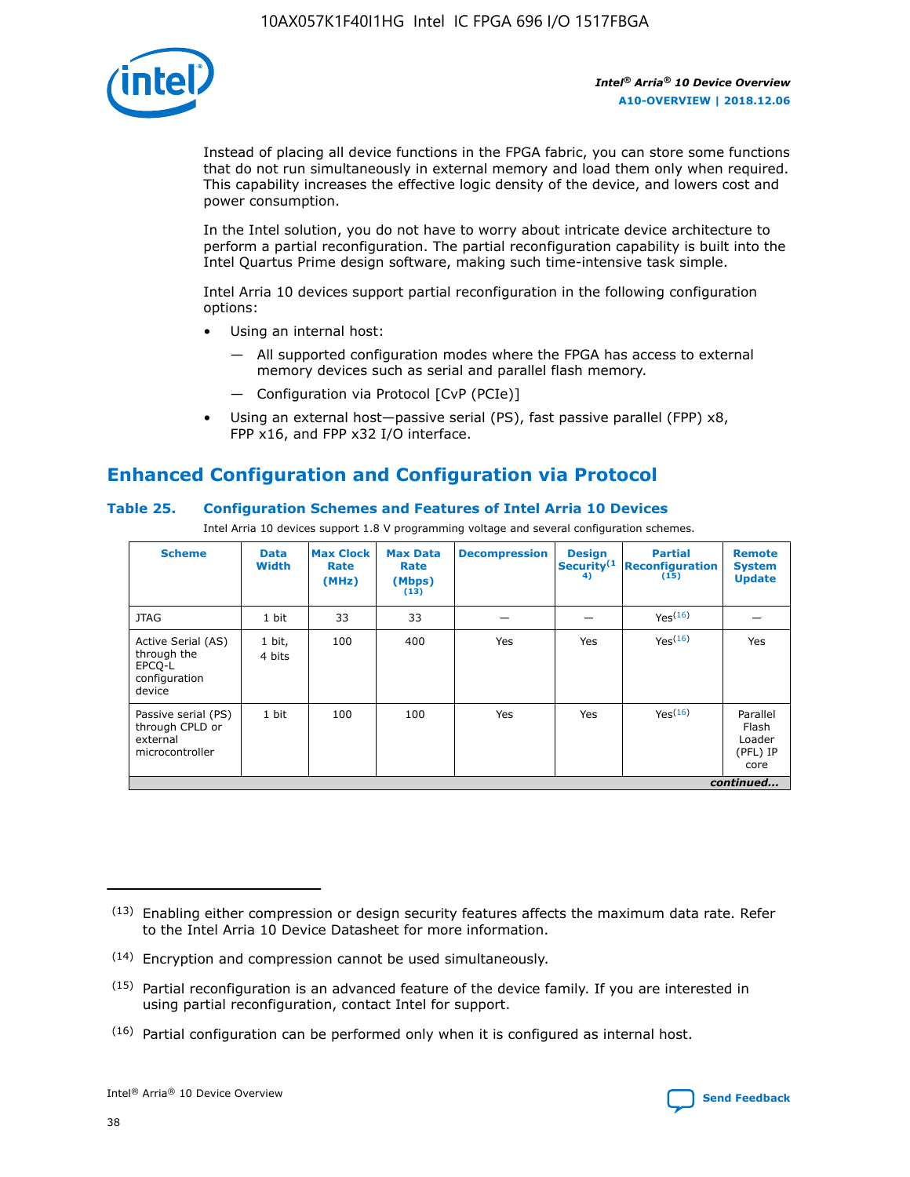Instead of placing all device functions in the FPGA fabric, you can store some functions that do not run simultaneously in external memory and load them only when required. This capability increases the effective logic density of the device, and lowers cost and power consumption.

In the Intel solution, you do not have to worry about intricate device architecture to perform a partial reconfiguration. The partial reconfiguration capability is built into the Intel Quartus Prime design software, making such time-intensive task simple.

Intel Arria 10 devices support partial reconfiguration in the following configuration options:

- Using an internal host:
  - — All supported configuration modes where the FPGA has access to external memory devices such as serial and parallel flash memory.
  - — Configuration via Protocol [CvP (PCIe)]
- Using an external host—passive serial (PS), fast passive parallel (FPP) x8, FPP x16, and FPP x32 I/O interface.

## Enhanced Configuration and Configuration via Protocol

### Table 25. Configuration Schemes and Features of Intel Arria 10 Devices

Intel Arria 10 devices support 1.8 V programming voltage and several configuration schemes.

| Scheme | Data Width | Max Clock Rate (MHz) | Max Data Rate (Mbps) (13) | Decompression | Design Security(14) | Partial Reconfiguration (15) | Remote System Update |
|---|---|---|---|---|---|---|---|
| JTAG | 1 bit | 33 | 33 | — | — | Yes(16) | — |
| Active Serial (AS) through the EPCQ-L configuration device | 1 bit, 4 bits | 100 | 400 | Yes | Yes | Yes(16) | Yes |
| Passive serial (PS) through CPLD or external microcontroller | 1 bit | 100 | 100 | Yes | Yes | Yes(16) | Parallel Flash Loader (PFL) IP core |

*continued...*

(13) Enabling either compression or design security features affects the maximum data rate. Refer to the Intel Arria 10 Device Datasheet for more information.

(14) Encryption and compression cannot be used simultaneously.

(15) Partial reconfiguration is an advanced feature of the device family. If you are interested in using partial reconfiguration, contact Intel for support.

(16) Partial configuration can be performed only when it is configured as internal host.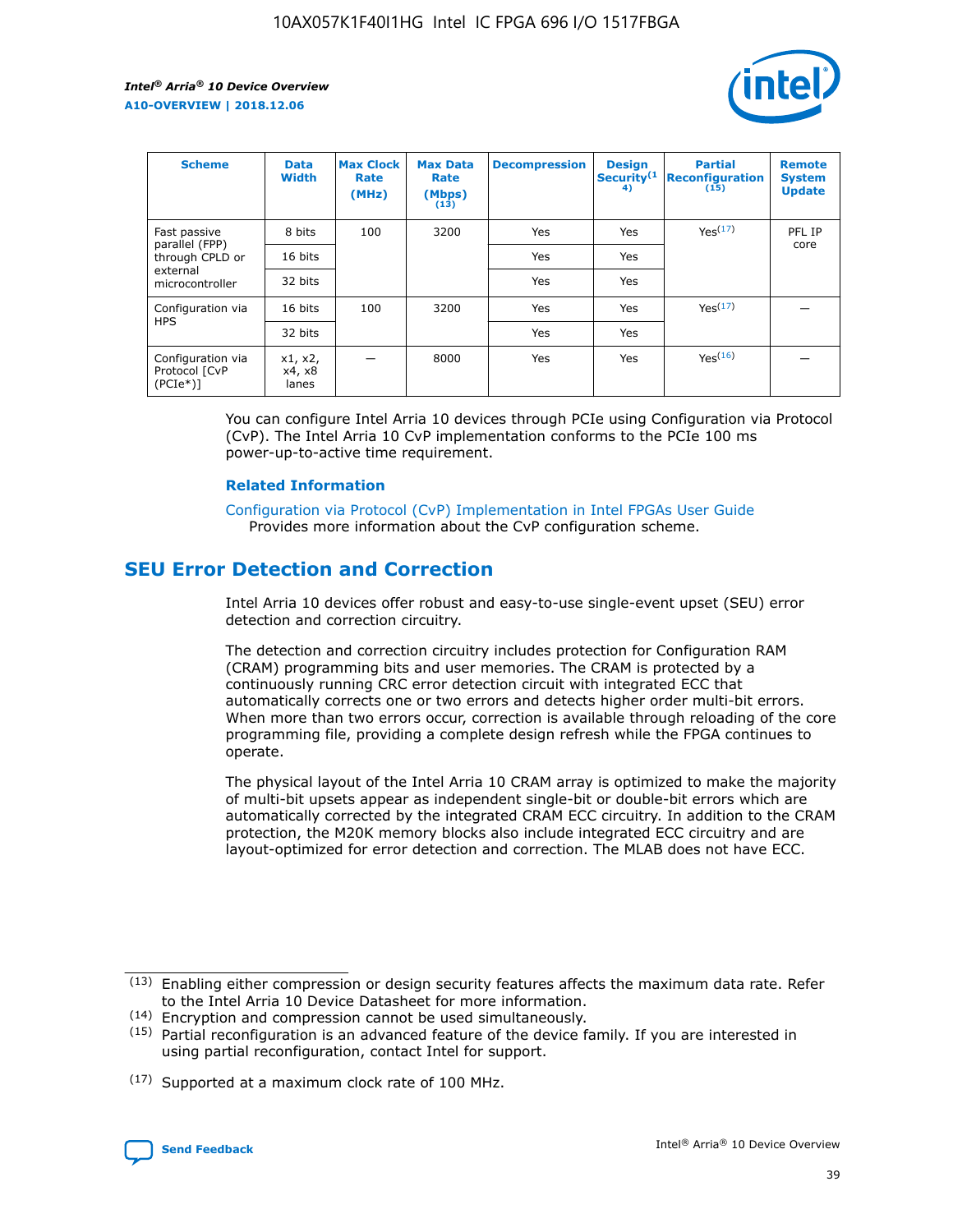| Scheme | Data Width | Max Clock Rate (MHz) | Max Data Rate (Mbps) (13) | Decompression | Design Security (14) | Partial Reconfiguration (15) | Remote System Update |
|---|---|---|---|---|---|---|---|
| Fast passive parallel (FPP) through CPLD or external microcontroller | 8 bits | 100 | 3200 | Yes | Yes | Yes(17) | PFL IP core |
| | 16 bits | | | Yes | Yes | | |
| | 32 bits | | | Yes | Yes | | |
| Configuration via HPS | 16 bits | 100 | 3200 | Yes | Yes | Yes(17) | — |
| | 32 bits | | | Yes | Yes | | |
| Configuration via Protocol [CvP (PCIe*)] | x1, x2, x4, x8 lanes | — | 8000 | Yes | Yes | Yes(16) | — |

You can configure Intel Arria 10 devices through PCIe using Configuration via Protocol (CvP). The Intel Arria 10 CvP implementation conforms to the PCIe 100 ms power-up-to-active time requirement.

### Related Information

Configuration via Protocol (CvP) Implementation in Intel FPGAs User Guide
Provides more information about the CvP configuration scheme.

## SEU Error Detection and Correction

Intel Arria 10 devices offer robust and easy-to-use single-event upset (SEU) error detection and correction circuitry.

The detection and correction circuitry includes protection for Configuration RAM (CRAM) programming bits and user memories. The CRAM is protected by a continuously running CRC error detection circuit with integrated ECC that automatically corrects one or two errors and detects higher order multi-bit errors. When more than two errors occur, correction is available through reloading of the core programming file, providing a complete design refresh while the FPGA continues to operate.

The physical layout of the Intel Arria 10 CRAM array is optimized to make the majority of multi-bit upsets appear as independent single-bit or double-bit errors which are automatically corrected by the integrated CRAM ECC circuitry. In addition to the CRAM protection, the M20K memory blocks also include integrated ECC circuitry and are layout-optimized for error detection and correction. The MLAB does not have ECC.

(13) Enabling either compression or design security features affects the maximum data rate. Refer to the Intel Arria 10 Device Datasheet for more information.

(14) Encryption and compression cannot be used simultaneously.

(15) Partial reconfiguration is an advanced feature of the device family. If you are interested in using partial reconfiguration, contact Intel for support.

(17) Supported at a maximum clock rate of 100 MHz.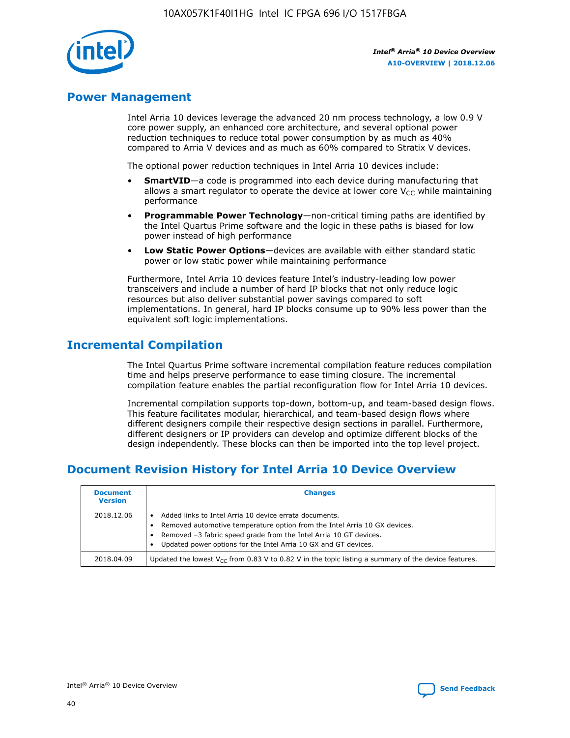## Power Management

Intel Arria 10 devices leverage the advanced 20 nm process technology, a low 0.9 V core power supply, an enhanced core architecture, and several optional power reduction techniques to reduce total power consumption by as much as 40% compared to Arria V devices and as much as 60% compared to Stratix V devices.

The optional power reduction techniques in Intel Arria 10 devices include:

- **SmartVID**—a code is programmed into each device during manufacturing that allows a smart regulator to operate the device at lower core $V_{CC}$ while maintaining performance
- **Programmable Power Technology**—non-critical timing paths are identified by the Intel Quartus Prime software and the logic in these paths is biased for low power instead of high performance
- **Low Static Power Options**—devices are available with either standard static power or low static power while maintaining performance

Furthermore, Intel Arria 10 devices feature Intel's industry-leading low power transceivers and include a number of hard IP blocks that not only reduce logic resources but also deliver substantial power savings compared to soft implementations. In general, hard IP blocks consume up to 90% less power than the equivalent soft logic implementations.

## Incremental Compilation

The Intel Quartus Prime software incremental compilation feature reduces compilation time and helps preserve performance to ease timing closure. The incremental compilation feature enables the partial reconfiguration flow for Intel Arria 10 devices.

Incremental compilation supports top-down, bottom-up, and team-based design flows. This feature facilitates modular, hierarchical, and team-based design flows where different designers compile their respective design sections in parallel. Furthermore, different designers or IP providers can develop and optimize different blocks of the design independently. These blocks can then be imported into the top level project.

## Document Revision History for Intel Arria 10 Device Overview

| Document Version | Changes |
|---|---|
| 2018.12.06 | • Added links to Intel Arria 10 device errata documents.<br>• Removed automotive temperature option from the Intel Arria 10 GX devices.<br>• Removed –3 fabric speed grade from the Intel Arria 10 GT devices.<br>• Updated power options for the Intel Arria 10 GX and GT devices. |
| 2018.04.09 | Updated the lowest $V_{CC}$ from 0.83 V to 0.82 V in the topic listing a summary of the device features. |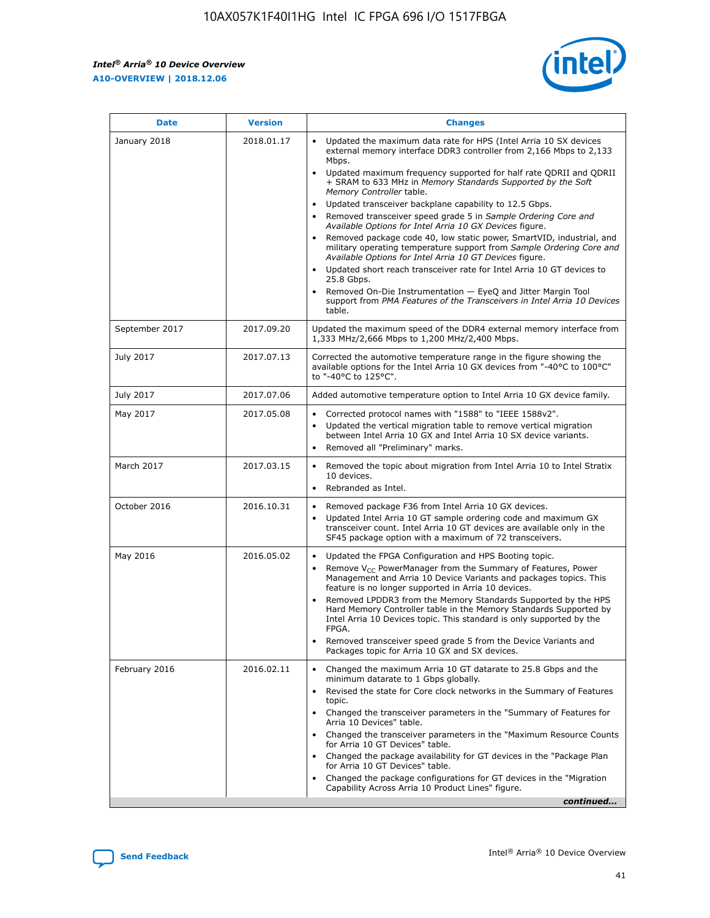| Date | Version | Changes |
| --- | --- | --- |
| January 2018 | 2018.01.17 | • Updated the maximum data rate for HPS (Intel Arria 10 SX devices external memory interface DDR3 controller from 2,166 Mbps to 2,133 Mbps.<br>• Updated maximum frequency supported for half rate QDRII and QDRII + SRAM to 633 MHz in *Memory Standards Supported by the Soft Memory Controller* table.<br>• Updated transceiver backplane capability to 12.5 Gbps.<br>• Removed transceiver speed grade 5 in *Sample Ordering Core and Available Options for Intel Arria 10 GX Devices* figure.<br>• Removed package code 40, low static power, SmartVID, industrial, and military operating temperature support from *Sample Ordering Core and Available Options for Intel Arria 10 GT Devices* figure.<br>• Updated short reach transceiver rate for Intel Arria 10 GT devices to 25.8 Gbps.<br>• Removed On-Die Instrumentation — EyeQ and Jitter Margin Tool support from *PMA Features of the Transceivers in Intel Arria 10 Devices* table. |
| September 2017 | 2017.09.20 | Updated the maximum speed of the DDR4 external memory interface from 1,333 MHz/2,666 Mbps to 1,200 MHz/2,400 Mbps. |
| July 2017 | 2017.07.13 | Corrected the automotive temperature range in the figure showing the available options for the Intel Arria 10 GX devices from "-40°C to 100°C" to "-40°C to 125°C". |
| July 2017 | 2017.07.06 | Added automotive temperature option to Intel Arria 10 GX device family. |
| May 2017 | 2017.05.08 | • Corrected protocol names with "1588" to "IEEE 1588v2".<br>• Updated the vertical migration table to remove vertical migration between Intel Arria 10 GX and Intel Arria 10 SX device variants.<br>• Removed all "Preliminary" marks. |
| March 2017 | 2017.03.15 | • Removed the topic about migration from Intel Arria 10 to Intel Stratix 10 devices.<br>• Rebranded as Intel. |
| October 2016 | 2016.10.31 | • Removed package F36 from Intel Arria 10 GX devices.<br>• Updated Intel Arria 10 GT sample ordering code and maximum GX transceiver count. Intel Arria 10 GT devices are available only in the SF45 package option with a maximum of 72 transceivers. |
| May 2016 | 2016.05.02 | • Updated the FPGA Configuration and HPS Booting topic.<br>• Remove $V_{CC}$ PowerManager from the Summary of Features, Power Management and Arria 10 Device Variants and packages topics. This feature is no longer supported in Arria 10 devices.<br>• Removed LPDDR3 from the Memory Standards Supported by the HPS Hard Memory Controller table in the Memory Standards Supported by Intel Arria 10 Devices topic. This standard is only supported by the FPGA.<br>• Removed transceiver speed grade 5 from the Device Variants and Packages topic for Arria 10 GX and SX devices. |
| February 2016 | 2016.02.11 | • Changed the maximum Arria 10 GT datarate to 25.8 Gbps and the minimum datarate to 1 Gbps globally.<br>• Revised the state for Core clock networks in the Summary of Features topic.<br>• Changed the transceiver parameters in the "Summary of Features for Arria 10 Devices" table.<br>• Changed the transceiver parameters in the "Maximum Resource Counts for Arria 10 GT Devices" table.<br>• Changed the package availability for GT devices in the "Package Plan for Arria 10 GT Devices" table.<br>• Changed the package configurations for GT devices in the "Migration Capability Across Arria 10 Product Lines" figure. |

*continued...*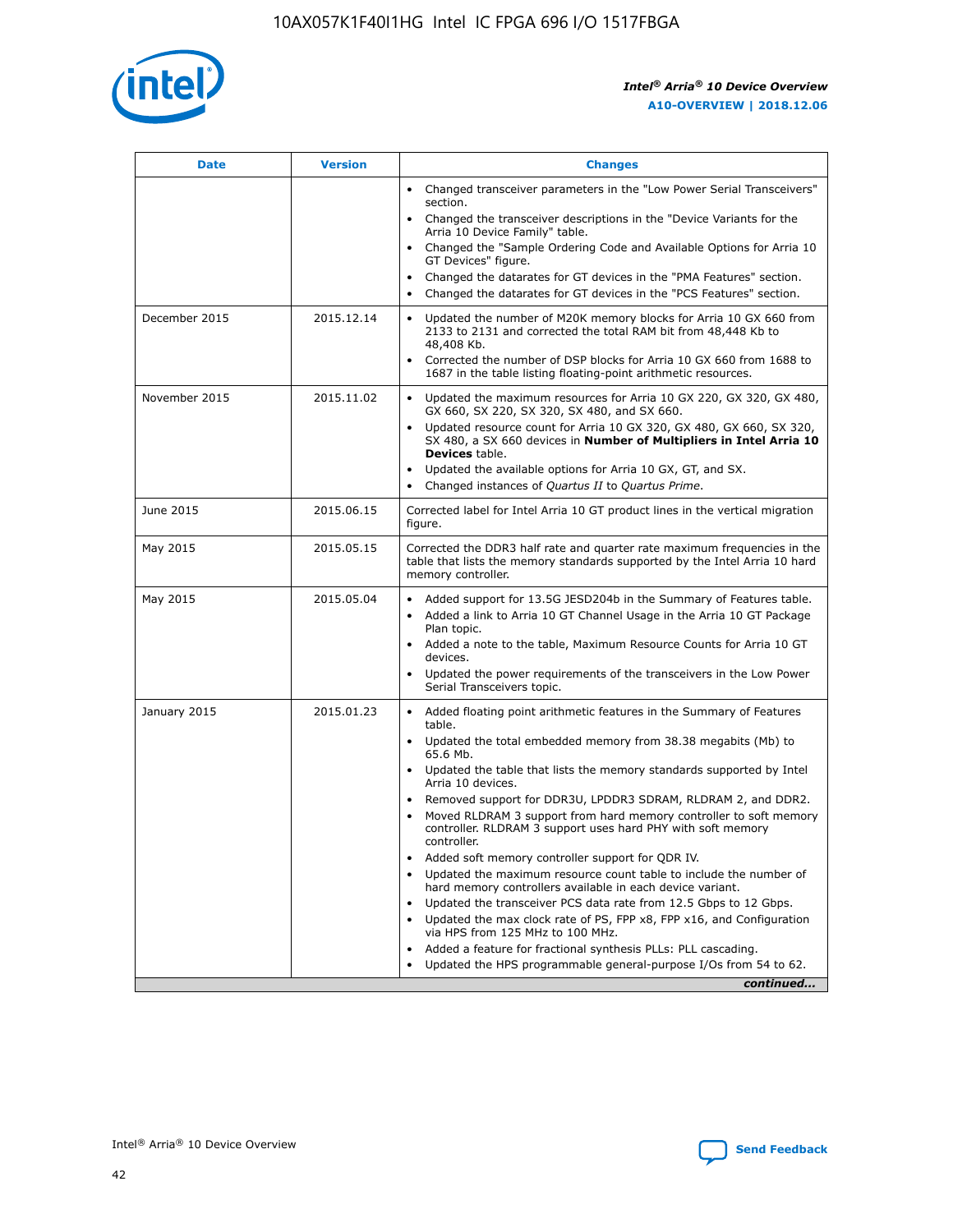| Date | Version | Changes |
| --- | --- | --- |
| | | • Changed transceiver parameters in the "Low Power Serial Transceivers" section.<br>• Changed the transceiver descriptions in the "Device Variants for the Arria 10 Device Family" table.<br>• Changed the "Sample Ordering Code and Available Options for Arria 10 GT Devices" figure.<br>• Changed the datarates for GT devices in the "PMA Features" section.<br>• Changed the datarates for GT devices in the "PCS Features" section. |
| December 2015 | 2015.12.14 | • Updated the number of M20K memory blocks for Arria 10 GX 660 from 2133 to 2131 and corrected the total RAM bit from 48,448 Kb to 48,408 Kb.<br>• Corrected the number of DSP blocks for Arria 10 GX 660 from 1688 to 1687 in the table listing floating-point arithmetic resources. |
| November 2015 | 2015.11.02 | • Updated the maximum resources for Arria 10 GX 220, GX 320, GX 480, GX 660, SX 220, SX 320, SX 480, and SX 660.<br>• Updated resource count for Arria 10 GX 320, GX 480, GX 660, SX 320, SX 480, a SX 660 devices in **Number of Multipliers in Intel Arria 10 Devices** table.<br>• Updated the available options for Arria 10 GX, GT, and SX.<br>• Changed instances of *Quartus II* to *Quartus Prime*. |
| June 2015 | 2015.06.15 | Corrected label for Intel Arria 10 GT product lines in the vertical migration figure. |
| May 2015 | 2015.05.15 | Corrected the DDR3 half rate and quarter rate maximum frequencies in the table that lists the memory standards supported by the Intel Arria 10 hard memory controller. |
| May 2015 | 2015.05.04 | • Added support for 13.5G JESD204b in the Summary of Features table.<br>• Added a link to Arria 10 GT Channel Usage in the Arria 10 GT Package Plan topic.<br>• Added a note to the table, Maximum Resource Counts for Arria 10 GT devices.<br>• Updated the power requirements of the transceivers in the Low Power Serial Transceivers topic. |
| January 2015 | 2015.01.23 | • Added floating point arithmetic features in the Summary of Features table.<br>• Updated the total embedded memory from 38.38 megabits (Mb) to 65.6 Mb.<br>• Updated the table that lists the memory standards supported by Intel Arria 10 devices.<br>• Removed support for DDR3U, LPDDR3 SDRAM, RLDRAM 2, and DDR2.<br>• Moved RLDRAM 3 support from hard memory controller to soft memory controller. RLDRAM 3 support uses hard PHY with soft memory controller.<br>• Added soft memory controller support for QDR IV.<br>• Updated the maximum resource count table to include the number of hard memory controllers available in each device variant.<br>• Updated the transceiver PCS data rate from 12.5 Gbps to 12 Gbps.<br>• Updated the max clock rate of PS, FPP x8, FPP x16, and Configuration via HPS from 125 MHz to 100 MHz.<br>• Added a feature for fractional synthesis PLLs: PLL cascading.<br>• Updated the HPS programmable general-purpose I/Os from 54 to 62. |

*continued...*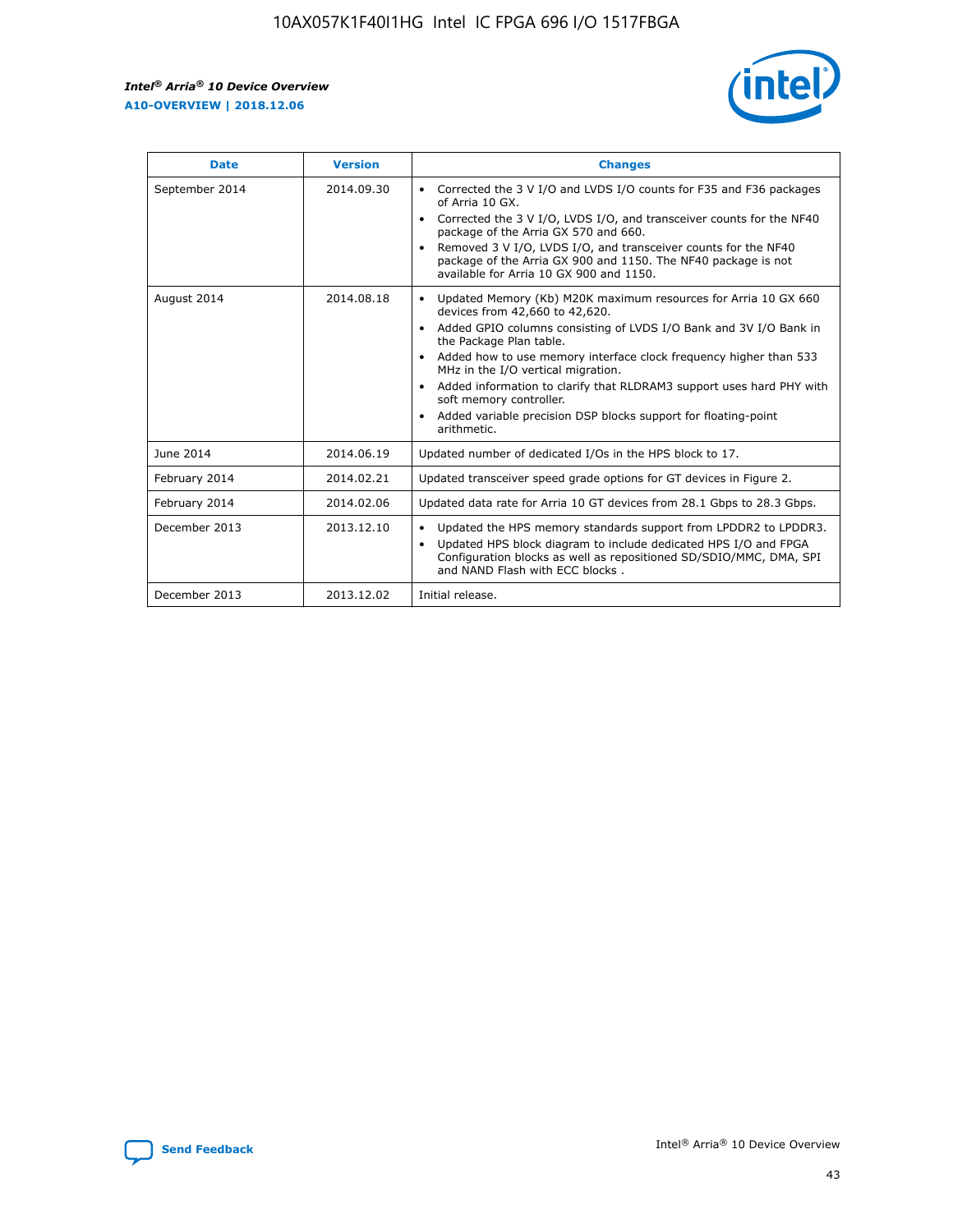| Date | Version | Changes |
| --- | --- | --- |
| September 2014 | 2014.09.30 | • Corrected the 3 V I/O and LVDS I/O counts for F35 and F36 packages of Arria 10 GX.<br>• Corrected the 3 V I/O, LVDS I/O, and transceiver counts for the NF40 package of the Arria GX 570 and 660.<br>• Removed 3 V I/O, LVDS I/O, and transceiver counts for the NF40 package of the Arria GX 900 and 1150. The NF40 package is not available for Arria 10 GX 900 and 1150. |
| August 2014 | 2014.08.18 | • Updated Memory (Kb) M20K maximum resources for Arria 10 GX 660 devices from 42,660 to 42,620.<br>• Added GPIO columns consisting of LVDS I/O Bank and 3V I/O Bank in the Package Plan table.<br>• Added how to use memory interface clock frequency higher than 533 MHz in the I/O vertical migration.<br>• Added information to clarify that RLDRAM3 support uses hard PHY with soft memory controller.<br>• Added variable precision DSP blocks support for floating-point arithmetic. |
| June 2014 | 2014.06.19 | Updated number of dedicated I/Os in the HPS block to 17. |
| February 2014 | 2014.02.21 | Updated transceiver speed grade options for GT devices in Figure 2. |
| February 2014 | 2014.02.06 | Updated data rate for Arria 10 GT devices from 28.1 Gbps to 28.3 Gbps. |
| December 2013 | 2013.12.10 | • Updated the HPS memory standards support from LPDDR2 to LPDDR3.<br>• Updated HPS block diagram to include dedicated HPS I/O and FPGA Configuration blocks as well as repositioned SD/SDIO/MMC, DMA, SPI and NAND Flash with ECC blocks . |
| December 2013 | 2013.12.02 | Initial release. |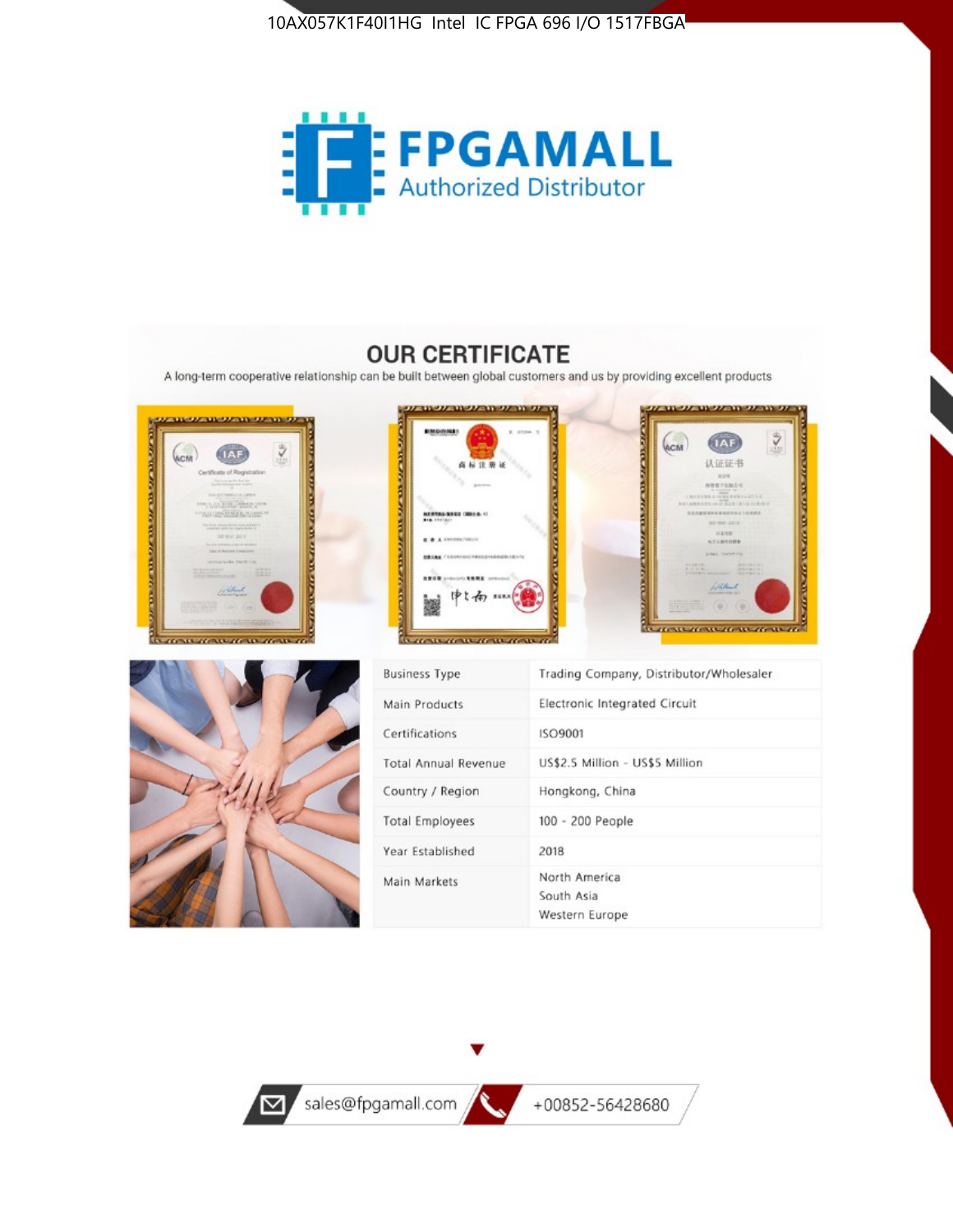FPGAMALL
Authorized Distributor

## OUR CERTIFICATE

A long-term cooperative relationship can be built between global customers and us by providing excellent products

| | |
|---|---|
| Business Type | Trading Company, Distributor/Wholesaler |
| Main Products | Electronic Integrated Circuit |
| Certifications | ISO9001 |
| Total Annual Revenue | US$2.5 Million - US$5 Million |
| Country / Region | Hongkong, China |
| Total Employees | 100 - 200 People |
| Year Established | 2018 |
| Main Markets | North America<br>South Asia<br>Western Europe |

sales@fpgamall.com

+00852-56428680